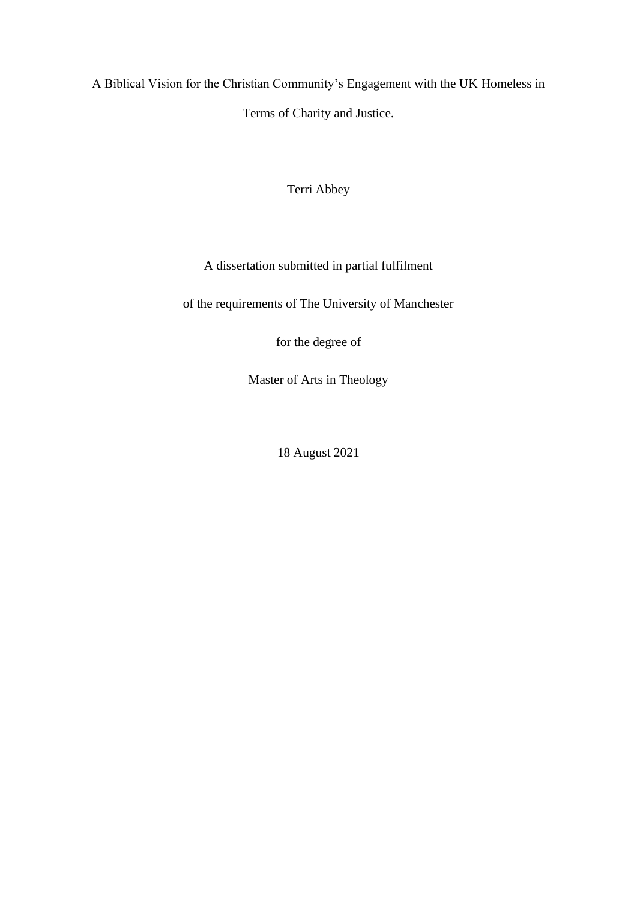# A Biblical Vision for the Christian Community's Engagement with the UK Homeless in Terms of Charity and Justice.

Terri Abbey

A dissertation submitted in partial fulfilment

of the requirements of The University of Manchester

for the degree of

Master of Arts in Theology

18 August 2021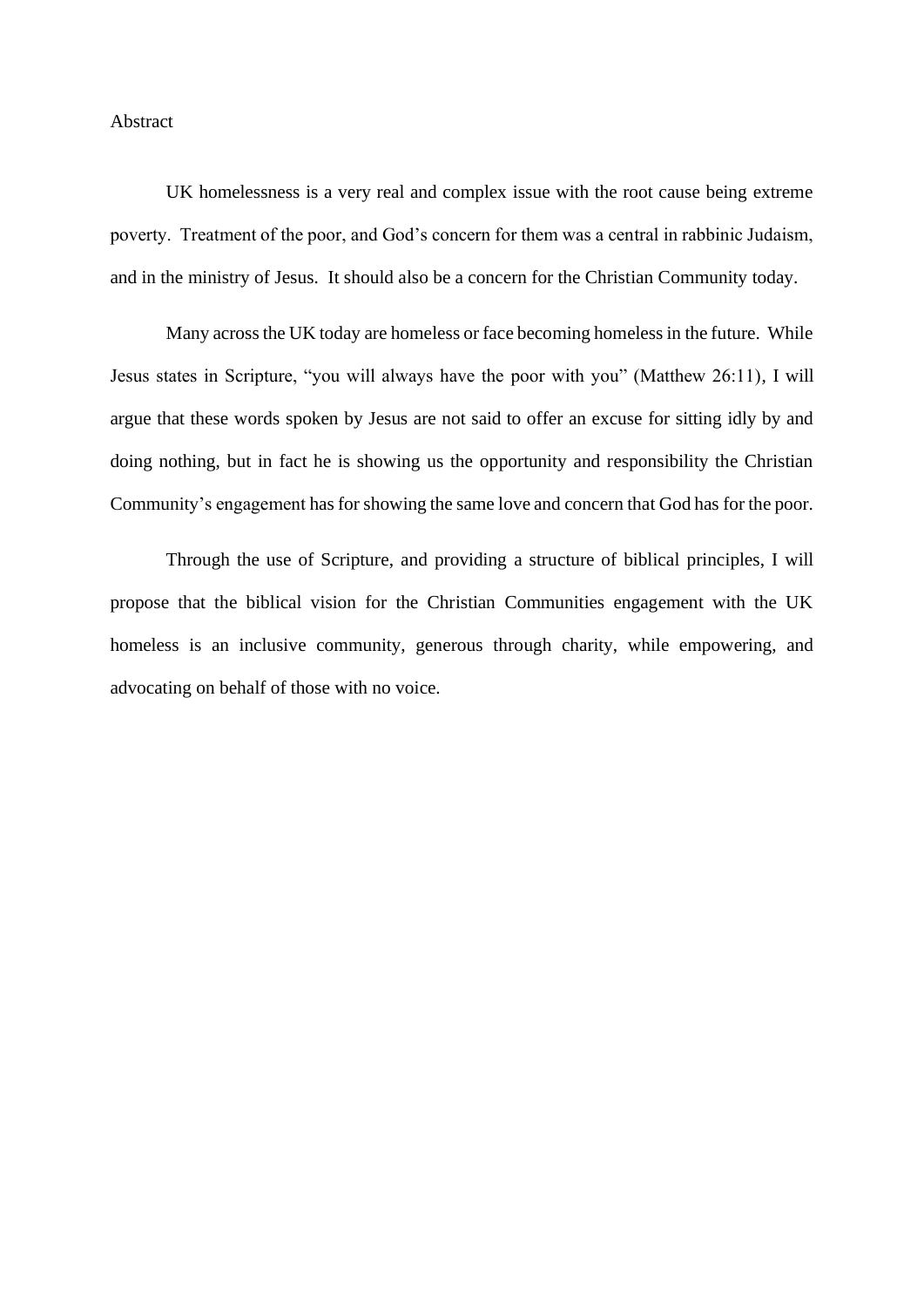# Abstract

UK homelessness is a very real and complex issue with the root cause being extreme poverty. Treatment of the poor, and God's concern for them was a central in rabbinic Judaism, and in the ministry of Jesus. It should also be a concern for the Christian Community today.

Many across the UK today are homeless or face becoming homeless in the future. While Jesus states in Scripture, "you will always have the poor with you" (Matthew 26:11), I will argue that these words spoken by Jesus are not said to offer an excuse for sitting idly by and doing nothing, but in fact he is showing us the opportunity and responsibility the Christian Community's engagement has for showing the same love and concern that God has for the poor.

Through the use of Scripture, and providing a structure of biblical principles, I will propose that the biblical vision for the Christian Communities engagement with the UK homeless is an inclusive community, generous through charity, while empowering, and advocating on behalf of those with no voice.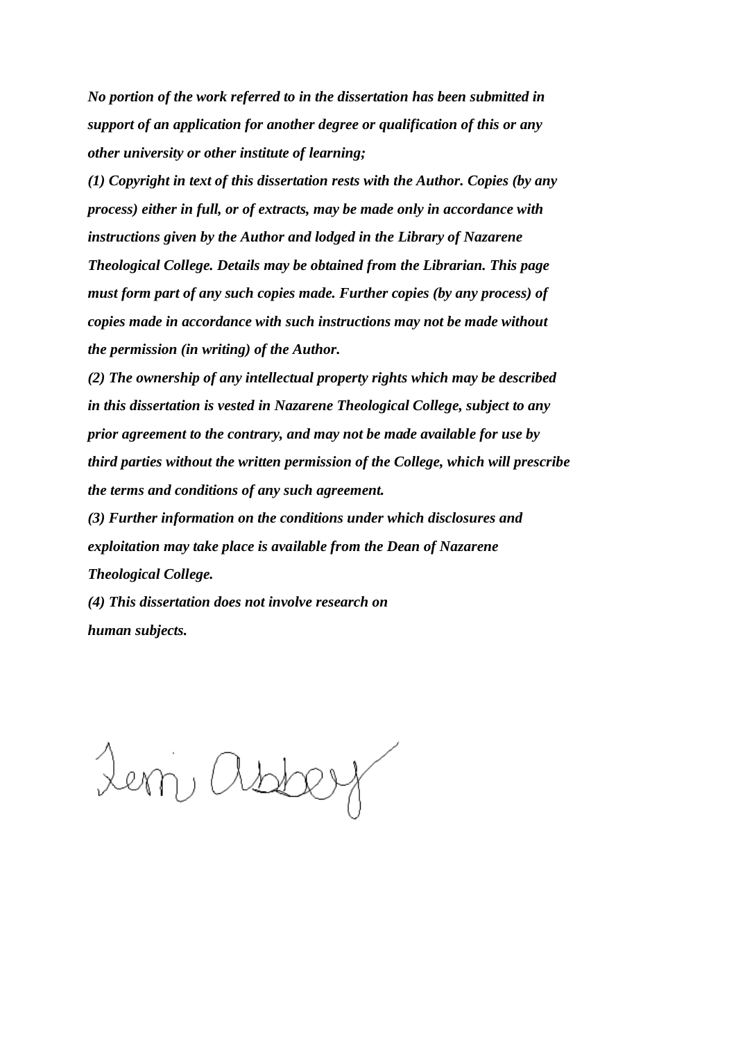***No portion of the work referred to in the dissertation has been submitted in support of an application for another degree or qualification of this or any other university or other institute of learning;***

***(1) Copyright in text of this dissertation rests with the Author. Copies (by any process) either in full, or of extracts, may be made only in accordance with instructions given by the Author and lodged in the Library of Nazarene Theological College. Details may be obtained from the Librarian. This page must form part of any such copies made. Further copies (by any process) of copies made in accordance with such instructions may not be made without the permission (in writing) of the Author.***

***(2) The ownership of any intellectual property rights which may be described in this dissertation is vested in Nazarene Theological College, subject to any prior agreement to the contrary, and may not be made available for use by third parties without the written permission of the College, which will prescribe the terms and conditions of any such agreement.***

***(3) Further information on the conditions under which disclosures and exploitation may take place is available from the Dean of Nazarene Theological College.***

***(4) This dissertation does not involve research on human subjects.***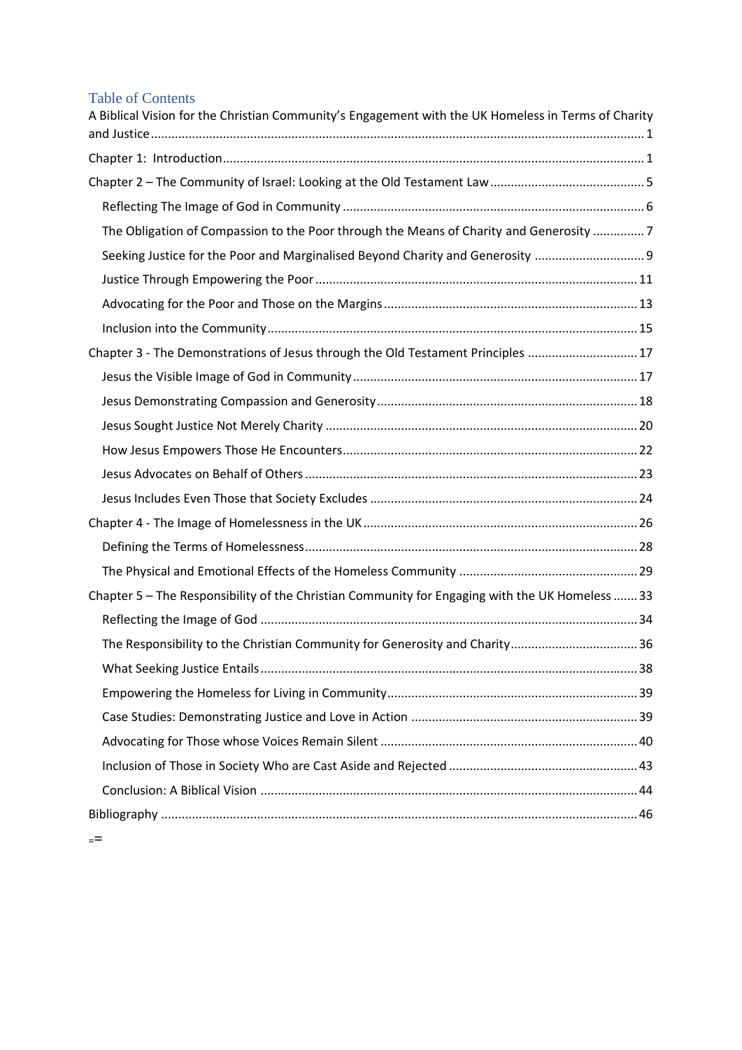# Table of Contents

A Biblical Vision for the Christian Community's Engagement with the UK Homeless in Terms of Charity and Justice ..... 1

Chapter 1: Introduction ..... 1

Chapter 2 – The Community of Israel: Looking at the Old Testament Law ..... 5

- Reflecting The Image of God in Community ..... 6
- The Obligation of Compassion to the Poor through the Means of Charity and Generosity ..... 7
- Seeking Justice for the Poor and Marginalised Beyond Charity and Generosity ..... 9
- Justice Through Empowering the Poor ..... 11
- Advocating for the Poor and Those on the Margins ..... 13
- Inclusion into the Community ..... 15

Chapter 3 - The Demonstrations of Jesus through the Old Testament Principles ..... 17

- Jesus the Visible Image of God in Community ..... 17
- Jesus Demonstrating Compassion and Generosity ..... 18
- Jesus Sought Justice Not Merely Charity ..... 20
- How Jesus Empowers Those He Encounters ..... 22
- Jesus Advocates on Behalf of Others ..... 23
- Jesus Includes Even Those that Society Excludes ..... 24

Chapter 4 - The Image of Homelessness in the UK ..... 26

- Defining the Terms of Homelessness ..... 28
- The Physical and Emotional Effects of the Homeless Community ..... 29

Chapter 5 – The Responsibility of the Christian Community for Engaging with the UK Homeless ..... 33

- Reflecting the Image of God ..... 34
- The Responsibility to the Christian Community for Generosity and Charity ..... 36
- What Seeking Justice Entails ..... 38
- Empowering the Homeless for Living in Community ..... 39
- Case Studies: Demonstrating Justice and Love in Action ..... 39
- Advocating for Those whose Voices Remain Silent ..... 40
- Inclusion of Those in Society Who are Cast Aside and Rejected ..... 43
- Conclusion: A Biblical Vision ..... 44

Bibliography ..... 46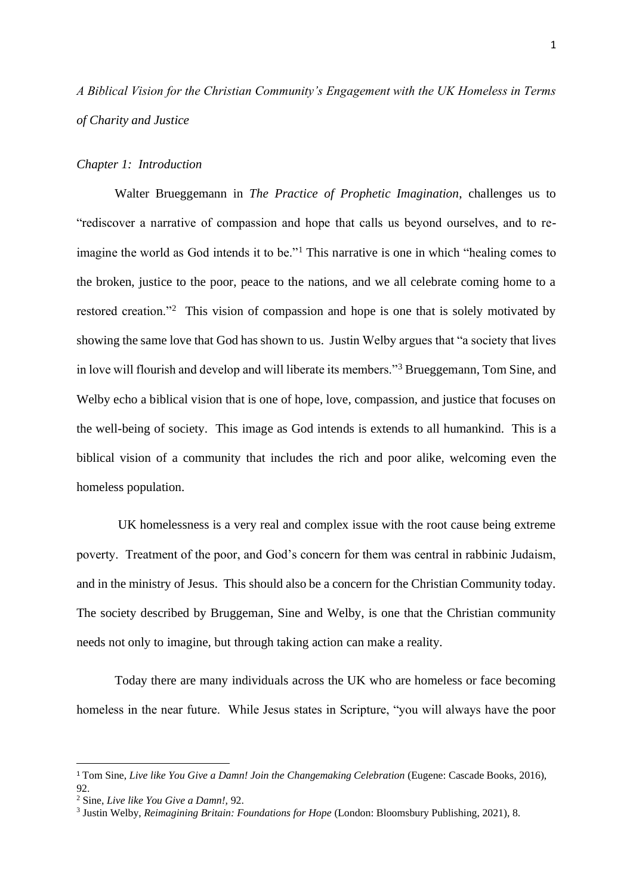*A Biblical Vision for the Christian Community's Engagement with the UK Homeless in Terms of Charity and Justice*

*Chapter 1: Introduction*

Walter Brueggemann in *The Practice of Prophetic Imagination*, challenges us to "rediscover a narrative of compassion and hope that calls us beyond ourselves, and to re-imagine the world as God intends it to be."[1] This narrative is one in which "healing comes to the broken, justice to the poor, peace to the nations, and we all celebrate coming home to a restored creation."[2] This vision of compassion and hope is one that is solely motivated by showing the same love that God has shown to us. Justin Welby argues that "a society that lives in love will flourish and develop and will liberate its members."[3] Brueggemann, Tom Sine, and Welby echo a biblical vision that is one of hope, love, compassion, and justice that focuses on the well-being of society. This image as God intends is extends to all humankind. This is a biblical vision of a community that includes the rich and poor alike, welcoming even the homeless population.

UK homelessness is a very real and complex issue with the root cause being extreme poverty. Treatment of the poor, and God's concern for them was central in rabbinic Judaism, and in the ministry of Jesus. This should also be a concern for the Christian Community today. The society described by Bruggeman, Sine and Welby, is one that the Christian community needs not only to imagine, but through taking action can make a reality.

Today there are many individuals across the UK who are homeless or face becoming homeless in the near future. While Jesus states in Scripture, "you will always have the poor

---

[1] Tom Sine, *Live like You Give a Damn! Join the Changemaking Celebration* (Eugene: Cascade Books, 2016), 92.

[2] Sine, *Live like You Give a Damn!,* 92.

[3] Justin Welby, *Reimagining Britain: Foundations for Hope* (London: Bloomsbury Publishing, 2021), 8.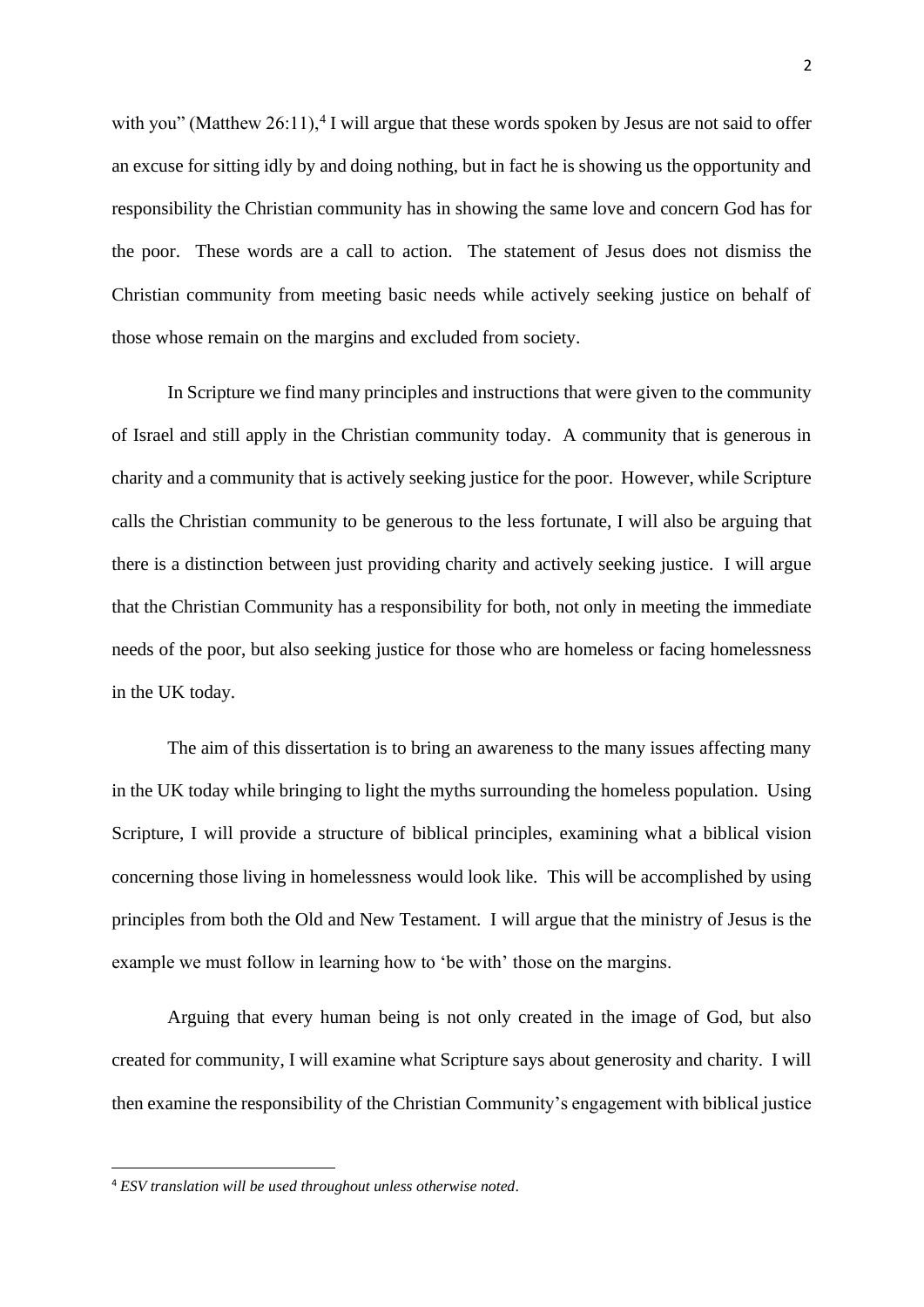with you" (Matthew 26:11),[4] I will argue that these words spoken by Jesus are not said to offer an excuse for sitting idly by and doing nothing, but in fact he is showing us the opportunity and responsibility the Christian community has in showing the same love and concern God has for the poor. These words are a call to action. The statement of Jesus does not dismiss the Christian community from meeting basic needs while actively seeking justice on behalf of those whose remain on the margins and excluded from society.

In Scripture we find many principles and instructions that were given to the community of Israel and still apply in the Christian community today. A community that is generous in charity and a community that is actively seeking justice for the poor. However, while Scripture calls the Christian community to be generous to the less fortunate, I will also be arguing that there is a distinction between just providing charity and actively seeking justice. I will argue that the Christian Community has a responsibility for both, not only in meeting the immediate needs of the poor, but also seeking justice for those who are homeless or facing homelessness in the UK today.

The aim of this dissertation is to bring an awareness to the many issues affecting many in the UK today while bringing to light the myths surrounding the homeless population. Using Scripture, I will provide a structure of biblical principles, examining what a biblical vision concerning those living in homelessness would look like. This will be accomplished by using principles from both the Old and New Testament. I will argue that the ministry of Jesus is the example we must follow in learning how to 'be with' those on the margins.

Arguing that every human being is not only created in the image of God, but also created for community, I will examine what Scripture says about generosity and charity. I will then examine the responsibility of the Christian Community's engagement with biblical justice

---

[4] *ESV translation will be used throughout unless otherwise noted*.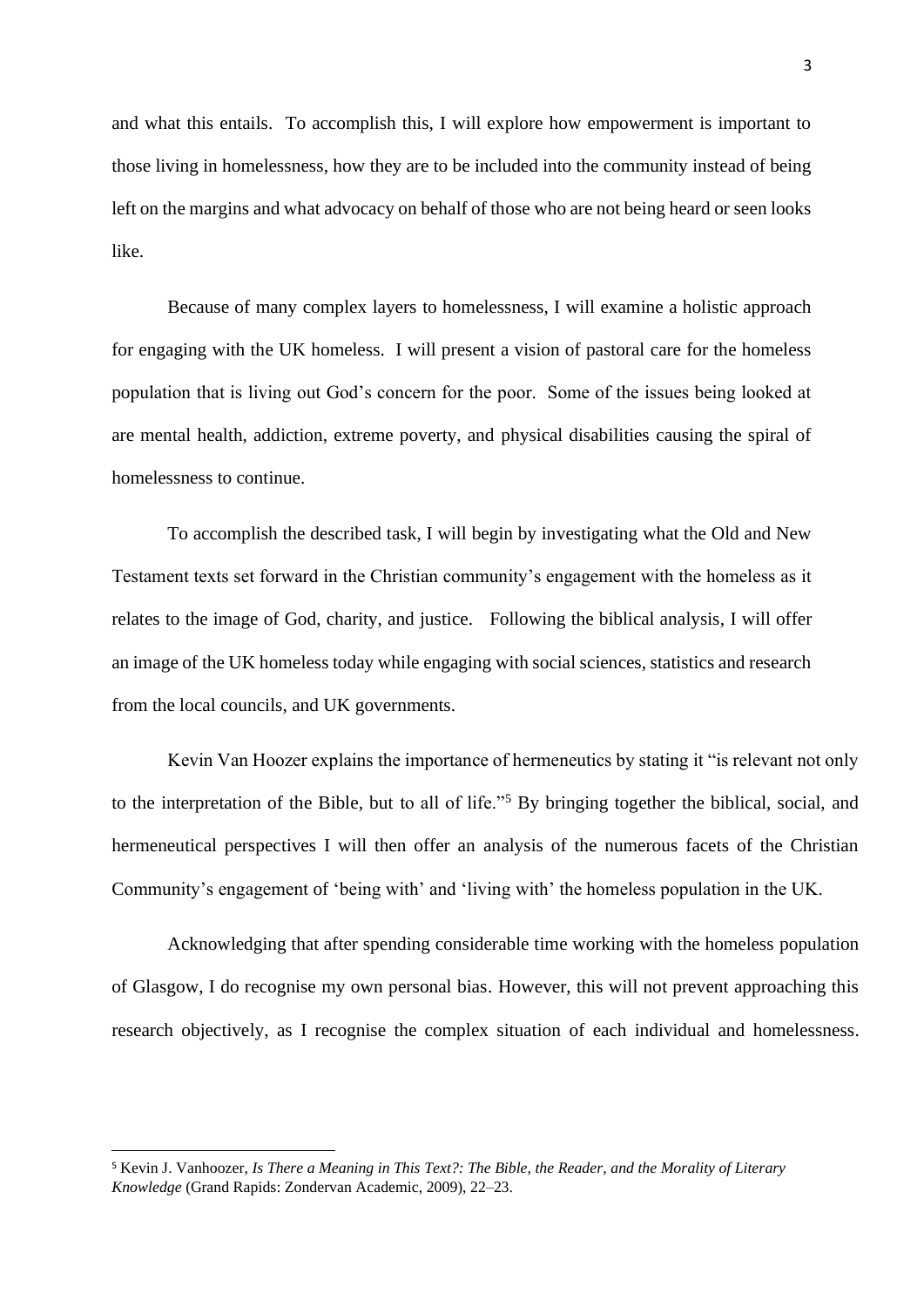and what this entails. To accomplish this, I will explore how empowerment is important to those living in homelessness, how they are to be included into the community instead of being left on the margins and what advocacy on behalf of those who are not being heard or seen looks like.

Because of many complex layers to homelessness, I will examine a holistic approach for engaging with the UK homeless. I will present a vision of pastoral care for the homeless population that is living out God's concern for the poor. Some of the issues being looked at are mental health, addiction, extreme poverty, and physical disabilities causing the spiral of homelessness to continue.

To accomplish the described task, I will begin by investigating what the Old and New Testament texts set forward in the Christian community's engagement with the homeless as it relates to the image of God, charity, and justice. Following the biblical analysis, I will offer an image of the UK homeless today while engaging with social sciences, statistics and research from the local councils, and UK governments.

Kevin Van Hoozer explains the importance of hermeneutics by stating it "is relevant not only to the interpretation of the Bible, but to all of life."[5] By bringing together the biblical, social, and hermeneutical perspectives I will then offer an analysis of the numerous facets of the Christian Community's engagement of 'being with' and 'living with' the homeless population in the UK.

Acknowledging that after spending considerable time working with the homeless population of Glasgow, I do recognise my own personal bias. However, this will not prevent approaching this research objectively, as I recognise the complex situation of each individual and homelessness.

---

[5] Kevin J. Vanhoozer, *Is There a Meaning in This Text?: The Bible, the Reader, and the Morality of Literary Knowledge* (Grand Rapids: Zondervan Academic, 2009), 22–23.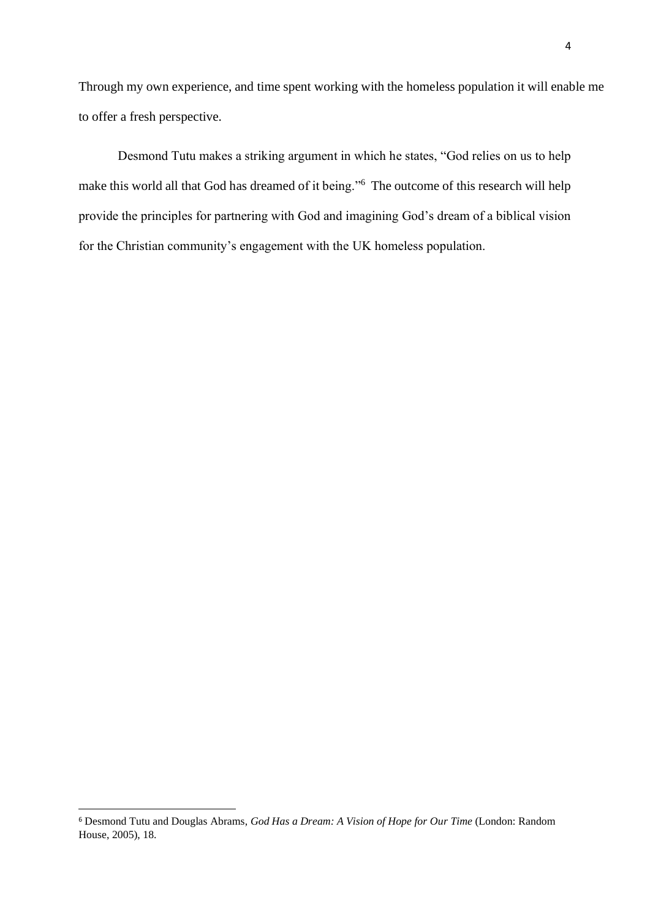Through my own experience, and time spent working with the homeless population it will enable me to offer a fresh perspective.

Desmond Tutu makes a striking argument in which he states, "God relies on us to help make this world all that God has dreamed of it being."[6] The outcome of this research will help provide the principles for partnering with God and imagining God's dream of a biblical vision for the Christian community's engagement with the UK homeless population.

---

[6] Desmond Tutu and Douglas Abrams, *God Has a Dream: A Vision of Hope for Our Time* (London: Random House, 2005), 18.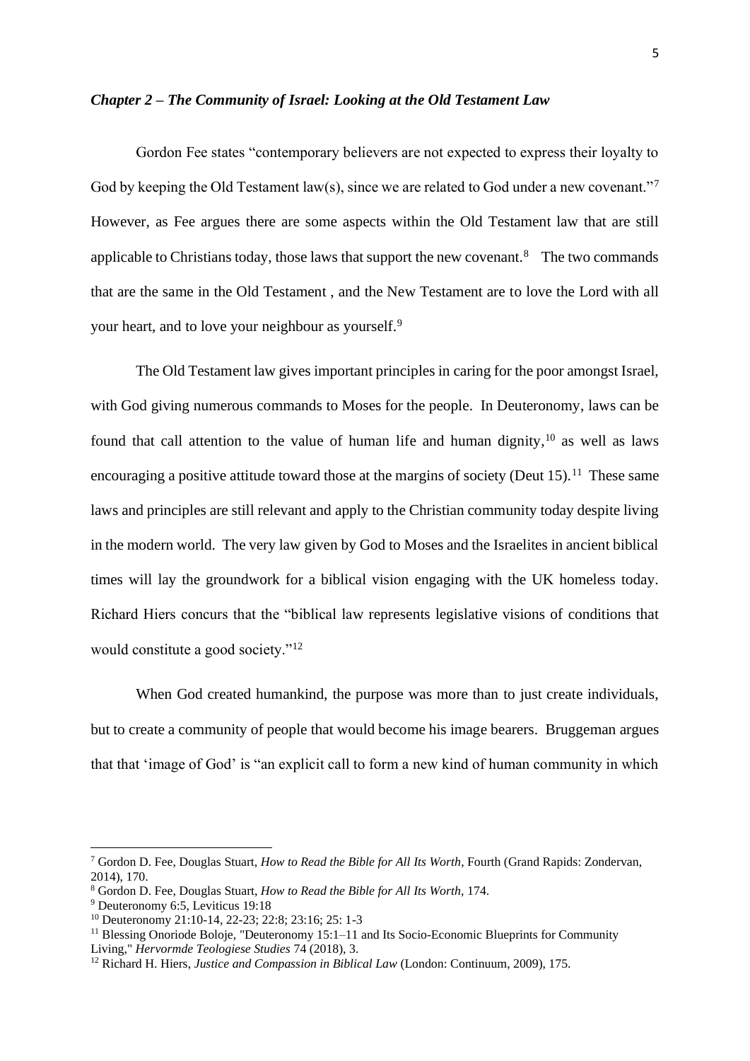### *Chapter 2 – The Community of Israel: Looking at the Old Testament Law*

Gordon Fee states "contemporary believers are not expected to express their loyalty to God by keeping the Old Testament law(s), since we are related to God under a new covenant."[7] However, as Fee argues there are some aspects within the Old Testament law that are still applicable to Christians today, those laws that support the new covenant.[8] The two commands that are the same in the Old Testament , and the New Testament are to love the Lord with all your heart, and to love your neighbour as yourself.[9]

The Old Testament law gives important principles in caring for the poor amongst Israel, with God giving numerous commands to Moses for the people. In Deuteronomy, laws can be found that call attention to the value of human life and human dignity,[10] as well as laws encouraging a positive attitude toward those at the margins of society (Deut 15).[11] These same laws and principles are still relevant and apply to the Christian community today despite living in the modern world. The very law given by God to Moses and the Israelites in ancient biblical times will lay the groundwork for a biblical vision engaging with the UK homeless today. Richard Hiers concurs that the "biblical law represents legislative visions of conditions that would constitute a good society."[12]

When God created humankind, the purpose was more than to just create individuals, but to create a community of people that would become his image bearers. Bruggeman argues that that 'image of God' is "an explicit call to form a new kind of human community in which

---

[7] Gordon D. Fee, Douglas Stuart, *How to Read the Bible for All Its Worth*, Fourth (Grand Rapids: Zondervan, 2014), 170.

[8] Gordon D. Fee, Douglas Stuart, *How to Read the Bible for All Its Worth*, 174.

[9] Deuteronomy 6:5, Leviticus 19:18

[10] Deuteronomy 21:10-14, 22-23; 22:8; 23:16; 25: 1-3

[11] Blessing Onoriode Boloje, "Deuteronomy 15:1–11 and Its Socio-Economic Blueprints for Community Living," *Hervormde Teologiese Studies* 74 (2018), 3.

[12] Richard H. Hiers, *Justice and Compassion in Biblical Law* (London: Continuum, 2009), 175.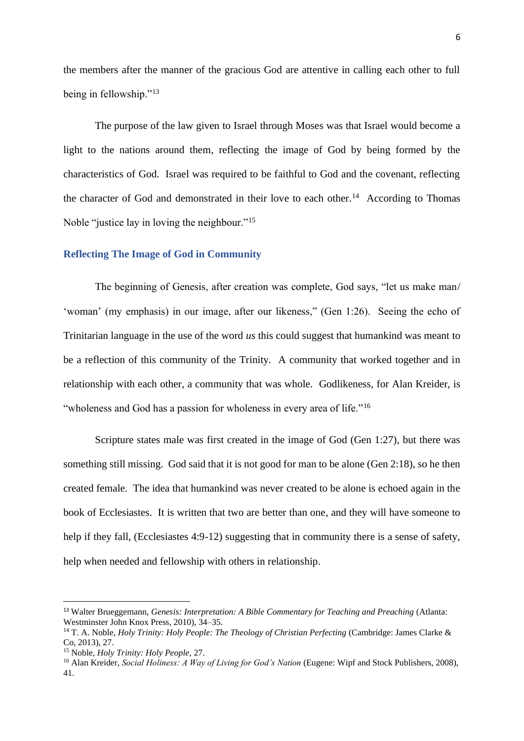the members after the manner of the gracious God are attentive in calling each other to full being in fellowship."[13]

The purpose of the law given to Israel through Moses was that Israel would become a light to the nations around them, reflecting the image of God by being formed by the characteristics of God. Israel was required to be faithful to God and the covenant, reflecting the character of God and demonstrated in their love to each other.[14] According to Thomas Noble "justice lay in loving the neighbour."[15]

## Reflecting The Image of God in Community

The beginning of Genesis, after creation was complete, God says, "let us make man/ 'woman' (my emphasis) in our image, after our likeness," (Gen 1:26). Seeing the echo of Trinitarian language in the use of the word *us* this could suggest that humankind was meant to be a reflection of this community of the Trinity. A community that worked together and in relationship with each other, a community that was whole. Godlikeness, for Alan Kreider, is "wholeness and God has a passion for wholeness in every area of life."[16]

Scripture states male was first created in the image of God (Gen 1:27), but there was something still missing. God said that it is not good for man to be alone (Gen 2:18), so he then created female. The idea that humankind was never created to be alone is echoed again in the book of Ecclesiastes. It is written that two are better than one, and they will have someone to help if they fall, (Ecclesiastes 4:9-12) suggesting that in community there is a sense of safety, help when needed and fellowship with others in relationship.

---

[13] Walter Brueggemann, *Genesis: Interpretation: A Bible Commentary for Teaching and Preaching* (Atlanta: Westminster John Knox Press, 2010), 34–35.

[14] T. A. Noble, *Holy Trinity: Holy People: The Theology of Christian Perfecting* (Cambridge: James Clarke & Co, 2013), 27.

[15] Noble, *Holy Trinity: Holy People,* 27.

[16] Alan Kreider, *Social Holiness: A Way of Living for God's Nation* (Eugene: Wipf and Stock Publishers, 2008), 41.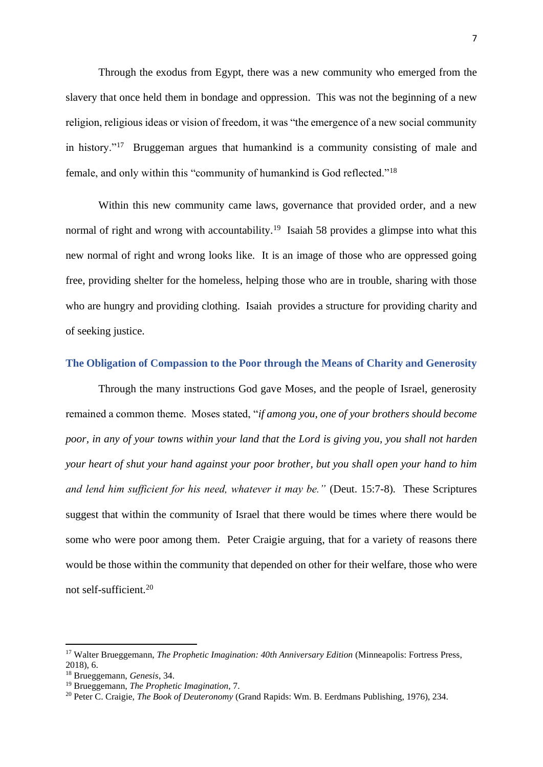Through the exodus from Egypt, there was a new community who emerged from the slavery that once held them in bondage and oppression. This was not the beginning of a new religion, religious ideas or vision of freedom, it was "the emergence of a new social community in history."[17] Bruggeman argues that humankind is a community consisting of male and female, and only within this "community of humankind is God reflected."[18]

Within this new community came laws, governance that provided order, and a new normal of right and wrong with accountability.[19] Isaiah 58 provides a glimpse into what this new normal of right and wrong looks like. It is an image of those who are oppressed going free, providing shelter for the homeless, helping those who are in trouble, sharing with those who are hungry and providing clothing. Isaiah provides a structure for providing charity and of seeking justice.

### The Obligation of Compassion to the Poor through the Means of Charity and Generosity

Through the many instructions God gave Moses, and the people of Israel, generosity remained a common theme. Moses stated, "*if among you, one of your brothers should become poor, in any of your towns within your land that the Lord is giving you, you shall not harden your heart of shut your hand against your poor brother, but you shall open your hand to him and lend him sufficient for his need, whatever it may be."* (Deut. 15:7-8). These Scriptures suggest that within the community of Israel that there would be times where there would be some who were poor among them. Peter Craigie arguing, that for a variety of reasons there would be those within the community that depended on other for their welfare, those who were not self-sufficient.[20]

---

[17] Walter Brueggemann, *The Prophetic Imagination: 40th Anniversary Edition* (Minneapolis: Fortress Press, 2018), 6.

[18] Brueggemann, *Genesis*, 34.

[19] Brueggemann, *The Prophetic Imagination*, 7.

[20] Peter C. Craigie, *The Book of Deuteronomy* (Grand Rapids: Wm. B. Eerdmans Publishing, 1976), 234.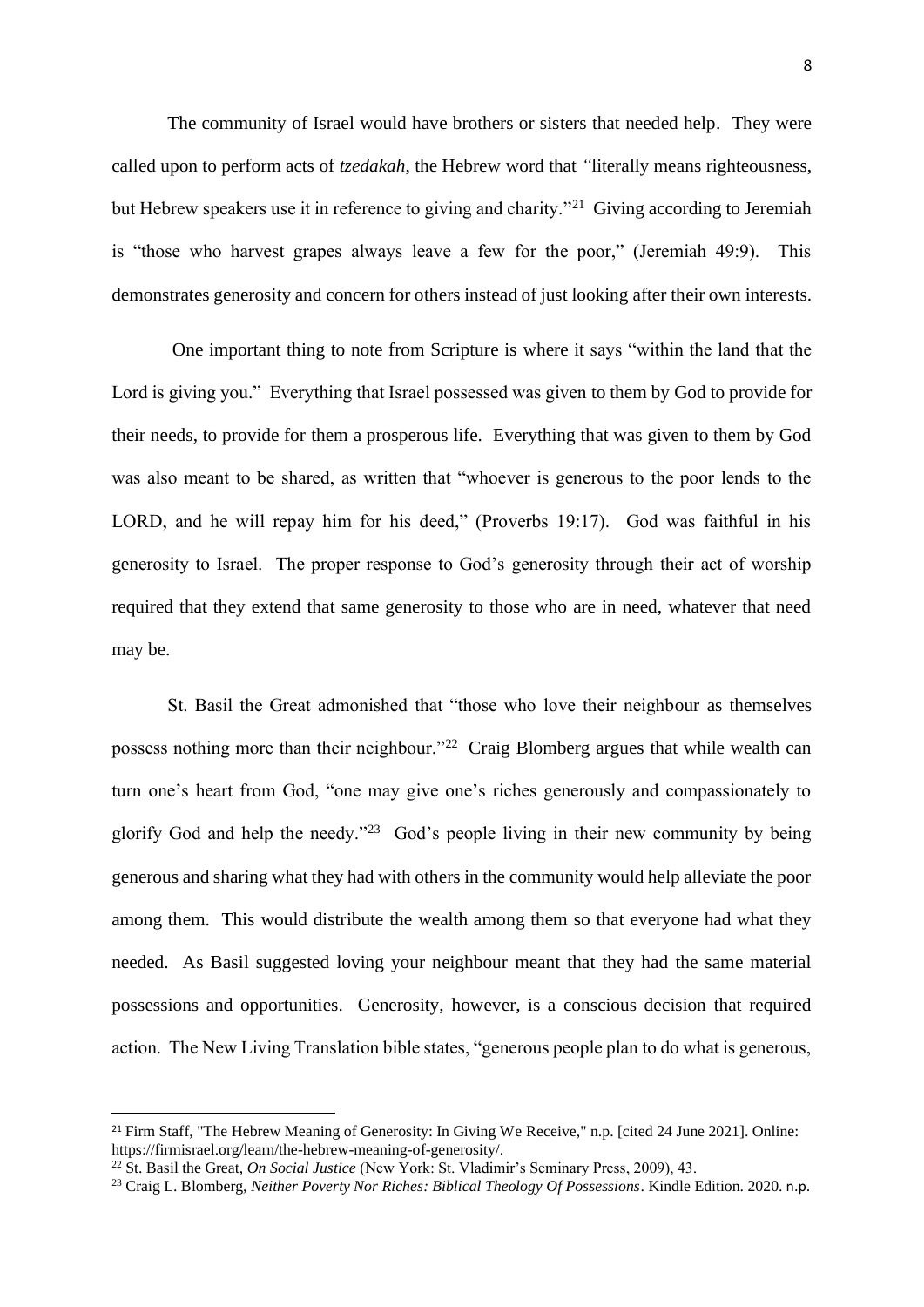The community of Israel would have brothers or sisters that needed help. They were called upon to perform acts of *tzedakah*, the Hebrew word that *"*literally means righteousness, but Hebrew speakers use it in reference to giving and charity."[21] Giving according to Jeremiah is "those who harvest grapes always leave a few for the poor," (Jeremiah 49:9). This demonstrates generosity and concern for others instead of just looking after their own interests.

One important thing to note from Scripture is where it says "within the land that the Lord is giving you." Everything that Israel possessed was given to them by God to provide for their needs, to provide for them a prosperous life. Everything that was given to them by God was also meant to be shared, as written that "whoever is generous to the poor lends to the LORD, and he will repay him for his deed," (Proverbs 19:17). God was faithful in his generosity to Israel. The proper response to God's generosity through their act of worship required that they extend that same generosity to those who are in need, whatever that need may be.

St. Basil the Great admonished that "those who love their neighbour as themselves possess nothing more than their neighbour."[22] Craig Blomberg argues that while wealth can turn one's heart from God, "one may give one's riches generously and compassionately to glorify God and help the needy."[23] God's people living in their new community by being generous and sharing what they had with others in the community would help alleviate the poor among them. This would distribute the wealth among them so that everyone had what they needed. As Basil suggested loving your neighbour meant that they had the same material possessions and opportunities. Generosity, however, is a conscious decision that required action. The New Living Translation bible states, "generous people plan to do what is generous,

---

[21] Firm Staff, "The Hebrew Meaning of Generosity: In Giving We Receive," n.p. [cited 24 June 2021]. Online: https://firmisrael.org/learn/the-hebrew-meaning-of-generosity/.

[22] St. Basil the Great, *On Social Justice* (New York: St. Vladimir's Seminary Press, 2009), 43.

[23] Craig L. Blomberg, *Neither Poverty Nor Riches: Biblical Theology Of Possessions*. Kindle Edition. 2020. n.p.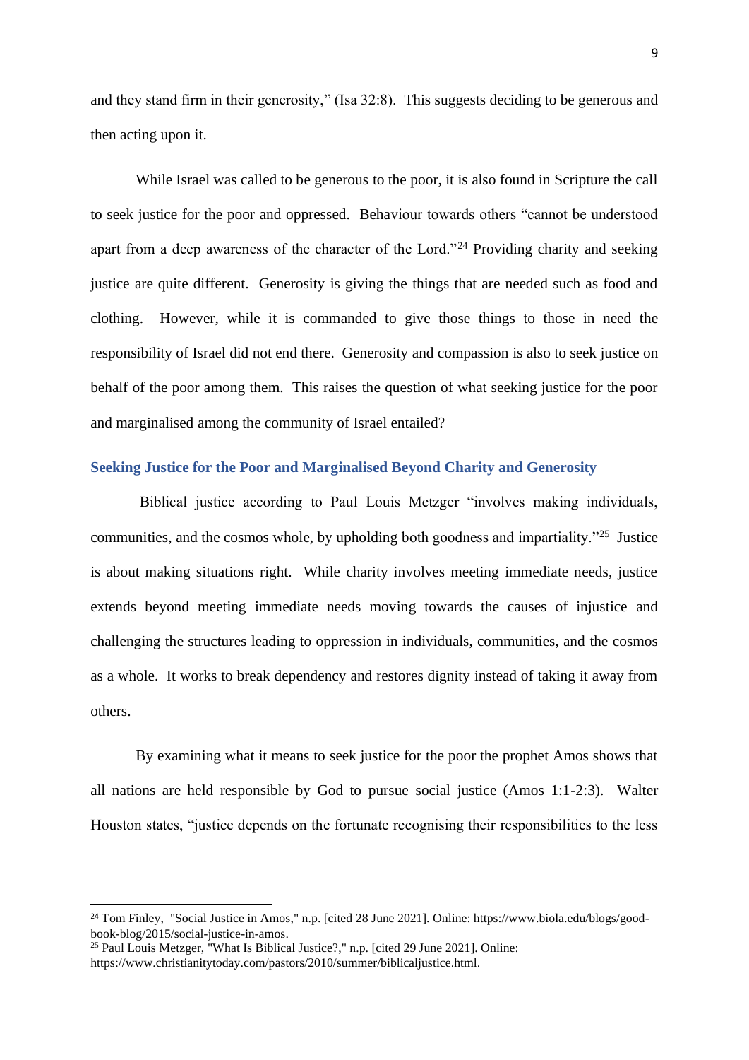and they stand firm in their generosity," (Isa 32:8). This suggests deciding to be generous and then acting upon it.

While Israel was called to be generous to the poor, it is also found in Scripture the call to seek justice for the poor and oppressed. Behaviour towards others "cannot be understood apart from a deep awareness of the character of the Lord."[24] Providing charity and seeking justice are quite different. Generosity is giving the things that are needed such as food and clothing. However, while it is commanded to give those things to those in need the responsibility of Israel did not end there. Generosity and compassion is also to seek justice on behalf of the poor among them. This raises the question of what seeking justice for the poor and marginalised among the community of Israel entailed?

### Seeking Justice for the Poor and Marginalised Beyond Charity and Generosity

Biblical justice according to Paul Louis Metzger "involves making individuals, communities, and the cosmos whole, by upholding both goodness and impartiality."[25] Justice is about making situations right. While charity involves meeting immediate needs, justice extends beyond meeting immediate needs moving towards the causes of injustice and challenging the structures leading to oppression in individuals, communities, and the cosmos as a whole. It works to break dependency and restores dignity instead of taking it away from others.

By examining what it means to seek justice for the poor the prophet Amos shows that all nations are held responsible by God to pursue social justice (Amos 1:1-2:3). Walter Houston states, "justice depends on the fortunate recognising their responsibilities to the less

---

[24] Tom Finley, "Social Justice in Amos," n.p. [cited 28 June 2021]. Online: https://www.biola.edu/blogs/good-book-blog/2015/social-justice-in-amos.

[25] Paul Louis Metzger, "What Is Biblical Justice?," n.p. [cited 29 June 2021]. Online: https://www.christianitytoday.com/pastors/2010/summer/biblicaljustice.html.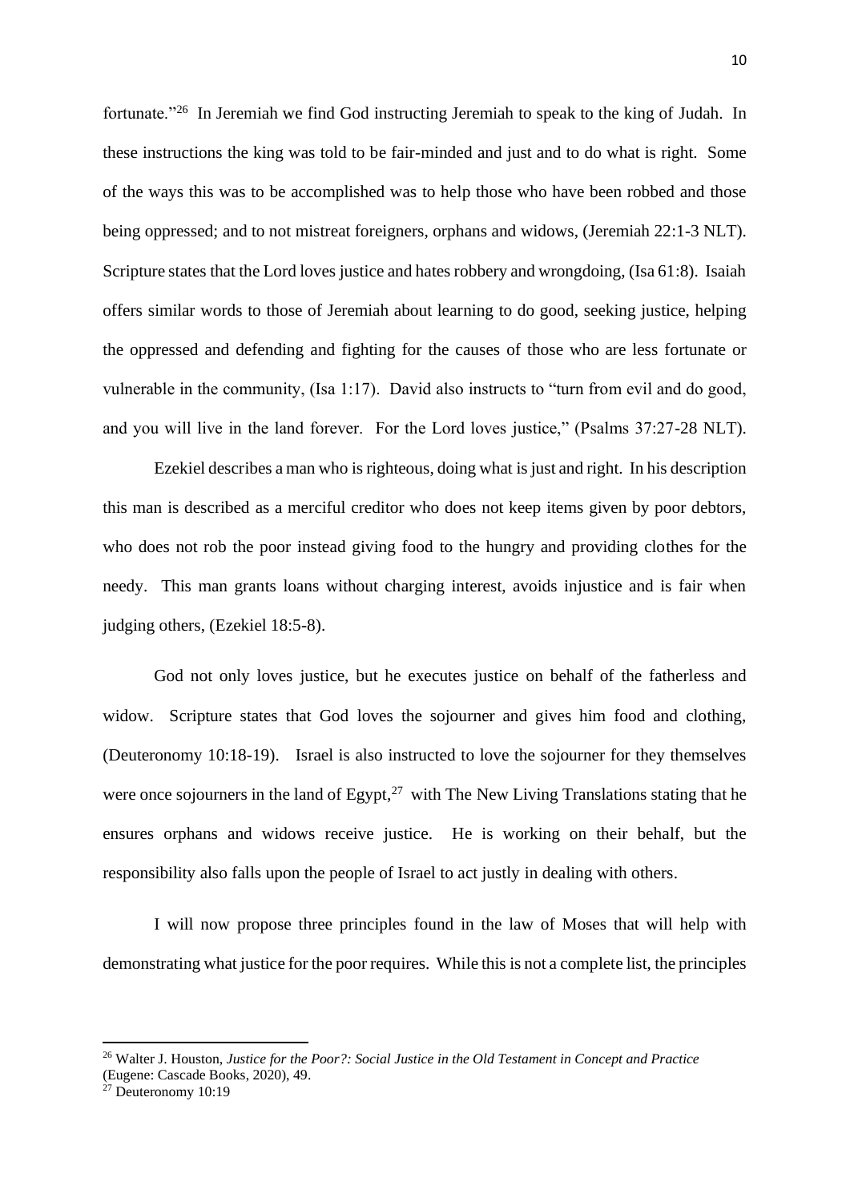fortunate."[26] In Jeremiah we find God instructing Jeremiah to speak to the king of Judah. In these instructions the king was told to be fair-minded and just and to do what is right. Some of the ways this was to be accomplished was to help those who have been robbed and those being oppressed; and to not mistreat foreigners, orphans and widows, (Jeremiah 22:1-3 NLT). Scripture states that the Lord loves justice and hates robbery and wrongdoing, (Isa 61:8). Isaiah offers similar words to those of Jeremiah about learning to do good, seeking justice, helping the oppressed and defending and fighting for the causes of those who are less fortunate or vulnerable in the community, (Isa 1:17). David also instructs to "turn from evil and do good, and you will live in the land forever. For the Lord loves justice," (Psalms 37:27-28 NLT).

Ezekiel describes a man who is righteous, doing what is just and right. In his description this man is described as a merciful creditor who does not keep items given by poor debtors, who does not rob the poor instead giving food to the hungry and providing clothes for the needy. This man grants loans without charging interest, avoids injustice and is fair when judging others, (Ezekiel 18:5-8).

God not only loves justice, but he executes justice on behalf of the fatherless and widow. Scripture states that God loves the sojourner and gives him food and clothing, (Deuteronomy 10:18-19). Israel is also instructed to love the sojourner for they themselves were once sojourners in the land of Egypt,[27] with The New Living Translations stating that he ensures orphans and widows receive justice. He is working on their behalf, but the responsibility also falls upon the people of Israel to act justly in dealing with others.

I will now propose three principles found in the law of Moses that will help with demonstrating what justice for the poor requires. While this is not a complete list, the principles

---

[26] Walter J. Houston, *Justice for the Poor?: Social Justice in the Old Testament in Concept and Practice* (Eugene: Cascade Books, 2020), 49.

[27] Deuteronomy 10:19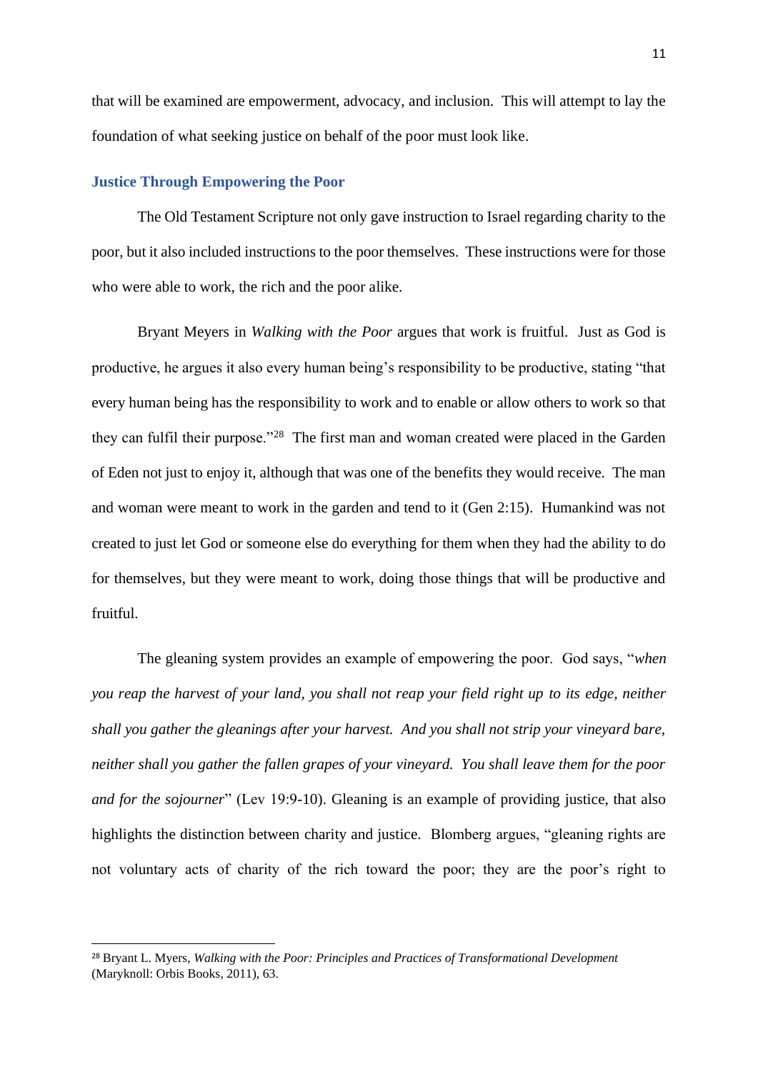that will be examined are empowerment, advocacy, and inclusion. This will attempt to lay the foundation of what seeking justice on behalf of the poor must look like.

### Justice Through Empowering the Poor

The Old Testament Scripture not only gave instruction to Israel regarding charity to the poor, but it also included instructions to the poor themselves. These instructions were for those who were able to work, the rich and the poor alike.

Bryant Meyers in *Walking with the Poor* argues that work is fruitful. Just as God is productive, he argues it also every human being's responsibility to be productive, stating "that every human being has the responsibility to work and to enable or allow others to work so that they can fulfil their purpose."[28] The first man and woman created were placed in the Garden of Eden not just to enjoy it, although that was one of the benefits they would receive. The man and woman were meant to work in the garden and tend to it (Gen 2:15). Humankind was not created to just let God or someone else do everything for them when they had the ability to do for themselves, but they were meant to work, doing those things that will be productive and fruitful.

The gleaning system provides an example of empowering the poor. God says, "*when you reap the harvest of your land, you shall not reap your field right up to its edge, neither shall you gather the gleanings after your harvest. And you shall not strip your vineyard bare, neither shall you gather the fallen grapes of your vineyard. You shall leave them for the poor and for the sojourner*" (Lev 19:9-10). Gleaning is an example of providing justice, that also highlights the distinction between charity and justice. Blomberg argues, "gleaning rights are not voluntary acts of charity of the rich toward the poor; they are the poor's right to

---

[28] Bryant L. Myers, *Walking with the Poor: Principles and Practices of Transformational Development* (Maryknoll: Orbis Books, 2011), 63.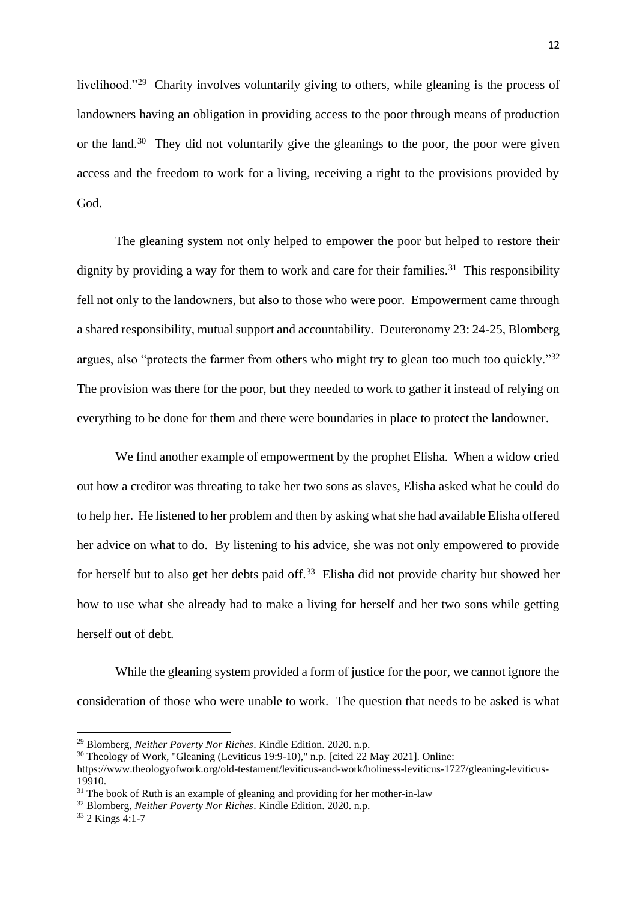livelihood."[29] Charity involves voluntarily giving to others, while gleaning is the process of landowners having an obligation in providing access to the poor through means of production or the land.[30] They did not voluntarily give the gleanings to the poor, the poor were given access and the freedom to work for a living, receiving a right to the provisions provided by God.

The gleaning system not only helped to empower the poor but helped to restore their dignity by providing a way for them to work and care for their families.[31] This responsibility fell not only to the landowners, but also to those who were poor. Empowerment came through a shared responsibility, mutual support and accountability. Deuteronomy 23: 24-25, Blomberg argues, also "protects the farmer from others who might try to glean too much too quickly."[32] The provision was there for the poor, but they needed to work to gather it instead of relying on everything to be done for them and there were boundaries in place to protect the landowner.

We find another example of empowerment by the prophet Elisha. When a widow cried out how a creditor was threating to take her two sons as slaves, Elisha asked what he could do to help her. He listened to her problem and then by asking what she had available Elisha offered her advice on what to do. By listening to his advice, she was not only empowered to provide for herself but to also get her debts paid off.[33] Elisha did not provide charity but showed her how to use what she already had to make a living for herself and her two sons while getting herself out of debt.

While the gleaning system provided a form of justice for the poor, we cannot ignore the consideration of those who were unable to work. The question that needs to be asked is what

---

[29] Blomberg, *Neither Poverty Nor Riches*. Kindle Edition. 2020. n.p.

[30] Theology of Work, "Gleaning (Leviticus 19:9-10)," n.p. [cited 22 May 2021]. Online: https://www.theologyofwork.org/old-testament/leviticus-and-work/holiness-leviticus-1727/gleaning-leviticus-19910.

[31] The book of Ruth is an example of gleaning and providing for her mother-in-law

[32] Blomberg, *Neither Poverty Nor Riches*. Kindle Edition. 2020. n.p.

[33] 2 Kings 4:1-7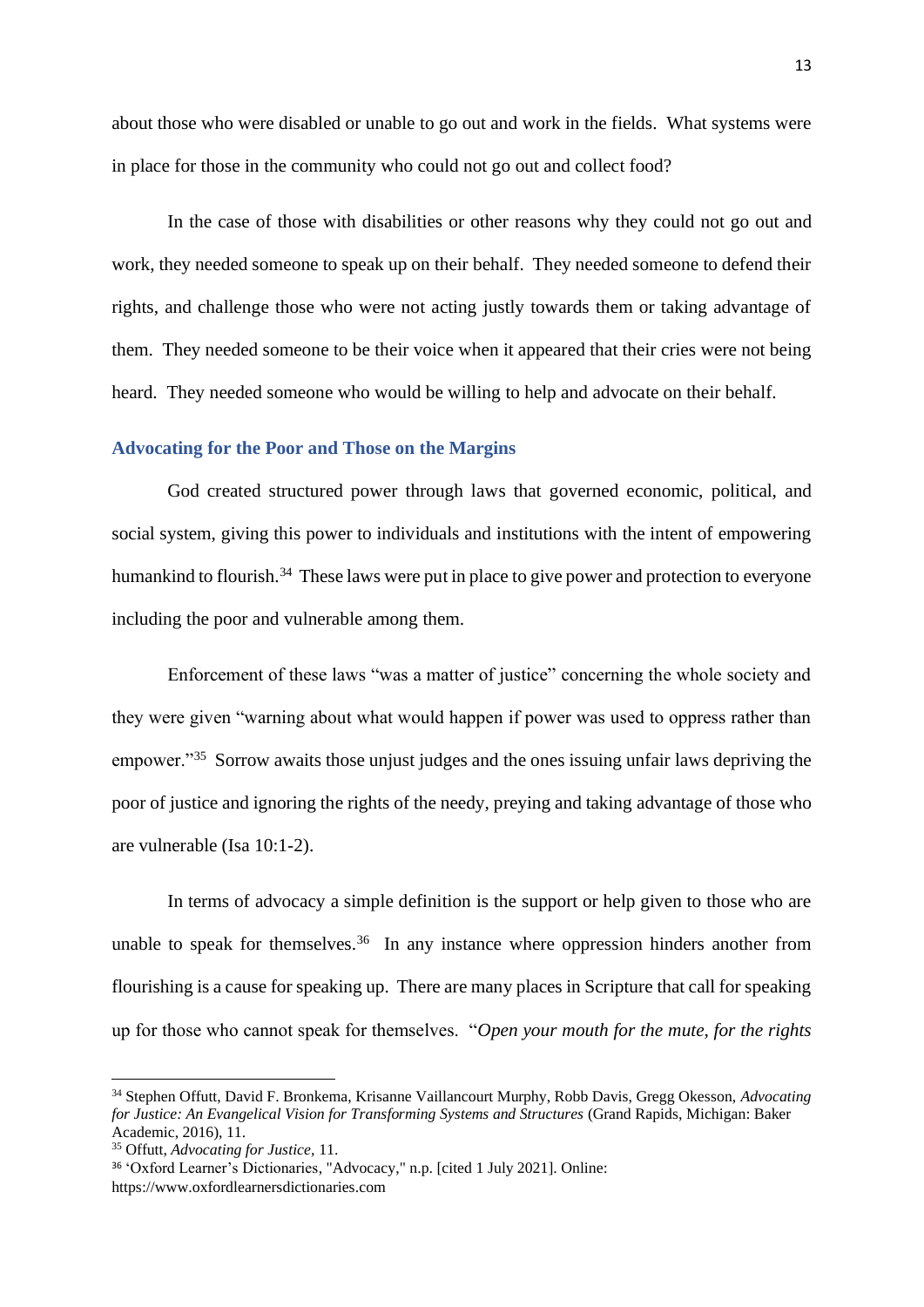about those who were disabled or unable to go out and work in the fields. What systems were in place for those in the community who could not go out and collect food?

In the case of those with disabilities or other reasons why they could not go out and work, they needed someone to speak up on their behalf. They needed someone to defend their rights, and challenge those who were not acting justly towards them or taking advantage of them. They needed someone to be their voice when it appeared that their cries were not being heard. They needed someone who would be willing to help and advocate on their behalf.

### Advocating for the Poor and Those on the Margins

God created structured power through laws that governed economic, political, and social system, giving this power to individuals and institutions with the intent of empowering humankind to flourish.[34] These laws were put in place to give power and protection to everyone including the poor and vulnerable among them.

Enforcement of these laws "was a matter of justice" concerning the whole society and they were given "warning about what would happen if power was used to oppress rather than empower."[35] Sorrow awaits those unjust judges and the ones issuing unfair laws depriving the poor of justice and ignoring the rights of the needy, preying and taking advantage of those who are vulnerable (Isa 10:1-2).

In terms of advocacy a simple definition is the support or help given to those who are unable to speak for themselves.[36] In any instance where oppression hinders another from flourishing is a cause for speaking up. There are many places in Scripture that call for speaking up for those who cannot speak for themselves. "*Open your mouth for the mute, for the rights*

---

[34] Stephen Offutt, David F. Bronkema, Krisanne Vaillancourt Murphy, Robb Davis, Gregg Okesson, *Advocating for Justice: An Evangelical Vision for Transforming Systems and Structures* (Grand Rapids, Michigan: Baker Academic, 2016), 11.

[35] Offutt, *Advocating for Justice,* 11.

[36] 'Oxford Learner's Dictionaries, "Advocacy," n.p. [cited 1 July 2021]. Online: https://www.oxfordlearnersdictionaries.com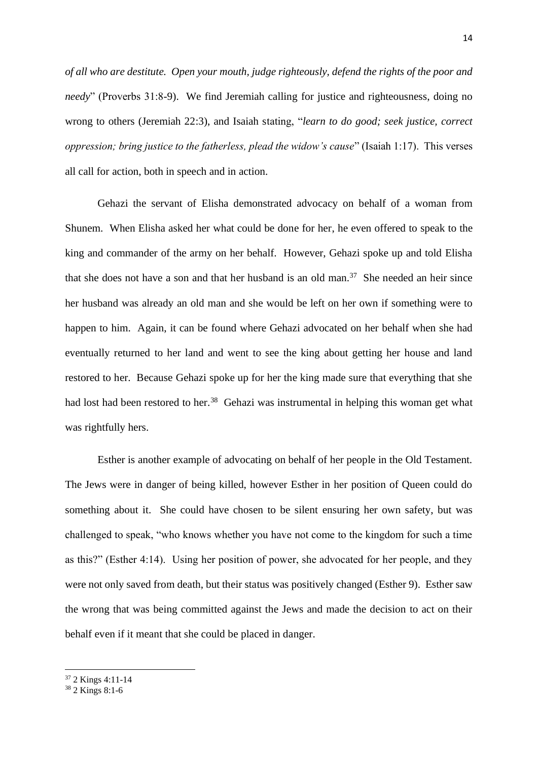*of all who are destitute. Open your mouth, judge righteously, defend the rights of the poor and needy*" (Proverbs 31:8-9). We find Jeremiah calling for justice and righteousness, doing no wrong to others (Jeremiah 22:3), and Isaiah stating, "*learn to do good; seek justice, correct oppression; bring justice to the fatherless, plead the widow's cause*" (Isaiah 1:17). This verses all call for action, both in speech and in action.

Gehazi the servant of Elisha demonstrated advocacy on behalf of a woman from Shunem. When Elisha asked her what could be done for her, he even offered to speak to the king and commander of the army on her behalf. However, Gehazi spoke up and told Elisha that she does not have a son and that her husband is an old man.[37] She needed an heir since her husband was already an old man and she would be left on her own if something were to happen to him. Again, it can be found where Gehazi advocated on her behalf when she had eventually returned to her land and went to see the king about getting her house and land restored to her. Because Gehazi spoke up for her the king made sure that everything that she had lost had been restored to her.[38] Gehazi was instrumental in helping this woman get what was rightfully hers.

Esther is another example of advocating on behalf of her people in the Old Testament. The Jews were in danger of being killed, however Esther in her position of Queen could do something about it. She could have chosen to be silent ensuring her own safety, but was challenged to speak, "who knows whether you have not come to the kingdom for such a time as this?" (Esther 4:14). Using her position of power, she advocated for her people, and they were not only saved from death, but their status was positively changed (Esther 9). Esther saw the wrong that was being committed against the Jews and made the decision to act on their behalf even if it meant that she could be placed in danger.

---

[37] 2 Kings 4:11-14

[38] 2 Kings 8:1-6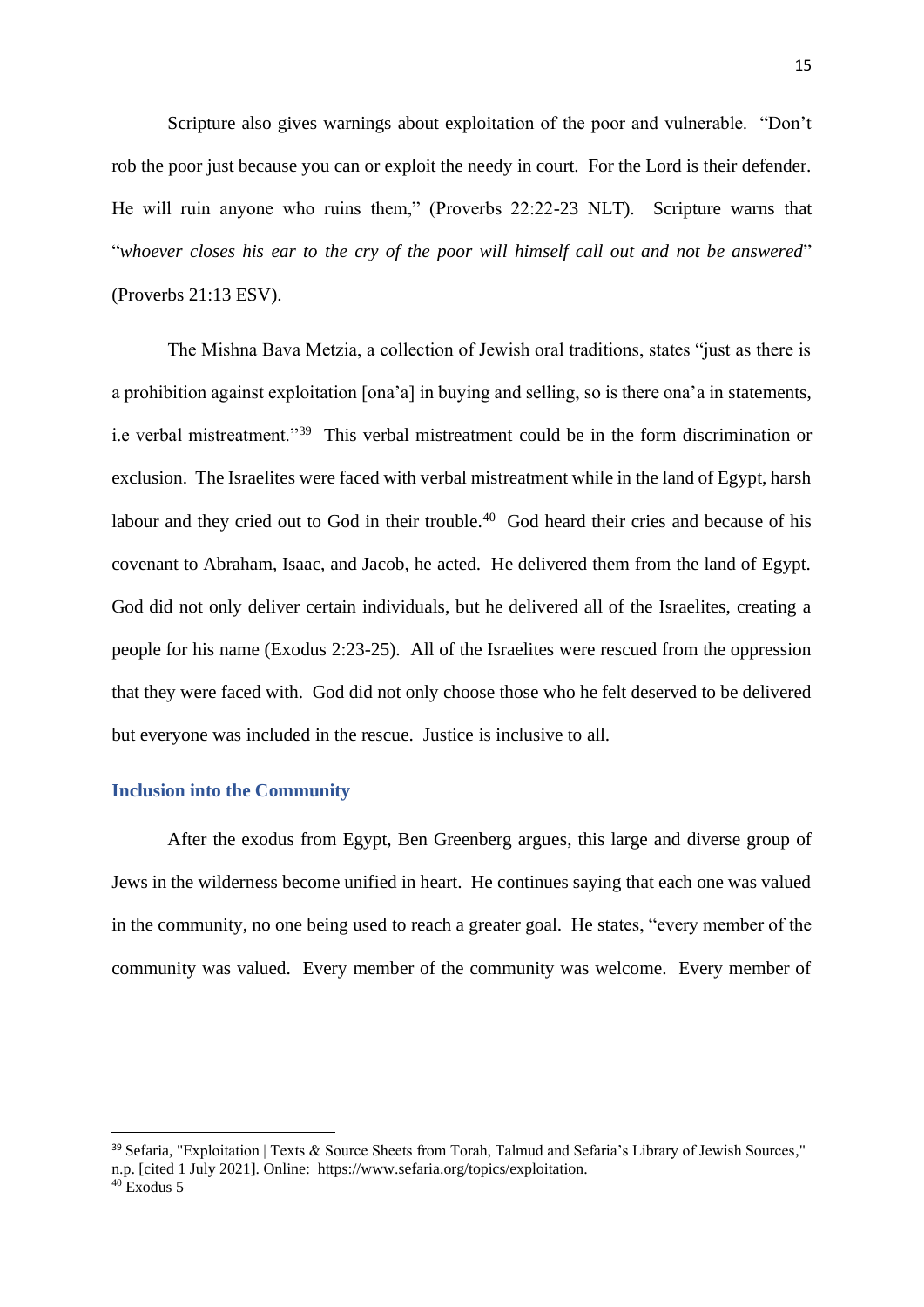Scripture also gives warnings about exploitation of the poor and vulnerable. "Don't rob the poor just because you can or exploit the needy in court. For the Lord is their defender. He will ruin anyone who ruins them," (Proverbs 22:22-23 NLT). Scripture warns that "*whoever closes his ear to the cry of the poor will himself call out and not be answered*" (Proverbs 21:13 ESV).

The Mishna Bava Metzia, a collection of Jewish oral traditions, states "just as there is a prohibition against exploitation [ona'a] in buying and selling, so is there ona'a in statements, i.e verbal mistreatment."[39] This verbal mistreatment could be in the form discrimination or exclusion. The Israelites were faced with verbal mistreatment while in the land of Egypt, harsh labour and they cried out to God in their trouble.[40] God heard their cries and because of his covenant to Abraham, Isaac, and Jacob, he acted. He delivered them from the land of Egypt. God did not only deliver certain individuals, but he delivered all of the Israelites, creating a people for his name (Exodus 2:23-25). All of the Israelites were rescued from the oppression that they were faced with. God did not only choose those who he felt deserved to be delivered but everyone was included in the rescue. Justice is inclusive to all.

### Inclusion into the Community

After the exodus from Egypt, Ben Greenberg argues, this large and diverse group of Jews in the wilderness become unified in heart. He continues saying that each one was valued in the community, no one being used to reach a greater goal. He states, "every member of the community was valued. Every member of the community was welcome. Every member of

---

[39] Sefaria, "Exploitation | Texts & Source Sheets from Torah, Talmud and Sefaria's Library of Jewish Sources," n.p. [cited 1 July 2021]. Online: https://www.sefaria.org/topics/exploitation.

[40] Exodus 5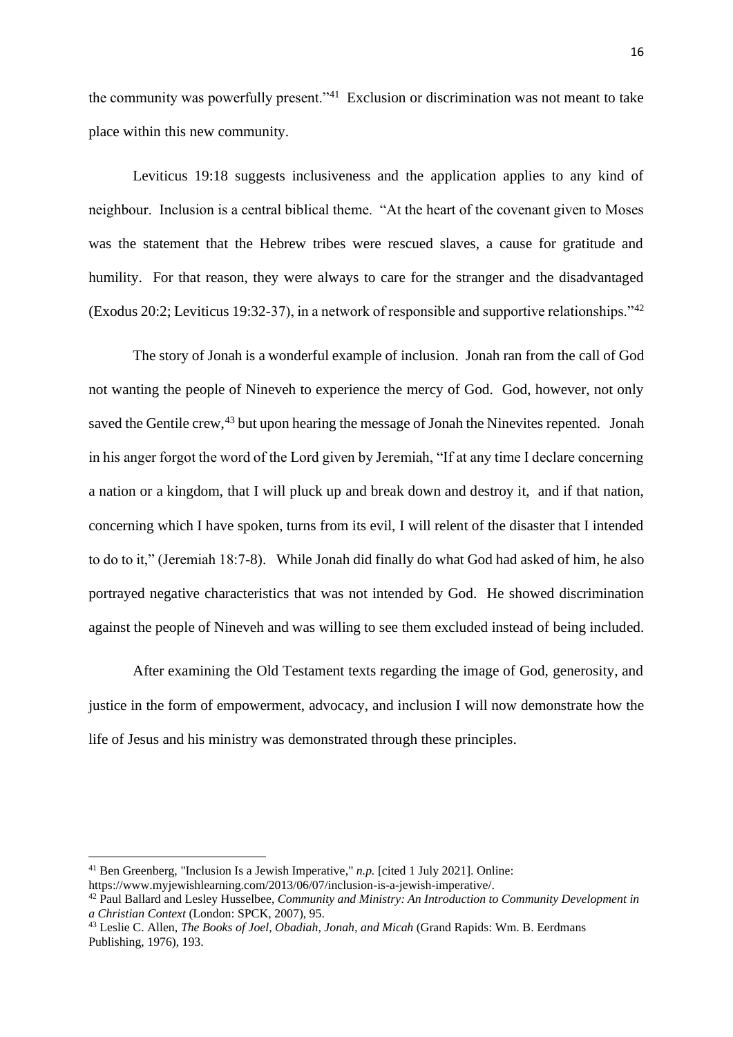the community was powerfully present."[41] Exclusion or discrimination was not meant to take place within this new community.

Leviticus 19:18 suggests inclusiveness and the application applies to any kind of neighbour. Inclusion is a central biblical theme. "At the heart of the covenant given to Moses was the statement that the Hebrew tribes were rescued slaves, a cause for gratitude and humility. For that reason, they were always to care for the stranger and the disadvantaged (Exodus 20:2; Leviticus 19:32-37), in a network of responsible and supportive relationships."[42]

The story of Jonah is a wonderful example of inclusion. Jonah ran from the call of God not wanting the people of Nineveh to experience the mercy of God. God, however, not only saved the Gentile crew,[43] but upon hearing the message of Jonah the Ninevites repented. Jonah in his anger forgot the word of the Lord given by Jeremiah, "If at any time I declare concerning a nation or a kingdom, that I will pluck up and break down and destroy it, and if that nation, concerning which I have spoken, turns from its evil, I will relent of the disaster that I intended to do to it," (Jeremiah 18:7-8). While Jonah did finally do what God had asked of him, he also portrayed negative characteristics that was not intended by God. He showed discrimination against the people of Nineveh and was willing to see them excluded instead of being included.

After examining the Old Testament texts regarding the image of God, generosity, and justice in the form of empowerment, advocacy, and inclusion I will now demonstrate how the life of Jesus and his ministry was demonstrated through these principles.

---

[41] Ben Greenberg, "Inclusion Is a Jewish Imperative," *n.p.* [cited 1 July 2021]. Online: https://www.myjewishlearning.com/2013/06/07/inclusion-is-a-jewish-imperative/.

[42] Paul Ballard and Lesley Husselbee, *Community and Ministry: An Introduction to Community Development in a Christian Context* (London: SPCK, 2007), 95.

[43] Leslie C. Allen, *The Books of Joel, Obadiah, Jonah, and Micah* (Grand Rapids: Wm. B. Eerdmans Publishing, 1976), 193.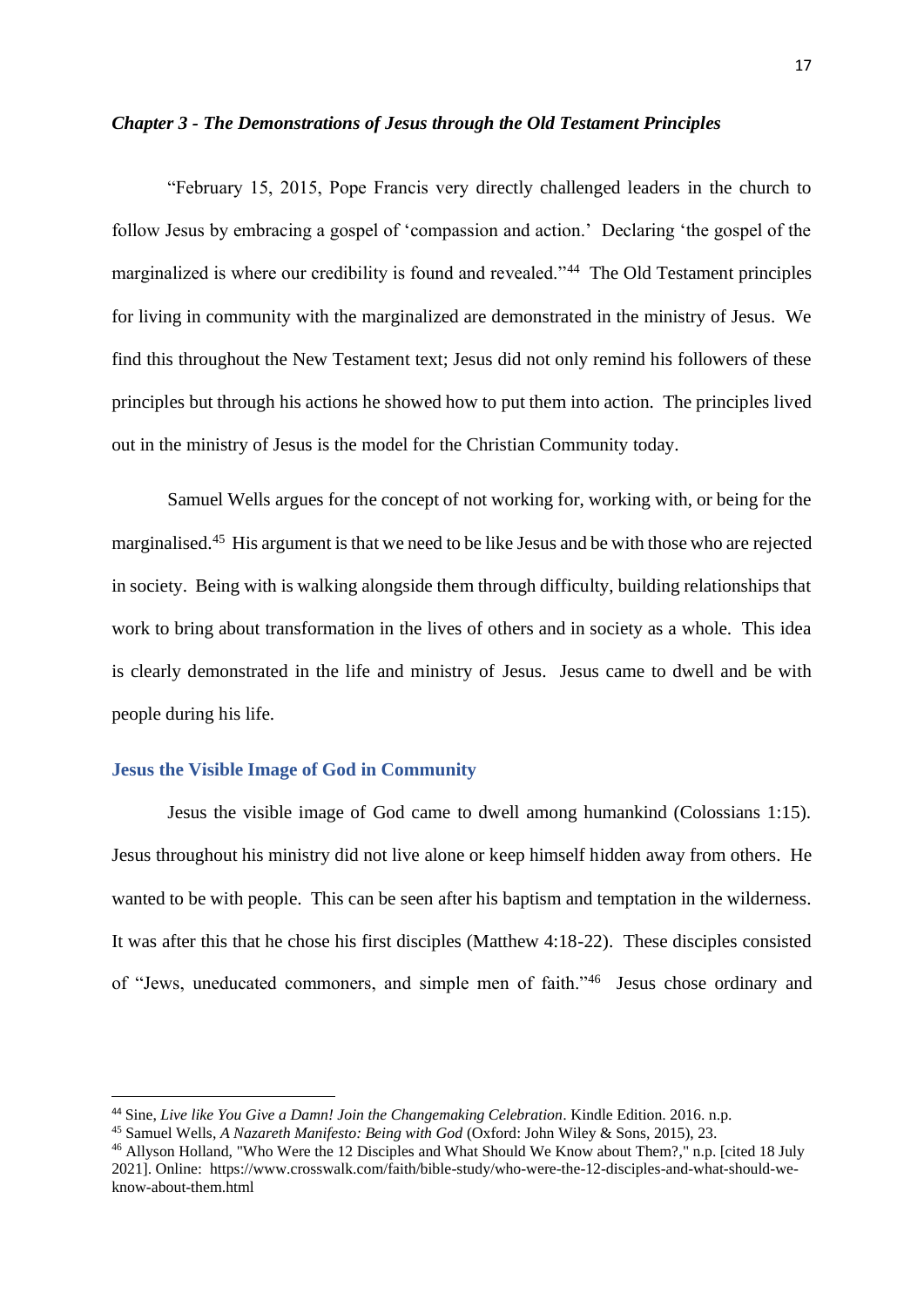## *Chapter 3 - The Demonstrations of Jesus through the Old Testament Principles*

"February 15, 2015, Pope Francis very directly challenged leaders in the church to follow Jesus by embracing a gospel of 'compassion and action.' Declaring 'the gospel of the marginalized is where our credibility is found and revealed."[44] The Old Testament principles for living in community with the marginalized are demonstrated in the ministry of Jesus. We find this throughout the New Testament text; Jesus did not only remind his followers of these principles but through his actions he showed how to put them into action. The principles lived out in the ministry of Jesus is the model for the Christian Community today.

Samuel Wells argues for the concept of not working for, working with, or being for the marginalised.[45] His argument is that we need to be like Jesus and be with those who are rejected in society. Being with is walking alongside them through difficulty, building relationships that work to bring about transformation in the lives of others and in society as a whole. This idea is clearly demonstrated in the life and ministry of Jesus. Jesus came to dwell and be with people during his life.

### Jesus the Visible Image of God in Community

Jesus the visible image of God came to dwell among humankind (Colossians 1:15). Jesus throughout his ministry did not live alone or keep himself hidden away from others. He wanted to be with people. This can be seen after his baptism and temptation in the wilderness. It was after this that he chose his first disciples (Matthew 4:18-22). These disciples consisted of "Jews, uneducated commoners, and simple men of faith."[46] Jesus chose ordinary and

---

[44] Sine, *Live like You Give a Damn! Join the Changemaking Celebration*. Kindle Edition. 2016. n.p.

[45] Samuel Wells, *A Nazareth Manifesto: Being with God* (Oxford: John Wiley & Sons, 2015), 23.

[46] Allyson Holland, "Who Were the 12 Disciples and What Should We Know about Them?," n.p. [cited 18 July 2021]. Online: https://www.crosswalk.com/faith/bible-study/who-were-the-12-disciples-and-what-should-we-know-about-them.html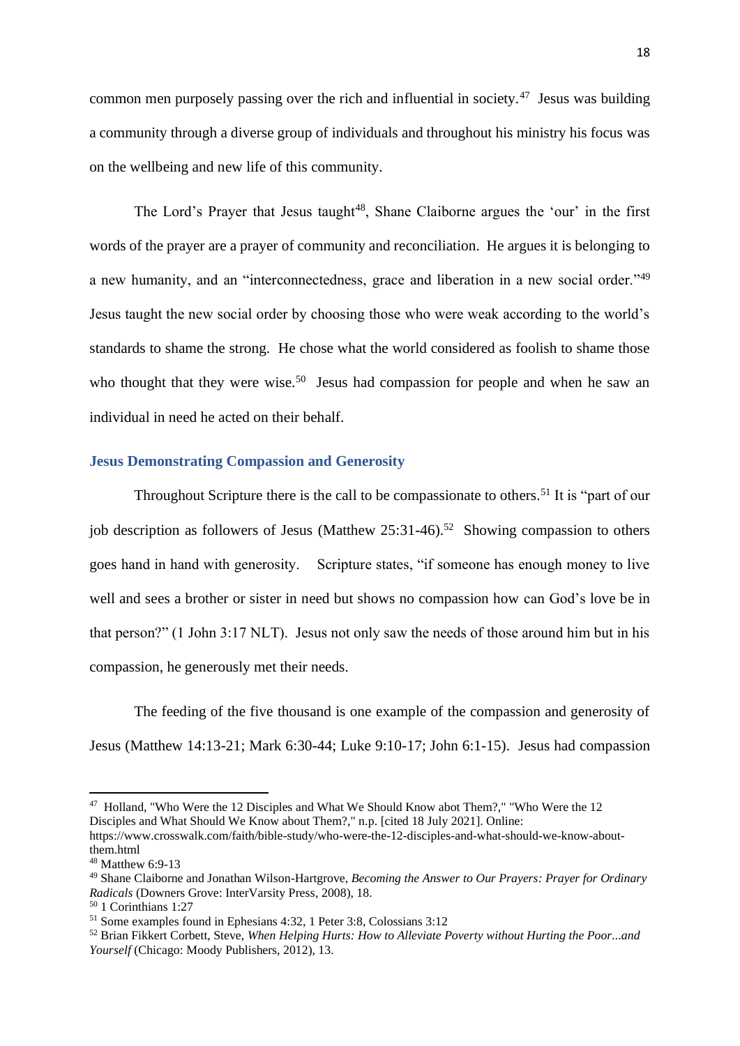common men purposely passing over the rich and influential in society.[47] Jesus was building a community through a diverse group of individuals and throughout his ministry his focus was on the wellbeing and new life of this community.

The Lord's Prayer that Jesus taught[48], Shane Claiborne argues the 'our' in the first words of the prayer are a prayer of community and reconciliation. He argues it is belonging to a new humanity, and an "interconnectedness, grace and liberation in a new social order."[49] Jesus taught the new social order by choosing those who were weak according to the world's standards to shame the strong. He chose what the world considered as foolish to shame those who thought that they were wise.[50] Jesus had compassion for people and when he saw an individual in need he acted on their behalf.

## Jesus Demonstrating Compassion and Generosity

Throughout Scripture there is the call to be compassionate to others.[51] It is "part of our job description as followers of Jesus (Matthew 25:31-46).[52] Showing compassion to others goes hand in hand with generosity. Scripture states, "if someone has enough money to live well and sees a brother or sister in need but shows no compassion how can God's love be in that person?" (1 John 3:17 NLT). Jesus not only saw the needs of those around him but in his compassion, he generously met their needs.

The feeding of the five thousand is one example of the compassion and generosity of Jesus (Matthew 14:13-21; Mark 6:30-44; Luke 9:10-17; John 6:1-15). Jesus had compassion

---

[47] Holland, "Who Were the 12 Disciples and What We Should Know abot Them?," "Who Were the 12 Disciples and What Should We Know about Them?," n.p. [cited 18 July 2021]. Online: https://www.crosswalk.com/faith/bible-study/who-were-the-12-disciples-and-what-should-we-know-about-them.html

[48] Matthew 6:9-13

[49] Shane Claiborne and Jonathan Wilson-Hartgrove, *Becoming the Answer to Our Prayers: Prayer for Ordinary Radicals* (Downers Grove: InterVarsity Press, 2008), 18.

[50] 1 Corinthians 1:27

[51] Some examples found in Ephesians 4:32, 1 Peter 3:8, Colossians 3:12

[52] Brian Fikkert Corbett, Steve, *When Helping Hurts: How to Alleviate Poverty without Hurting the Poor...and Yourself* (Chicago: Moody Publishers, 2012), 13.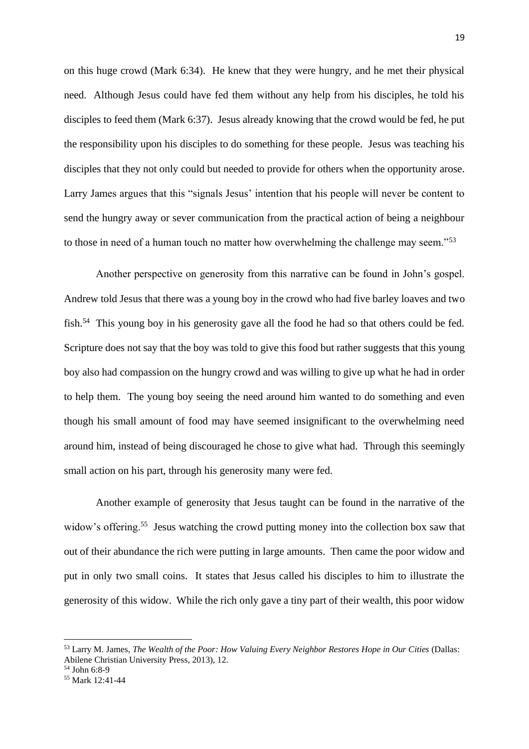on this huge crowd (Mark 6:34). He knew that they were hungry, and he met their physical need. Although Jesus could have fed them without any help from his disciples, he told his disciples to feed them (Mark 6:37). Jesus already knowing that the crowd would be fed, he put the responsibility upon his disciples to do something for these people. Jesus was teaching his disciples that they not only could but needed to provide for others when the opportunity arose. Larry James argues that this "signals Jesus' intention that his people will never be content to send the hungry away or sever communication from the practical action of being a neighbour to those in need of a human touch no matter how overwhelming the challenge may seem."[53]

Another perspective on generosity from this narrative can be found in John's gospel. Andrew told Jesus that there was a young boy in the crowd who had five barley loaves and two fish.[54] This young boy in his generosity gave all the food he had so that others could be fed. Scripture does not say that the boy was told to give this food but rather suggests that this young boy also had compassion on the hungry crowd and was willing to give up what he had in order to help them. The young boy seeing the need around him wanted to do something and even though his small amount of food may have seemed insignificant to the overwhelming need around him, instead of being discouraged he chose to give what had. Through this seemingly small action on his part, through his generosity many were fed.

Another example of generosity that Jesus taught can be found in the narrative of the widow's offering.[55] Jesus watching the crowd putting money into the collection box saw that out of their abundance the rich were putting in large amounts. Then came the poor widow and put in only two small coins. It states that Jesus called his disciples to him to illustrate the generosity of this widow. While the rich only gave a tiny part of their wealth, this poor widow

---

[53] Larry M. James, *The Wealth of the Poor: How Valuing Every Neighbor Restores Hope in Our Cities* (Dallas: Abilene Christian University Press, 2013), 12.

[54] John 6:8-9

[55] Mark 12:41-44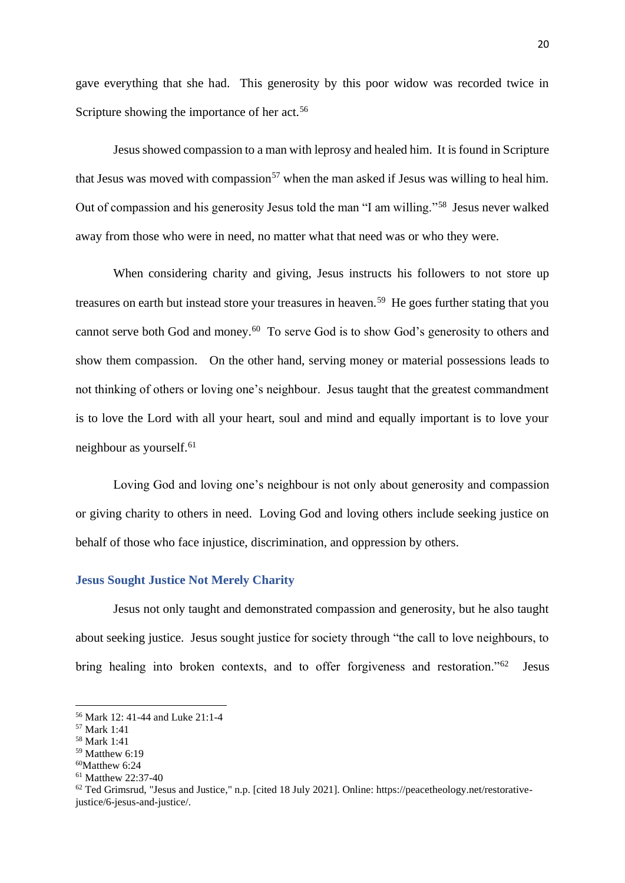gave everything that she had. This generosity by this poor widow was recorded twice in Scripture showing the importance of her act.[56]

Jesus showed compassion to a man with leprosy and healed him. It is found in Scripture that Jesus was moved with compassion[57] when the man asked if Jesus was willing to heal him. Out of compassion and his generosity Jesus told the man "I am willing."[58] Jesus never walked away from those who were in need, no matter what that need was or who they were.

When considering charity and giving, Jesus instructs his followers to not store up treasures on earth but instead store your treasures in heaven.[59] He goes further stating that you cannot serve both God and money.[60] To serve God is to show God's generosity to others and show them compassion. On the other hand, serving money or material possessions leads to not thinking of others or loving one's neighbour. Jesus taught that the greatest commandment is to love the Lord with all your heart, soul and mind and equally important is to love your neighbour as yourself.[61]

Loving God and loving one's neighbour is not only about generosity and compassion or giving charity to others in need. Loving God and loving others include seeking justice on behalf of those who face injustice, discrimination, and oppression by others.

### Jesus Sought Justice Not Merely Charity

Jesus not only taught and demonstrated compassion and generosity, but he also taught about seeking justice. Jesus sought justice for society through "the call to love neighbours, to bring healing into broken contexts, and to offer forgiveness and restoration."[62] Jesus

---

[56] Mark 12: 41-44 and Luke 21:1-4
[57] Mark 1:41
[58] Mark 1:41
[59] Matthew 6:19
[60] Matthew 6:24
[61] Matthew 22:37-40
[62] Ted Grimsrud, "Jesus and Justice," n.p. [cited 18 July 2021]. Online: https://peacetheology.net/restorative-justice/6-jesus-and-justice/.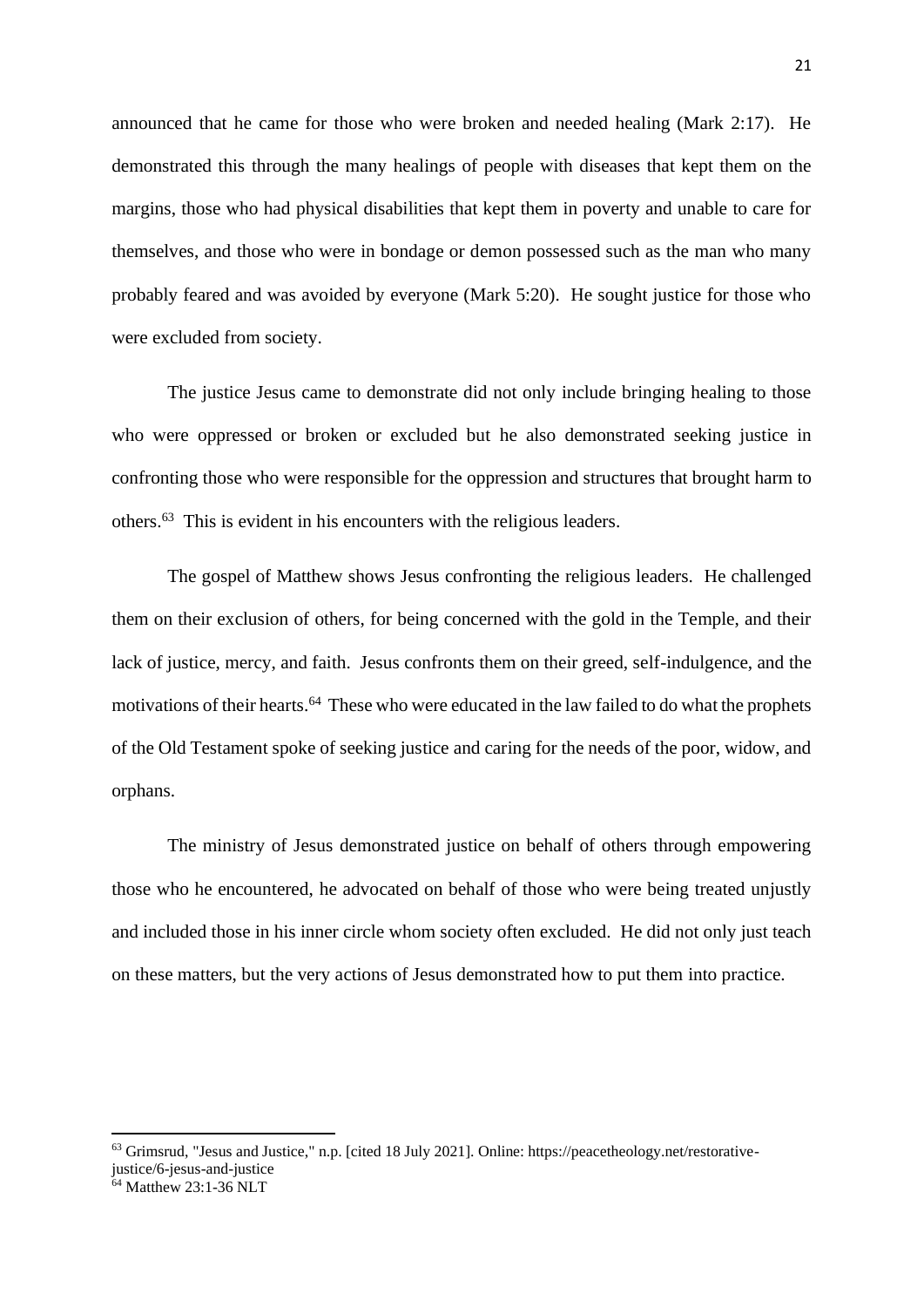announced that he came for those who were broken and needed healing (Mark 2:17). He demonstrated this through the many healings of people with diseases that kept them on the margins, those who had physical disabilities that kept them in poverty and unable to care for themselves, and those who were in bondage or demon possessed such as the man who many probably feared and was avoided by everyone (Mark 5:20). He sought justice for those who were excluded from society.

The justice Jesus came to demonstrate did not only include bringing healing to those who were oppressed or broken or excluded but he also demonstrated seeking justice in confronting those who were responsible for the oppression and structures that brought harm to others.[63] This is evident in his encounters with the religious leaders.

The gospel of Matthew shows Jesus confronting the religious leaders. He challenged them on their exclusion of others, for being concerned with the gold in the Temple, and their lack of justice, mercy, and faith. Jesus confronts them on their greed, self-indulgence, and the motivations of their hearts.[64] These who were educated in the law failed to do what the prophets of the Old Testament spoke of seeking justice and caring for the needs of the poor, widow, and orphans.

The ministry of Jesus demonstrated justice on behalf of others through empowering those who he encountered, he advocated on behalf of those who were being treated unjustly and included those in his inner circle whom society often excluded. He did not only just teach on these matters, but the very actions of Jesus demonstrated how to put them into practice.

---

[63] Grimsrud, "Jesus and Justice," n.p. [cited 18 July 2021]. Online: https://peacetheology.net/restorative-justice/6-jesus-and-justice

[64] Matthew 23:1-36 NLT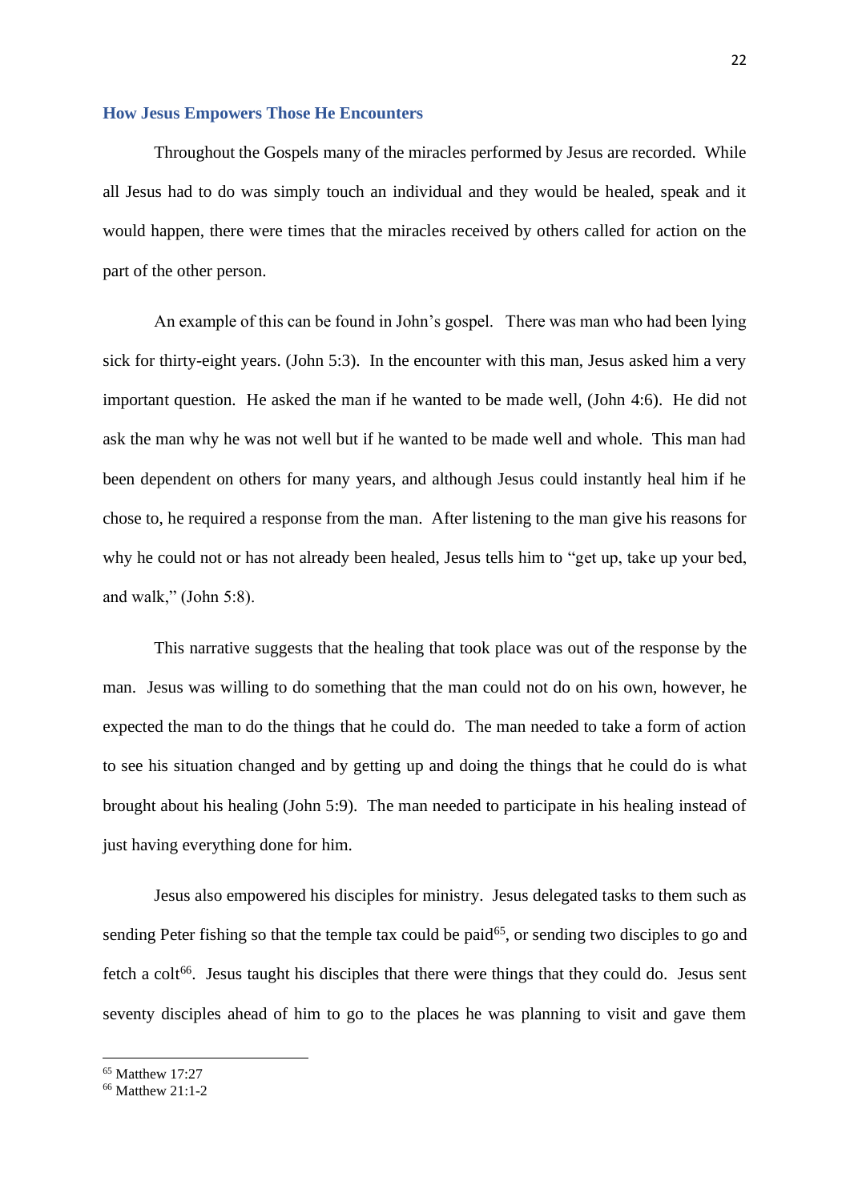### How Jesus Empowers Those He Encounters

Throughout the Gospels many of the miracles performed by Jesus are recorded. While all Jesus had to do was simply touch an individual and they would be healed, speak and it would happen, there were times that the miracles received by others called for action on the part of the other person.

An example of this can be found in John's gospel. There was man who had been lying sick for thirty-eight years. (John 5:3). In the encounter with this man, Jesus asked him a very important question. He asked the man if he wanted to be made well, (John 4:6). He did not ask the man why he was not well but if he wanted to be made well and whole. This man had been dependent on others for many years, and although Jesus could instantly heal him if he chose to, he required a response from the man. After listening to the man give his reasons for why he could not or has not already been healed, Jesus tells him to "get up, take up your bed, and walk," (John 5:8).

This narrative suggests that the healing that took place was out of the response by the man. Jesus was willing to do something that the man could not do on his own, however, he expected the man to do the things that he could do. The man needed to take a form of action to see his situation changed and by getting up and doing the things that he could do is what brought about his healing (John 5:9). The man needed to participate in his healing instead of just having everything done for him.

Jesus also empowered his disciples for ministry. Jesus delegated tasks to them such as sending Peter fishing so that the temple tax could be paid[65], or sending two disciples to go and fetch a colt[66]. Jesus taught his disciples that there were things that they could do. Jesus sent seventy disciples ahead of him to go to the places he was planning to visit and gave them

[65] Matthew 17:27

[66] Matthew 21:1-2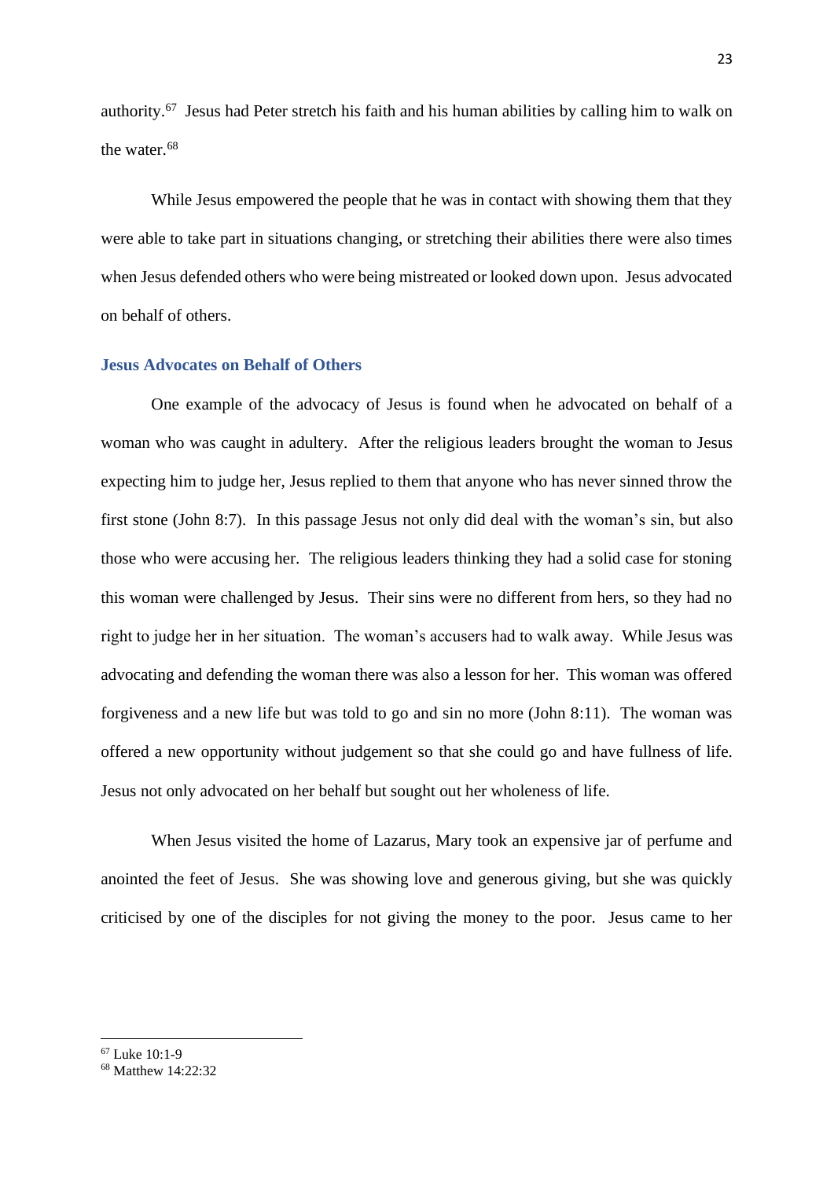authority.[67] Jesus had Peter stretch his faith and his human abilities by calling him to walk on the water.[68]

While Jesus empowered the people that he was in contact with showing them that they were able to take part in situations changing, or stretching their abilities there were also times when Jesus defended others who were being mistreated or looked down upon. Jesus advocated on behalf of others.

### Jesus Advocates on Behalf of Others

One example of the advocacy of Jesus is found when he advocated on behalf of a woman who was caught in adultery. After the religious leaders brought the woman to Jesus expecting him to judge her, Jesus replied to them that anyone who has never sinned throw the first stone (John 8:7). In this passage Jesus not only did deal with the woman's sin, but also those who were accusing her. The religious leaders thinking they had a solid case for stoning this woman were challenged by Jesus. Their sins were no different from hers, so they had no right to judge her in her situation. The woman's accusers had to walk away. While Jesus was advocating and defending the woman there was also a lesson for her. This woman was offered forgiveness and a new life but was told to go and sin no more (John 8:11). The woman was offered a new opportunity without judgement so that she could go and have fullness of life. Jesus not only advocated on her behalf but sought out her wholeness of life.

When Jesus visited the home of Lazarus, Mary took an expensive jar of perfume and anointed the feet of Jesus. She was showing love and generous giving, but she was quickly criticised by one of the disciples for not giving the money to the poor. Jesus came to her

---

[67] Luke 10:1-9

[68] Matthew 14:22:32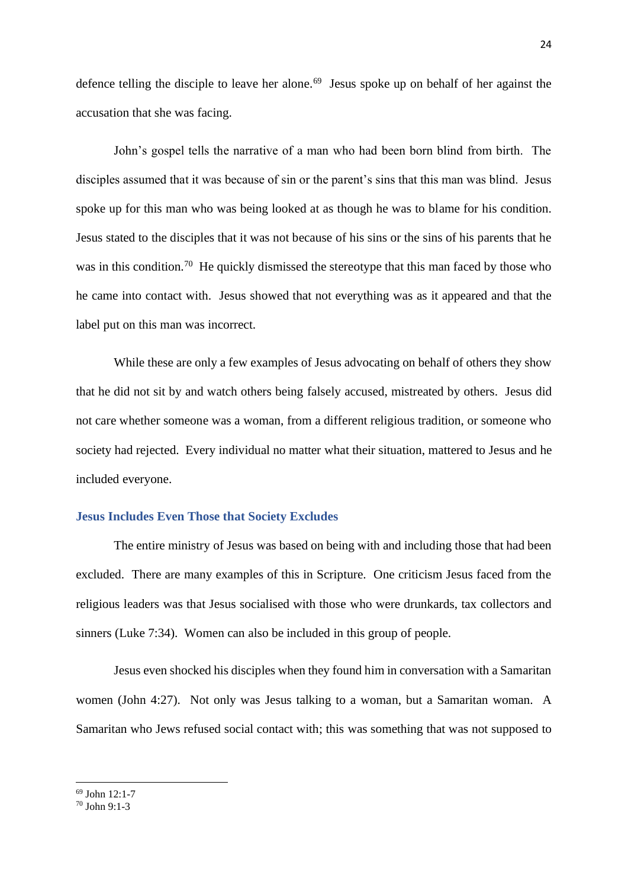defence telling the disciple to leave her alone.[69] Jesus spoke up on behalf of her against the accusation that she was facing.

John's gospel tells the narrative of a man who had been born blind from birth. The disciples assumed that it was because of sin or the parent's sins that this man was blind. Jesus spoke up for this man who was being looked at as though he was to blame for his condition. Jesus stated to the disciples that it was not because of his sins or the sins of his parents that he was in this condition.[70] He quickly dismissed the stereotype that this man faced by those who he came into contact with. Jesus showed that not everything was as it appeared and that the label put on this man was incorrect.

While these are only a few examples of Jesus advocating on behalf of others they show that he did not sit by and watch others being falsely accused, mistreated by others. Jesus did not care whether someone was a woman, from a different religious tradition, or someone who society had rejected. Every individual no matter what their situation, mattered to Jesus and he included everyone.

### Jesus Includes Even Those that Society Excludes

The entire ministry of Jesus was based on being with and including those that had been excluded. There are many examples of this in Scripture. One criticism Jesus faced from the religious leaders was that Jesus socialised with those who were drunkards, tax collectors and sinners (Luke 7:34). Women can also be included in this group of people.

Jesus even shocked his disciples when they found him in conversation with a Samaritan women (John 4:27). Not only was Jesus talking to a woman, but a Samaritan woman. A Samaritan who Jews refused social contact with; this was something that was not supposed to

---

[69] John 12:1-7

[70] John 9:1-3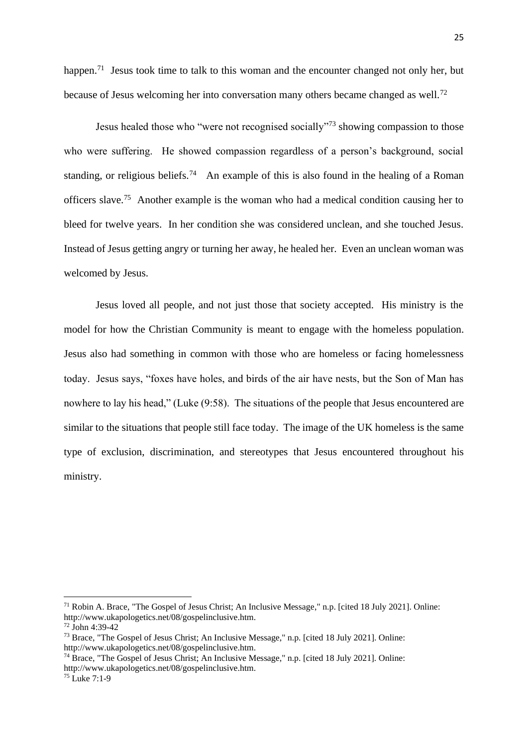happen.[71] Jesus took time to talk to this woman and the encounter changed not only her, but because of Jesus welcoming her into conversation many others became changed as well.[72]

Jesus healed those who "were not recognised socially"[73] showing compassion to those who were suffering. He showed compassion regardless of a person's background, social standing, or religious beliefs.[74] An example of this is also found in the healing of a Roman officers slave.[75] Another example is the woman who had a medical condition causing her to bleed for twelve years. In her condition she was considered unclean, and she touched Jesus. Instead of Jesus getting angry or turning her away, he healed her. Even an unclean woman was welcomed by Jesus.

Jesus loved all people, and not just those that society accepted. His ministry is the model for how the Christian Community is meant to engage with the homeless population. Jesus also had something in common with those who are homeless or facing homelessness today. Jesus says, "foxes have holes, and birds of the air have nests, but the Son of Man has nowhere to lay his head," (Luke (9:58). The situations of the people that Jesus encountered are similar to the situations that people still face today. The image of the UK homeless is the same type of exclusion, discrimination, and stereotypes that Jesus encountered throughout his ministry.

---

[71] Robin A. Brace, "The Gospel of Jesus Christ; An Inclusive Message," n.p. [cited 18 July 2021]. Online: http://www.ukapologetics.net/08/gospelinclusive.htm.

[72] John 4:39-42

[73] Brace, "The Gospel of Jesus Christ; An Inclusive Message," n.p. [cited 18 July 2021]. Online: http://www.ukapologetics.net/08/gospelinclusive.htm.

[74] Brace, "The Gospel of Jesus Christ; An Inclusive Message," n.p. [cited 18 July 2021]. Online: http://www.ukapologetics.net/08/gospelinclusive.htm.

[75] Luke 7:1-9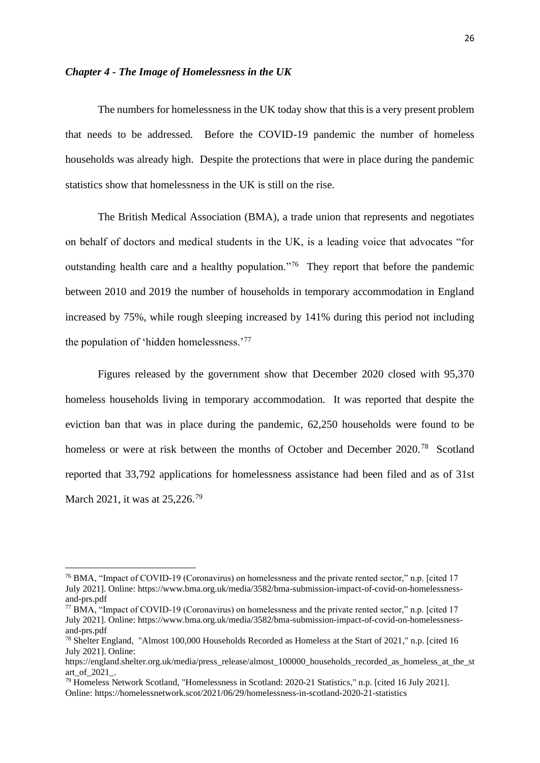### *Chapter 4 - The Image of Homelessness in the UK*

The numbers for homelessness in the UK today show that this is a very present problem that needs to be addressed. Before the COVID-19 pandemic the number of homeless households was already high. Despite the protections that were in place during the pandemic statistics show that homelessness in the UK is still on the rise.

The British Medical Association (BMA), a trade union that represents and negotiates on behalf of doctors and medical students in the UK, is a leading voice that advocates "for outstanding health care and a healthy population."[76] They report that before the pandemic between 2010 and 2019 the number of households in temporary accommodation in England increased by 75%, while rough sleeping increased by 141% during this period not including the population of 'hidden homelessness.'[77]

Figures released by the government show that December 2020 closed with 95,370 homeless households living in temporary accommodation. It was reported that despite the eviction ban that was in place during the pandemic, 62,250 households were found to be homeless or were at risk between the months of October and December 2020.[78] Scotland reported that 33,792 applications for homelessness assistance had been filed and as of 31st March 2021, it was at 25,226.[79]

---

[76] BMA, "Impact of COVID-19 (Coronavirus) on homelessness and the private rented sector," n.p. [cited 17 July 2021]. Online: https://www.bma.org.uk/media/3582/bma-submission-impact-of-covid-on-homelessness-and-prs.pdf

[77] BMA, "Impact of COVID-19 (Coronavirus) on homelessness and the private rented sector," n.p. [cited 17 July 2021]. Online: https://www.bma.org.uk/media/3582/bma-submission-impact-of-covid-on-homelessness-and-prs.pdf

[78] Shelter England, "Almost 100,000 Households Recorded as Homeless at the Start of 2021," n.p. [cited 16 July 2021]. Online: https://england.shelter.org.uk/media/press_release/almost_100000_households_recorded_as_homeless_at_the_start_of_2021_.

[79] Homeless Network Scotland, "Homelessness in Scotland: 2020-21 Statistics," n.p. [cited 16 July 2021]. Online: https://homelessnetwork.scot/2021/06/29/homelessness-in-scotland-2020-21-statistics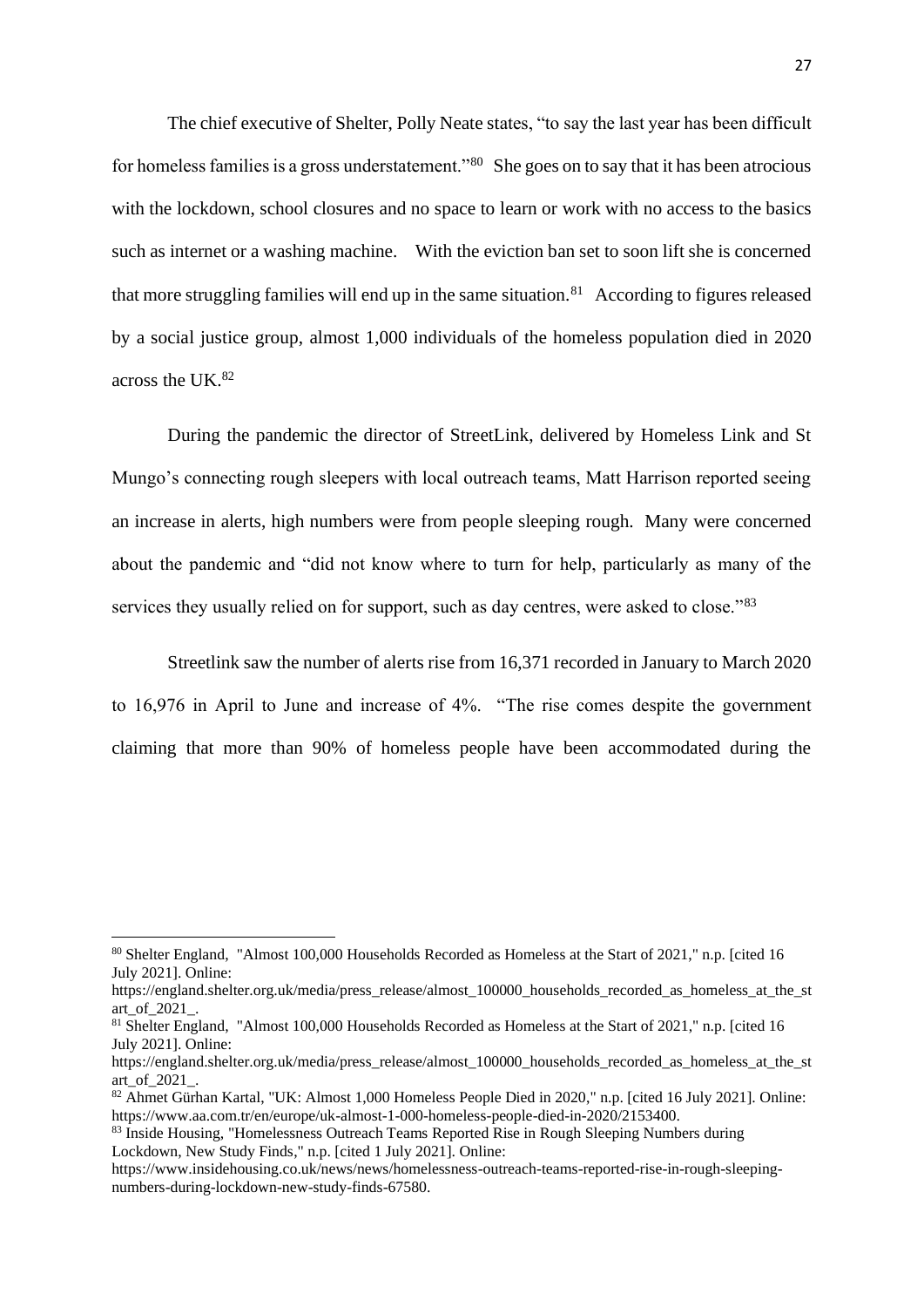The chief executive of Shelter, Polly Neate states, "to say the last year has been difficult for homeless families is a gross understatement."[80] She goes on to say that it has been atrocious with the lockdown, school closures and no space to learn or work with no access to the basics such as internet or a washing machine. With the eviction ban set to soon lift she is concerned that more struggling families will end up in the same situation.[81] According to figures released by a social justice group, almost 1,000 individuals of the homeless population died in 2020 across the UK.[82]

During the pandemic the director of StreetLink, delivered by Homeless Link and St Mungo's connecting rough sleepers with local outreach teams, Matt Harrison reported seeing an increase in alerts, high numbers were from people sleeping rough. Many were concerned about the pandemic and "did not know where to turn for help, particularly as many of the services they usually relied on for support, such as day centres, were asked to close."[83]

Streetlink saw the number of alerts rise from 16,371 recorded in January to March 2020 to 16,976 in April to June and increase of 4%. "The rise comes despite the government claiming that more than 90% of homeless people have been accommodated during the

---

[80] Shelter England, "Almost 100,000 Households Recorded as Homeless at the Start of 2021," n.p. [cited 16 July 2021]. Online: https://england.shelter.org.uk/media/press_release/almost_100000_households_recorded_as_homeless_at_the_start_of_2021_.

[81] Shelter England, "Almost 100,000 Households Recorded as Homeless at the Start of 2021," n.p. [cited 16 July 2021]. Online: https://england.shelter.org.uk/media/press_release/almost_100000_households_recorded_as_homeless_at_the_start_of_2021_.

[82] Ahmet Gürhan Kartal, "UK: Almost 1,000 Homeless People Died in 2020," n.p. [cited 16 July 2021]. Online: https://www.aa.com.tr/en/europe/uk-almost-1-000-homeless-people-died-in-2020/2153400.

[83] Inside Housing, "Homelessness Outreach Teams Reported Rise in Rough Sleeping Numbers during Lockdown, New Study Finds," n.p. [cited 1 July 2021]. Online: https://www.insidehousing.co.uk/news/news/homelessness-outreach-teams-reported-rise-in-rough-sleeping-numbers-during-lockdown-new-study-finds-67580.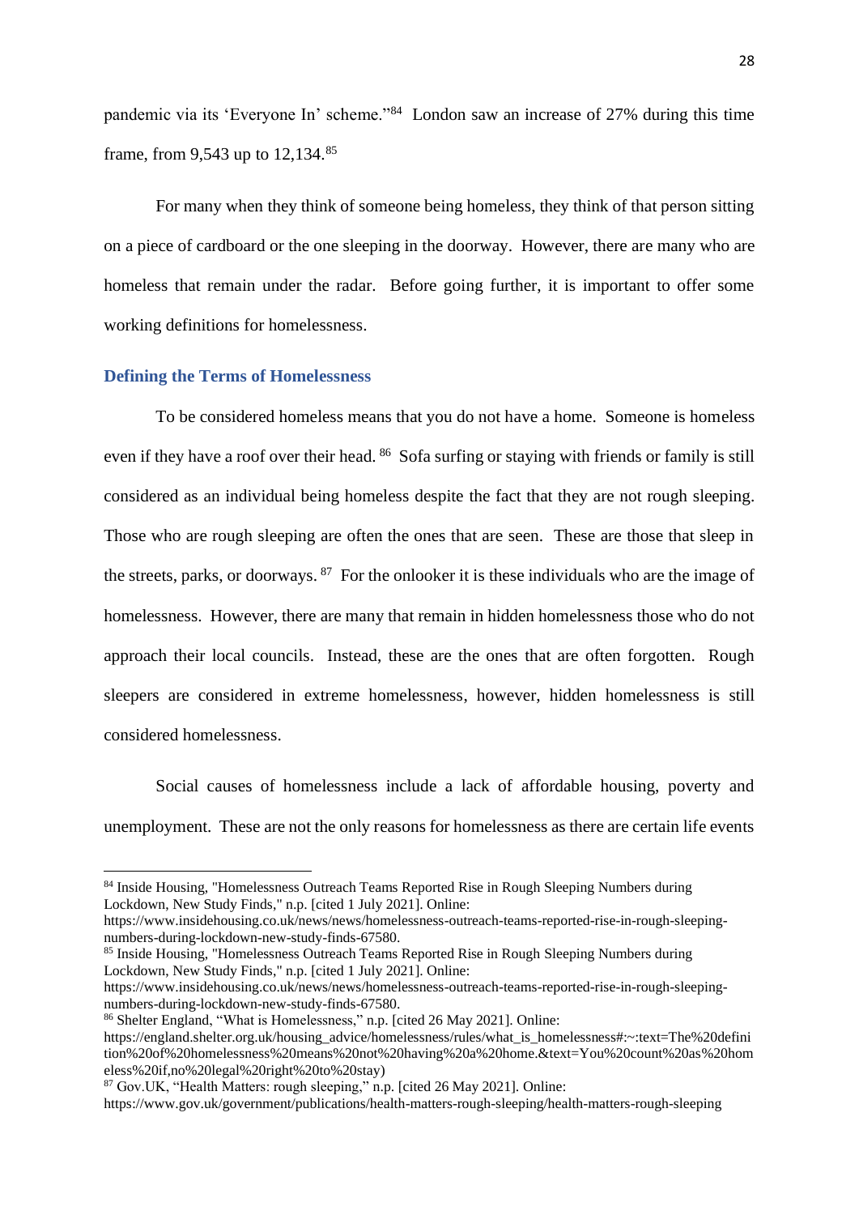pandemic via its 'Everyone In' scheme."[84] London saw an increase of 27% during this time frame, from 9,543 up to 12,134.[85]

For many when they think of someone being homeless, they think of that person sitting on a piece of cardboard or the one sleeping in the doorway. However, there are many who are homeless that remain under the radar. Before going further, it is important to offer some working definitions for homelessness.

## Defining the Terms of Homelessness

To be considered homeless means that you do not have a home. Someone is homeless even if they have a roof over their head.[86] Sofa surfing or staying with friends or family is still considered as an individual being homeless despite the fact that they are not rough sleeping. Those who are rough sleeping are often the ones that are seen. These are those that sleep in the streets, parks, or doorways.[87] For the onlooker it is these individuals who are the image of homelessness. However, there are many that remain in hidden homelessness those who do not approach their local councils. Instead, these are the ones that are often forgotten. Rough sleepers are considered in extreme homelessness, however, hidden homelessness is still considered homelessness.

Social causes of homelessness include a lack of affordable housing, poverty and unemployment. These are not the only reasons for homelessness as there are certain life events

---

[84] Inside Housing, "Homelessness Outreach Teams Reported Rise in Rough Sleeping Numbers during Lockdown, New Study Finds," n.p. [cited 1 July 2021]. Online: https://www.insidehousing.co.uk/news/news/homelessness-outreach-teams-reported-rise-in-rough-sleeping-numbers-during-lockdown-new-study-finds-67580.

[85] Inside Housing, "Homelessness Outreach Teams Reported Rise in Rough Sleeping Numbers during Lockdown, New Study Finds," n.p. [cited 1 July 2021]. Online: https://www.insidehousing.co.uk/news/news/homelessness-outreach-teams-reported-rise-in-rough-sleeping-numbers-during-lockdown-new-study-finds-67580.

[86] Shelter England, "What is Homelessness," n.p. [cited 26 May 2021]. Online: https://england.shelter.org.uk/housing_advice/homelessness/rules/what_is_homelessness#:~:text=The%20definition%20of%20homelessness%20means%20not%20having%20a%20home.&text=You%20count%20as%20homeless%20if,no%20legal%20right%20to%20stay)

[87] Gov.UK, "Health Matters: rough sleeping," n.p. [cited 26 May 2021]. Online: https://www.gov.uk/government/publications/health-matters-rough-sleeping/health-matters-rough-sleeping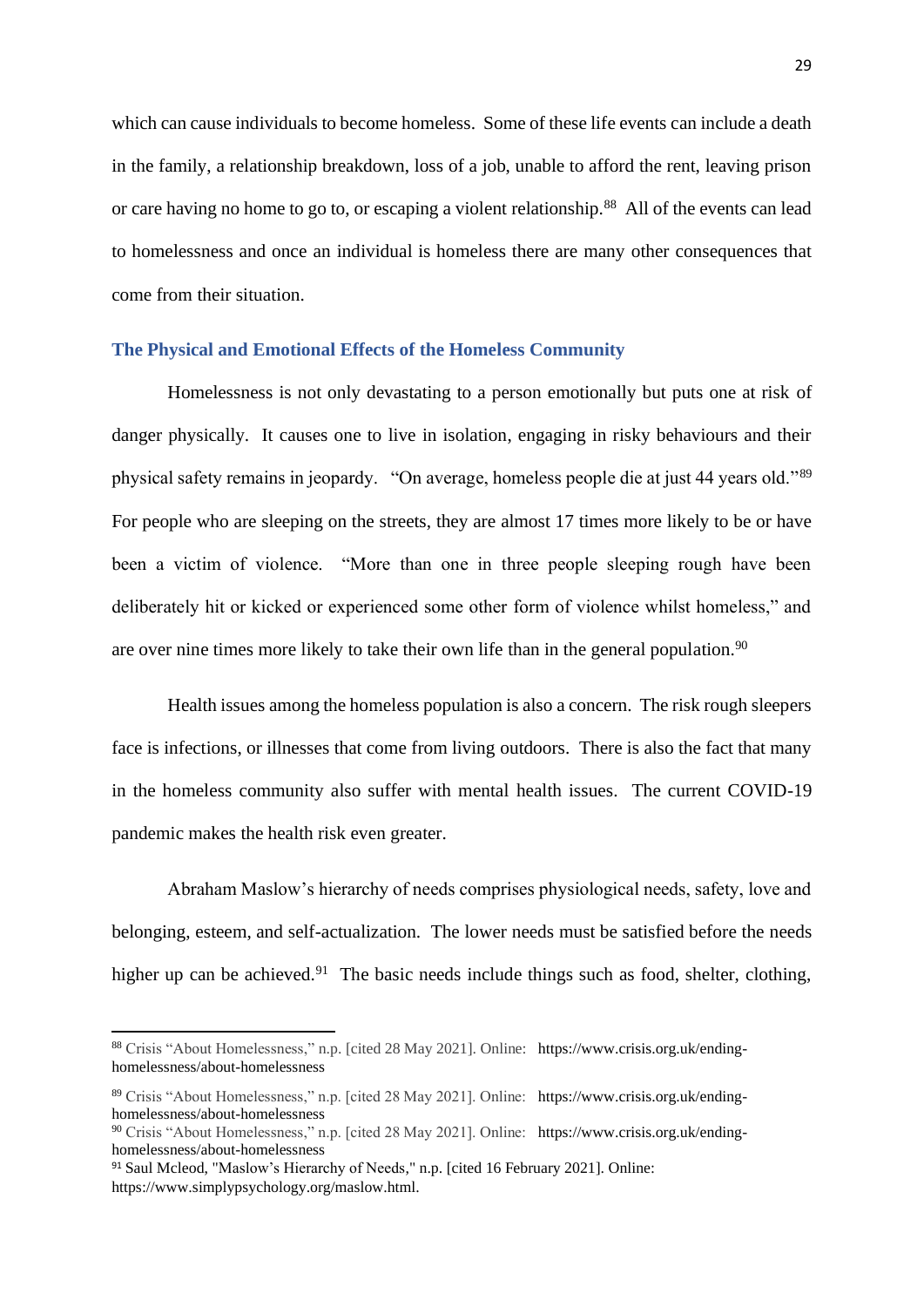which can cause individuals to become homeless. Some of these life events can include a death in the family, a relationship breakdown, loss of a job, unable to afford the rent, leaving prison or care having no home to go to, or escaping a violent relationship.[88] All of the events can lead to homelessness and once an individual is homeless there are many other consequences that come from their situation.

### The Physical and Emotional Effects of the Homeless Community

Homelessness is not only devastating to a person emotionally but puts one at risk of danger physically. It causes one to live in isolation, engaging in risky behaviours and their physical safety remains in jeopardy. "On average, homeless people die at just 44 years old."[89] For people who are sleeping on the streets, they are almost 17 times more likely to be or have been a victim of violence. "More than one in three people sleeping rough have been deliberately hit or kicked or experienced some other form of violence whilst homeless," and are over nine times more likely to take their own life than in the general population.[90]

Health issues among the homeless population is also a concern. The risk rough sleepers face is infections, or illnesses that come from living outdoors. There is also the fact that many in the homeless community also suffer with mental health issues. The current COVID-19 pandemic makes the health risk even greater.

Abraham Maslow's hierarchy of needs comprises physiological needs, safety, love and belonging, esteem, and self-actualization. The lower needs must be satisfied before the needs higher up can be achieved.[91] The basic needs include things such as food, shelter, clothing,

---

[88] Crisis "About Homelessness," n.p. [cited 28 May 2021]. Online: https://www.crisis.org.uk/ending-homelessness/about-homelessness

[89] Crisis "About Homelessness," n.p. [cited 28 May 2021]. Online: https://www.crisis.org.uk/ending-homelessness/about-homelessness

[90] Crisis "About Homelessness," n.p. [cited 28 May 2021]. Online: https://www.crisis.org.uk/ending-homelessness/about-homelessness

[91] Saul Mcleod, "Maslow's Hierarchy of Needs," n.p. [cited 16 February 2021]. Online: https://www.simplypsychology.org/maslow.html.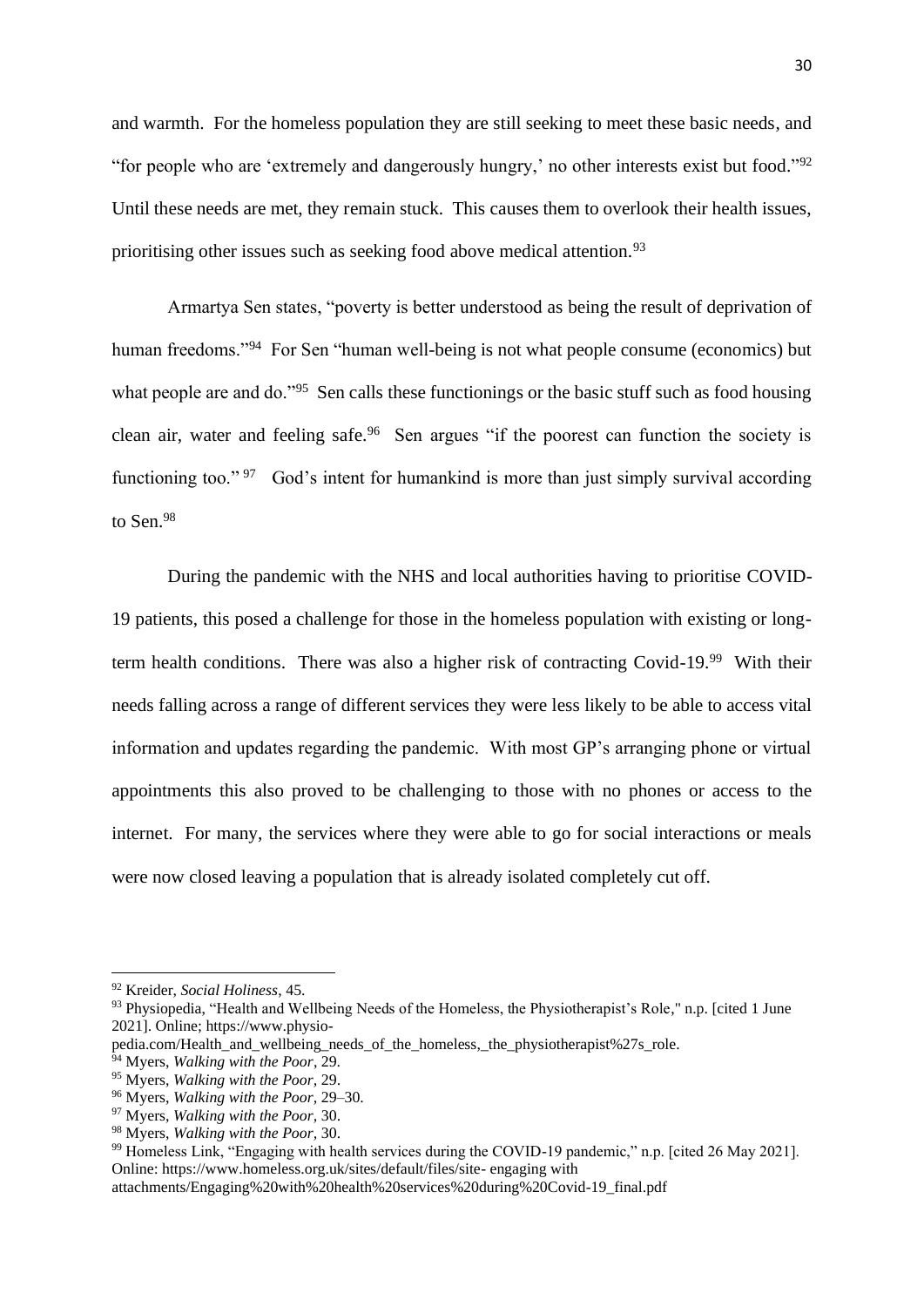and warmth. For the homeless population they are still seeking to meet these basic needs, and "for people who are 'extremely and dangerously hungry,' no other interests exist but food."[92] Until these needs are met, they remain stuck. This causes them to overlook their health issues, prioritising other issues such as seeking food above medical attention.[93]

Armartya Sen states, "poverty is better understood as being the result of deprivation of human freedoms."[94] For Sen "human well-being is not what people consume (economics) but what people are and do."[95] Sen calls these functionings or the basic stuff such as food housing clean air, water and feeling safe.[96] Sen argues "if the poorest can function the society is functioning too."[97] God's intent for humankind is more than just simply survival according to Sen.[98]

During the pandemic with the NHS and local authorities having to prioritise COVID-19 patients, this posed a challenge for those in the homeless population with existing or long-term health conditions. There was also a higher risk of contracting Covid-19.[99] With their needs falling across a range of different services they were less likely to be able to access vital information and updates regarding the pandemic. With most GP's arranging phone or virtual appointments this also proved to be challenging to those with no phones or access to the internet. For many, the services where they were able to go for social interactions or meals were now closed leaving a population that is already isolated completely cut off.

---

[92] Kreider, *Social Holiness*, 45.

[93] Physiopedia, "Health and Wellbeing Needs of the Homeless, the Physiotherapist's Role," n.p. [cited 1 June 2021]. Online; https://www.physio-pedia.com/Health_and_wellbeing_needs_of_the_homeless,_the_physiotherapist%27s_role.

[94] Myers, *Walking with the Poor*, 29.

[95] Myers, *Walking with the Poor*, 29.

[96] Myers, *Walking with the Poor*, 29–30.

[97] Myers, *Walking with the Poor*, 30.

[98] Myers, *Walking with the Poor*, 30.

[99] Homeless Link, "Engaging with health services during the COVID-19 pandemic," n.p. [cited 26 May 2021]. Online: https://www.homeless.org.uk/sites/default/files/site- engaging with attachments/Engaging%20with%20health%20services%20during%20Covid-19_final.pdf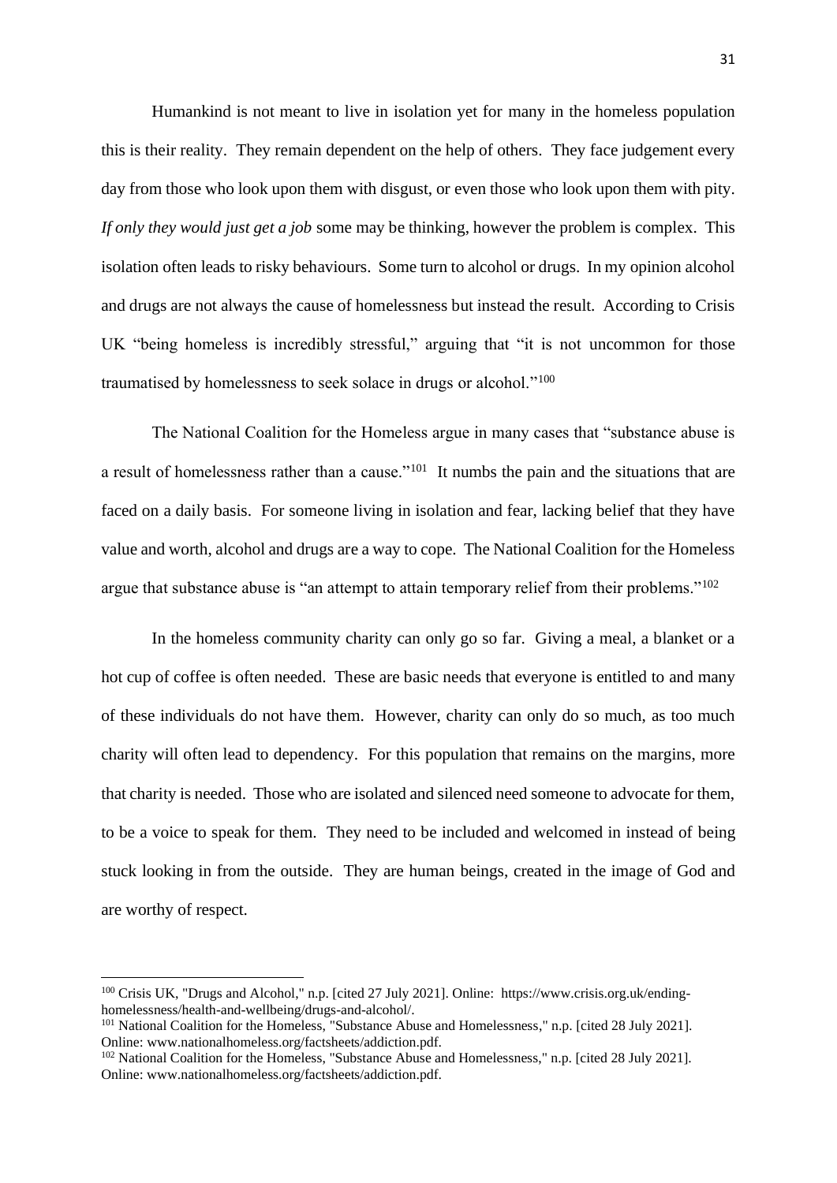Humankind is not meant to live in isolation yet for many in the homeless population this is their reality. They remain dependent on the help of others. They face judgement every day from those who look upon them with disgust, or even those who look upon them with pity. *If only they would just get a job* some may be thinking, however the problem is complex. This isolation often leads to risky behaviours. Some turn to alcohol or drugs. In my opinion alcohol and drugs are not always the cause of homelessness but instead the result. According to Crisis UK "being homeless is incredibly stressful," arguing that "it is not uncommon for those traumatised by homelessness to seek solace in drugs or alcohol."[100]

The National Coalition for the Homeless argue in many cases that "substance abuse is a result of homelessness rather than a cause."[101] It numbs the pain and the situations that are faced on a daily basis. For someone living in isolation and fear, lacking belief that they have value and worth, alcohol and drugs are a way to cope. The National Coalition for the Homeless argue that substance abuse is "an attempt to attain temporary relief from their problems."[102]

In the homeless community charity can only go so far. Giving a meal, a blanket or a hot cup of coffee is often needed. These are basic needs that everyone is entitled to and many of these individuals do not have them. However, charity can only do so much, as too much charity will often lead to dependency. For this population that remains on the margins, more that charity is needed. Those who are isolated and silenced need someone to advocate for them, to be a voice to speak for them. They need to be included and welcomed in instead of being stuck looking in from the outside. They are human beings, created in the image of God and are worthy of respect.

---

[100] Crisis UK, "Drugs and Alcohol," n.p. [cited 27 July 2021]. Online: https://www.crisis.org.uk/ending-homelessness/health-and-wellbeing/drugs-and-alcohol/.

[101] National Coalition for the Homeless, "Substance Abuse and Homelessness," n.p. [cited 28 July 2021]. Online: www.nationalhomeless.org/factsheets/addiction.pdf.

[102] National Coalition for the Homeless, "Substance Abuse and Homelessness," n.p. [cited 28 July 2021]. Online: www.nationalhomeless.org/factsheets/addiction.pdf.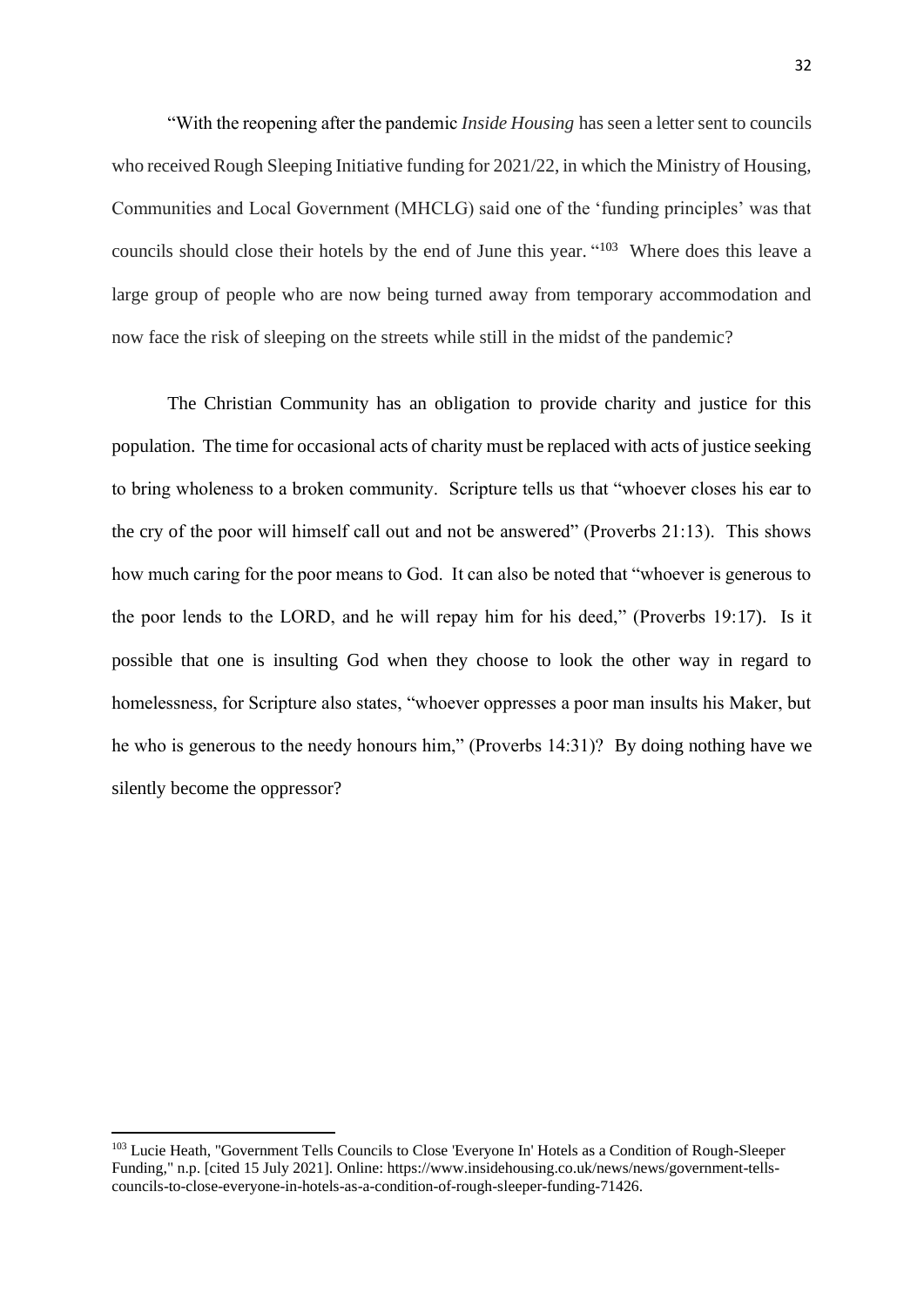"With the reopening after the pandemic *Inside Housing* has seen a letter sent to councils who received Rough Sleeping Initiative funding for 2021/22, in which the Ministry of Housing, Communities and Local Government (MHCLG) said one of the 'funding principles' was that councils should close their hotels by the end of June this year. "[103] Where does this leave a large group of people who are now being turned away from temporary accommodation and now face the risk of sleeping on the streets while still in the midst of the pandemic?

The Christian Community has an obligation to provide charity and justice for this population. The time for occasional acts of charity must be replaced with acts of justice seeking to bring wholeness to a broken community. Scripture tells us that "whoever closes his ear to the cry of the poor will himself call out and not be answered" (Proverbs 21:13). This shows how much caring for the poor means to God. It can also be noted that "whoever is generous to the poor lends to the LORD, and he will repay him for his deed," (Proverbs 19:17). Is it possible that one is insulting God when they choose to look the other way in regard to homelessness, for Scripture also states, "whoever oppresses a poor man insults his Maker, but he who is generous to the needy honours him," (Proverbs 14:31)? By doing nothing have we silently become the oppressor?

---

[103] Lucie Heath, "Government Tells Councils to Close 'Everyone In' Hotels as a Condition of Rough-Sleeper Funding," n.p. [cited 15 July 2021]. Online: https://www.insidehousing.co.uk/news/news/government-tells-councils-to-close-everyone-in-hotels-as-a-condition-of-rough-sleeper-funding-71426.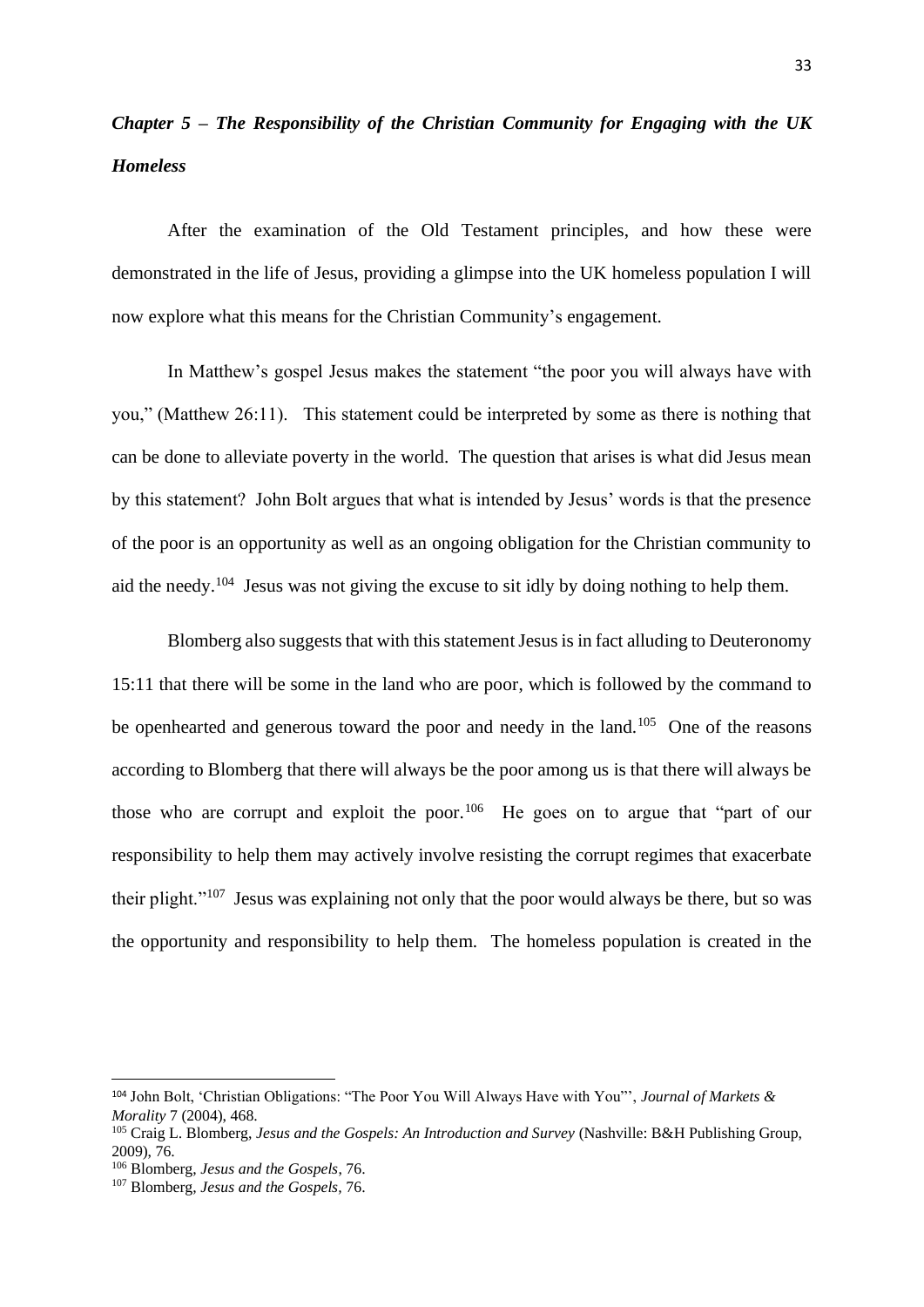## *Chapter 5 – The Responsibility of the Christian Community for Engaging with the UK Homeless*

After the examination of the Old Testament principles, and how these were demonstrated in the life of Jesus, providing a glimpse into the UK homeless population I will now explore what this means for the Christian Community's engagement.

In Matthew's gospel Jesus makes the statement "the poor you will always have with you," (Matthew 26:11). This statement could be interpreted by some as there is nothing that can be done to alleviate poverty in the world. The question that arises is what did Jesus mean by this statement? John Bolt argues that what is intended by Jesus' words is that the presence of the poor is an opportunity as well as an ongoing obligation for the Christian community to aid the needy.[104] Jesus was not giving the excuse to sit idly by doing nothing to help them.

Blomberg also suggests that with this statement Jesus is in fact alluding to Deuteronomy 15:11 that there will be some in the land who are poor, which is followed by the command to be openhearted and generous toward the poor and needy in the land.[105] One of the reasons according to Blomberg that there will always be the poor among us is that there will always be those who are corrupt and exploit the poor.[106] He goes on to argue that "part of our responsibility to help them may actively involve resisting the corrupt regimes that exacerbate their plight."[107] Jesus was explaining not only that the poor would always be there, but so was the opportunity and responsibility to help them. The homeless population is created in the

---

[104] John Bolt, 'Christian Obligations: "The Poor You Will Always Have with You"', *Journal of Markets & Morality* 7 (2004), 468.

[105] Craig L. Blomberg, *Jesus and the Gospels: An Introduction and Survey* (Nashville: B&H Publishing Group, 2009), 76.

[106] Blomberg, *Jesus and the Gospels*, 76.

[107] Blomberg, *Jesus and the Gospels,* 76.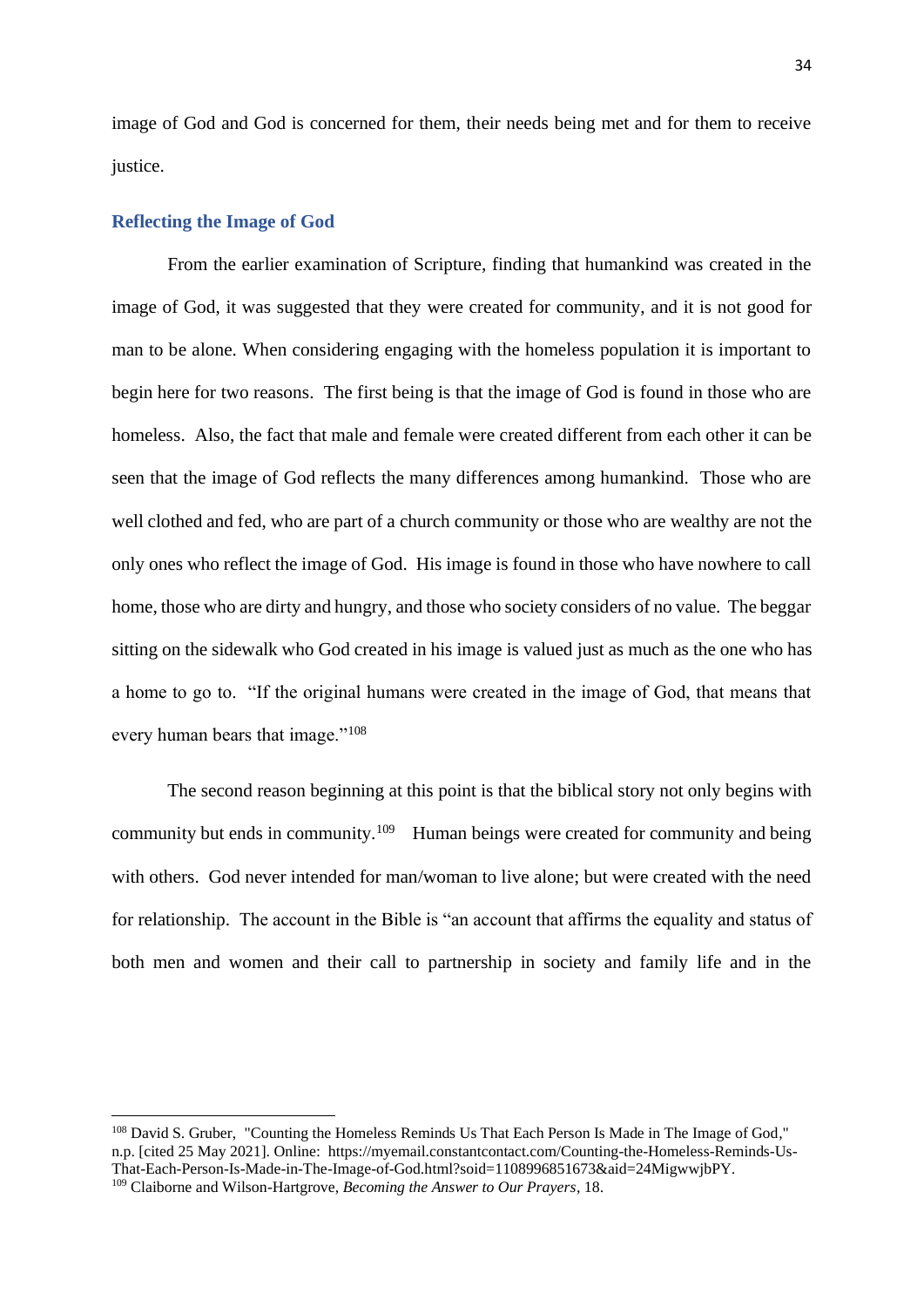image of God and God is concerned for them, their needs being met and for them to receive justice.

### Reflecting the Image of God

From the earlier examination of Scripture, finding that humankind was created in the image of God, it was suggested that they were created for community, and it is not good for man to be alone. When considering engaging with the homeless population it is important to begin here for two reasons. The first being is that the image of God is found in those who are homeless. Also, the fact that male and female were created different from each other it can be seen that the image of God reflects the many differences among humankind. Those who are well clothed and fed, who are part of a church community or those who are wealthy are not the only ones who reflect the image of God. His image is found in those who have nowhere to call home, those who are dirty and hungry, and those who society considers of no value. The beggar sitting on the sidewalk who God created in his image is valued just as much as the one who has a home to go to. "If the original humans were created in the image of God, that means that every human bears that image."[108]

The second reason beginning at this point is that the biblical story not only begins with community but ends in community.[109] Human beings were created for community and being with others. God never intended for man/woman to live alone; but were created with the need for relationship. The account in the Bible is "an account that affirms the equality and status of both men and women and their call to partnership in society and family life and in the

[108] David S. Gruber, "Counting the Homeless Reminds Us That Each Person Is Made in The Image of God," n.p. [cited 25 May 2021]. Online: https://myemail.constantcontact.com/Counting-the-Homeless-Reminds-Us-That-Each-Person-Is-Made-in-The-Image-of-God.html?soid=1108996851673&aid=24MigwwjbPY.

[109] Claiborne and Wilson-Hartgrove, *Becoming the Answer to Our Prayers*, 18.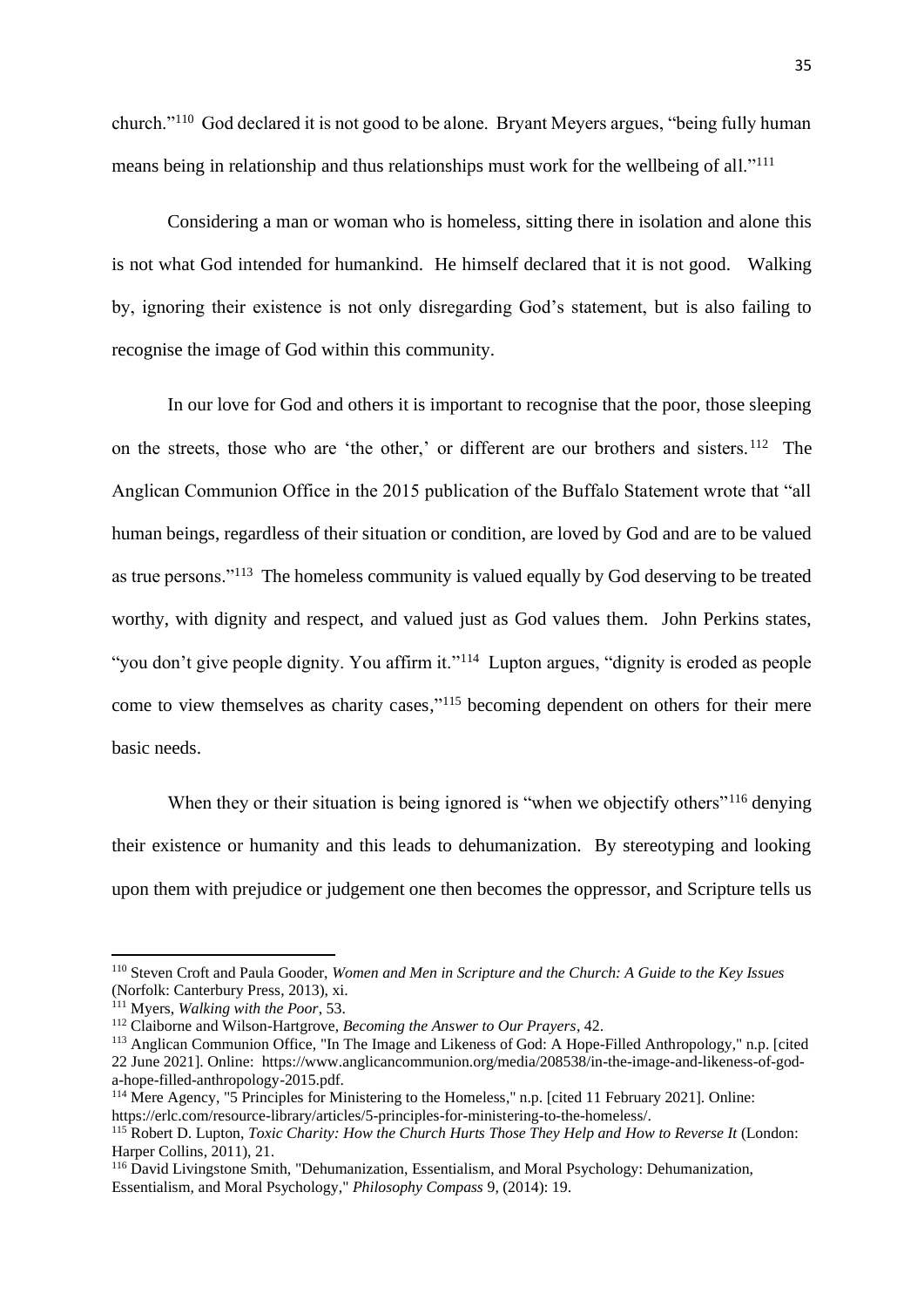church."[110] God declared it is not good to be alone. Bryant Meyers argues, "being fully human means being in relationship and thus relationships must work for the wellbeing of all."[111]

Considering a man or woman who is homeless, sitting there in isolation and alone this is not what God intended for humankind. He himself declared that it is not good. Walking by, ignoring their existence is not only disregarding God's statement, but is also failing to recognise the image of God within this community.

In our love for God and others it is important to recognise that the poor, those sleeping on the streets, those who are 'the other,' or different are our brothers and sisters.[112] The Anglican Communion Office in the 2015 publication of the Buffalo Statement wrote that "all human beings, regardless of their situation or condition, are loved by God and are to be valued as true persons."[113] The homeless community is valued equally by God deserving to be treated worthy, with dignity and respect, and valued just as God values them. John Perkins states, "you don't give people dignity. You affirm it."[114] Lupton argues, "dignity is eroded as people come to view themselves as charity cases,"[115] becoming dependent on others for their mere basic needs.

When they or their situation is being ignored is "when we objectify others"[116] denying their existence or humanity and this leads to dehumanization. By stereotyping and looking upon them with prejudice or judgement one then becomes the oppressor, and Scripture tells us

---

[110] Steven Croft and Paula Gooder, *Women and Men in Scripture and the Church: A Guide to the Key Issues* (Norfolk: Canterbury Press, 2013), xi.

[111] Myers, *Walking with the Poor*, 53.

[112] Claiborne and Wilson-Hartgrove, *Becoming the Answer to Our Prayers*, 42.

[113] Anglican Communion Office, "In The Image and Likeness of God: A Hope-Filled Anthropology," n.p. [cited 22 June 2021]. Online: https://www.anglicancommunion.org/media/208538/in-the-image-and-likeness-of-god-a-hope-filled-anthropology-2015.pdf.

[114] Mere Agency, "5 Principles for Ministering to the Homeless," n.p. [cited 11 February 2021]. Online: https://erlc.com/resource-library/articles/5-principles-for-ministering-to-the-homeless/.

[115] Robert D. Lupton, *Toxic Charity: How the Church Hurts Those They Help and How to Reverse It* (London: Harper Collins, 2011), 21.

[116] David Livingstone Smith, "Dehumanization, Essentialism, and Moral Psychology: Dehumanization, Essentialism, and Moral Psychology," *Philosophy Compass* 9, (2014): 19.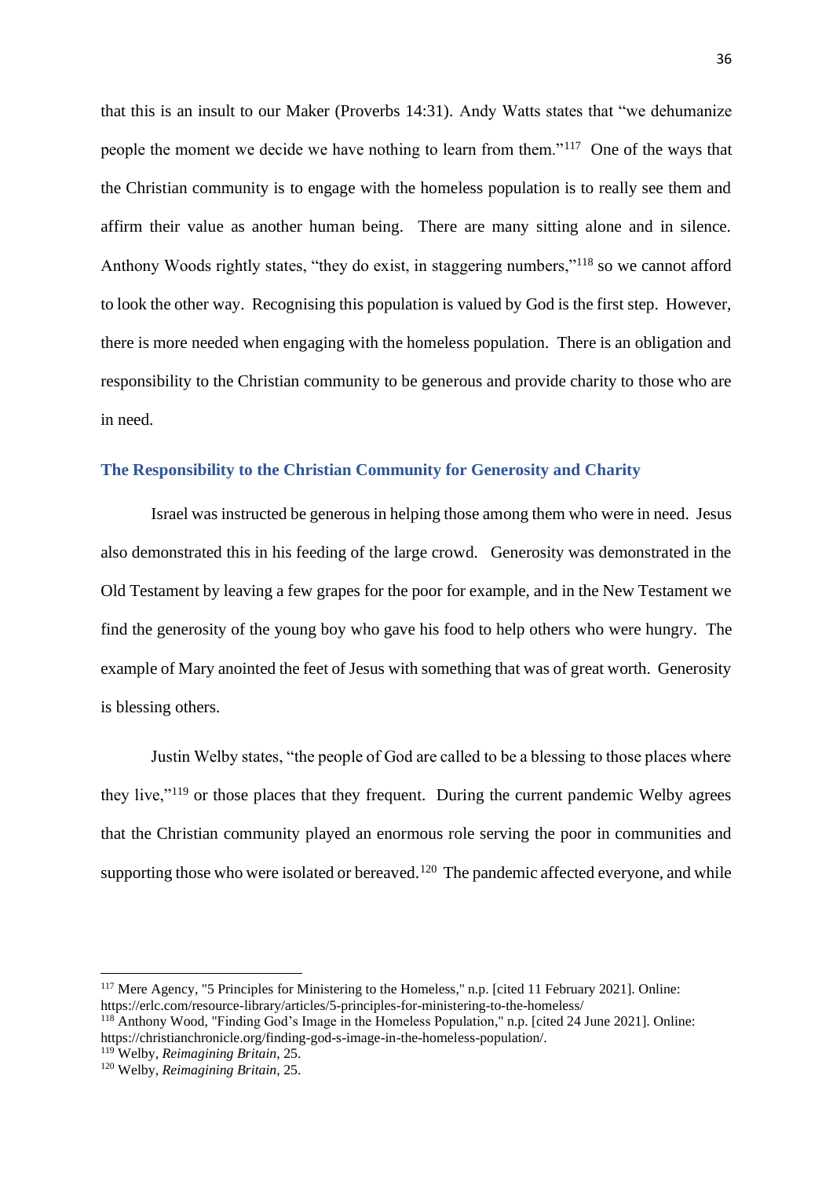that this is an insult to our Maker (Proverbs 14:31). Andy Watts states that "we dehumanize people the moment we decide we have nothing to learn from them."[117] One of the ways that the Christian community is to engage with the homeless population is to really see them and affirm their value as another human being. There are many sitting alone and in silence. Anthony Woods rightly states, "they do exist, in staggering numbers,"[118] so we cannot afford to look the other way. Recognising this population is valued by God is the first step. However, there is more needed when engaging with the homeless population. There is an obligation and responsibility to the Christian community to be generous and provide charity to those who are in need.

### The Responsibility to the Christian Community for Generosity and Charity

Israel was instructed be generous in helping those among them who were in need. Jesus also demonstrated this in his feeding of the large crowd. Generosity was demonstrated in the Old Testament by leaving a few grapes for the poor for example, and in the New Testament we find the generosity of the young boy who gave his food to help others who were hungry. The example of Mary anointed the feet of Jesus with something that was of great worth. Generosity is blessing others.

Justin Welby states, "the people of God are called to be a blessing to those places where they live,"[119] or those places that they frequent. During the current pandemic Welby agrees that the Christian community played an enormous role serving the poor in communities and supporting those who were isolated or bereaved.[120] The pandemic affected everyone, and while

---

[117] Mere Agency, "5 Principles for Ministering to the Homeless," n.p. [cited 11 February 2021]. Online: https://erlc.com/resource-library/articles/5-principles-for-ministering-to-the-homeless/

[118] Anthony Wood, "Finding God's Image in the Homeless Population," n.p. [cited 24 June 2021]. Online: https://christianchronicle.org/finding-god-s-image-in-the-homeless-population/.

[119] Welby, *Reimagining Britain*, 25.

[120] Welby, *Reimagining Britain,* 25.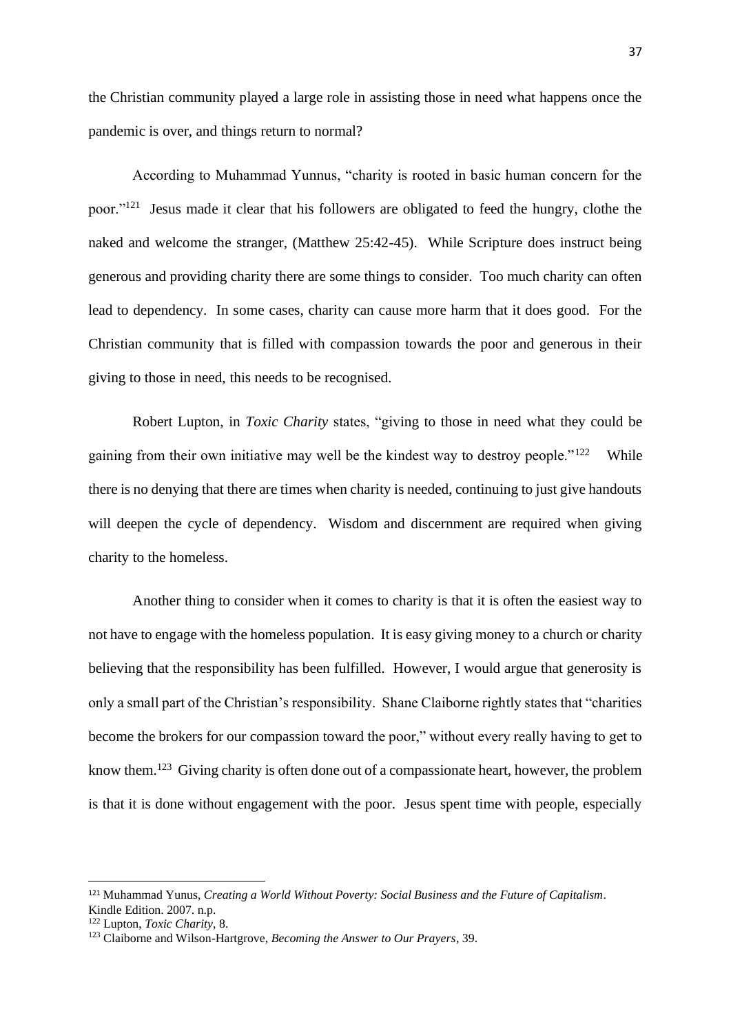the Christian community played a large role in assisting those in need what happens once the pandemic is over, and things return to normal?

According to Muhammad Yunnus, "charity is rooted in basic human concern for the poor."[121] Jesus made it clear that his followers are obligated to feed the hungry, clothe the naked and welcome the stranger, (Matthew 25:42-45). While Scripture does instruct being generous and providing charity there are some things to consider. Too much charity can often lead to dependency. In some cases, charity can cause more harm that it does good. For the Christian community that is filled with compassion towards the poor and generous in their giving to those in need, this needs to be recognised.

Robert Lupton, in *Toxic Charity* states, "giving to those in need what they could be gaining from their own initiative may well be the kindest way to destroy people."[122] While there is no denying that there are times when charity is needed, continuing to just give handouts will deepen the cycle of dependency. Wisdom and discernment are required when giving charity to the homeless.

Another thing to consider when it comes to charity is that it is often the easiest way to not have to engage with the homeless population. It is easy giving money to a church or charity believing that the responsibility has been fulfilled. However, I would argue that generosity is only a small part of the Christian's responsibility. Shane Claiborne rightly states that "charities become the brokers for our compassion toward the poor," without every really having to get to know them.[123] Giving charity is often done out of a compassionate heart, however, the problem is that it is done without engagement with the poor. Jesus spent time with people, especially

---

[121] Muhammad Yunus, *Creating a World Without Poverty: Social Business and the Future of Capitalism*. Kindle Edition. 2007. n.p.

[122] Lupton, *Toxic Charity*, 8.

[123] Claiborne and Wilson-Hartgrove, *Becoming the Answer to Our Prayers*, 39.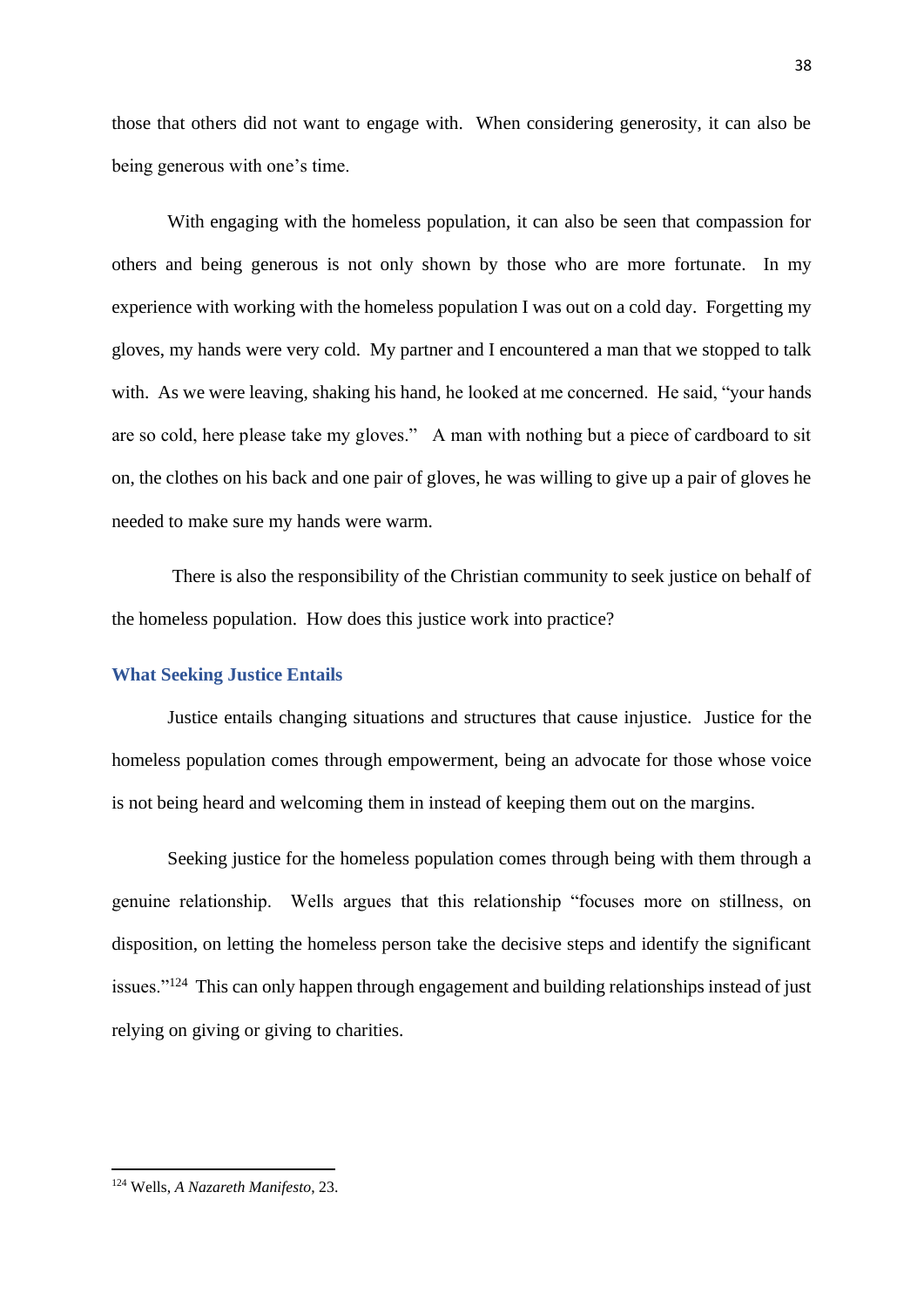those that others did not want to engage with. When considering generosity, it can also be being generous with one's time.

With engaging with the homeless population, it can also be seen that compassion for others and being generous is not only shown by those who are more fortunate. In my experience with working with the homeless population I was out on a cold day. Forgetting my gloves, my hands were very cold. My partner and I encountered a man that we stopped to talk with. As we were leaving, shaking his hand, he looked at me concerned. He said, "your hands are so cold, here please take my gloves." A man with nothing but a piece of cardboard to sit on, the clothes on his back and one pair of gloves, he was willing to give up a pair of gloves he needed to make sure my hands were warm.

There is also the responsibility of the Christian community to seek justice on behalf of the homeless population. How does this justice work into practice?

### What Seeking Justice Entails

Justice entails changing situations and structures that cause injustice. Justice for the homeless population comes through empowerment, being an advocate for those whose voice is not being heard and welcoming them in instead of keeping them out on the margins.

Seeking justice for the homeless population comes through being with them through a genuine relationship. Wells argues that this relationship "focuses more on stillness, on disposition, on letting the homeless person take the decisive steps and identify the significant issues."[124] This can only happen through engagement and building relationships instead of just relying on giving or giving to charities.

---

[124] Wells, *A Nazareth Manifesto*, 23.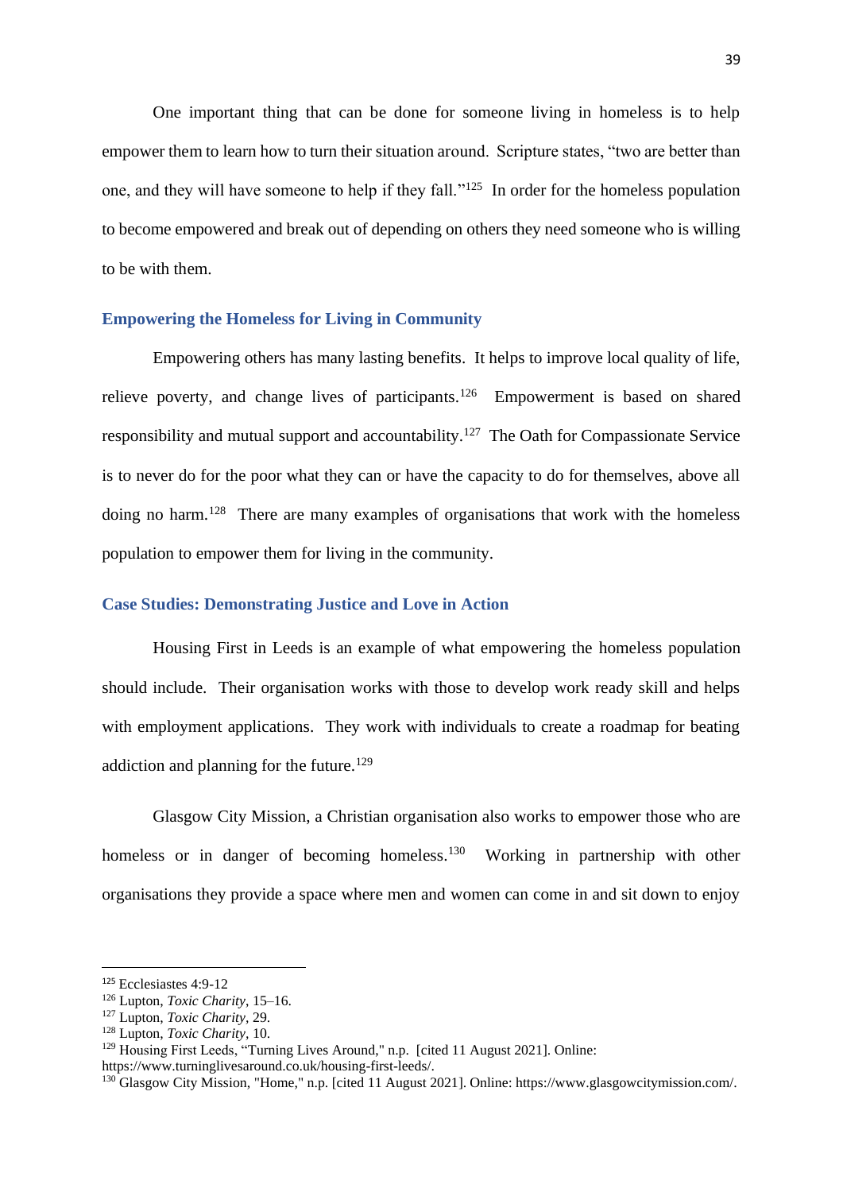One important thing that can be done for someone living in homeless is to help empower them to learn how to turn their situation around. Scripture states, "two are better than one, and they will have someone to help if they fall."[125] In order for the homeless population to become empowered and break out of depending on others they need someone who is willing to be with them.

## Empowering the Homeless for Living in Community

Empowering others has many lasting benefits. It helps to improve local quality of life, relieve poverty, and change lives of participants.[126] Empowerment is based on shared responsibility and mutual support and accountability.[127] The Oath for Compassionate Service is to never do for the poor what they can or have the capacity to do for themselves, above all doing no harm.[128] There are many examples of organisations that work with the homeless population to empower them for living in the community.

## Case Studies: Demonstrating Justice and Love in Action

Housing First in Leeds is an example of what empowering the homeless population should include. Their organisation works with those to develop work ready skill and helps with employment applications. They work with individuals to create a roadmap for beating addiction and planning for the future.[129]

Glasgow City Mission, a Christian organisation also works to empower those who are homeless or in danger of becoming homeless.[130] Working in partnership with other organisations they provide a space where men and women can come in and sit down to enjoy

---

[125] Ecclesiastes 4:9-12

[126] Lupton, *Toxic Charity*, 15–16.

[127] Lupton, *Toxic Charity*, 29.

[128] Lupton, *Toxic Charity*, 10.

[129] Housing First Leeds, "Turning Lives Around," n.p. [cited 11 August 2021]. Online: https://www.turninglivesaround.co.uk/housing-first-leeds/.

[130] Glasgow City Mission, "Home," n.p. [cited 11 August 2021]. Online: https://www.glasgowcitymission.com/.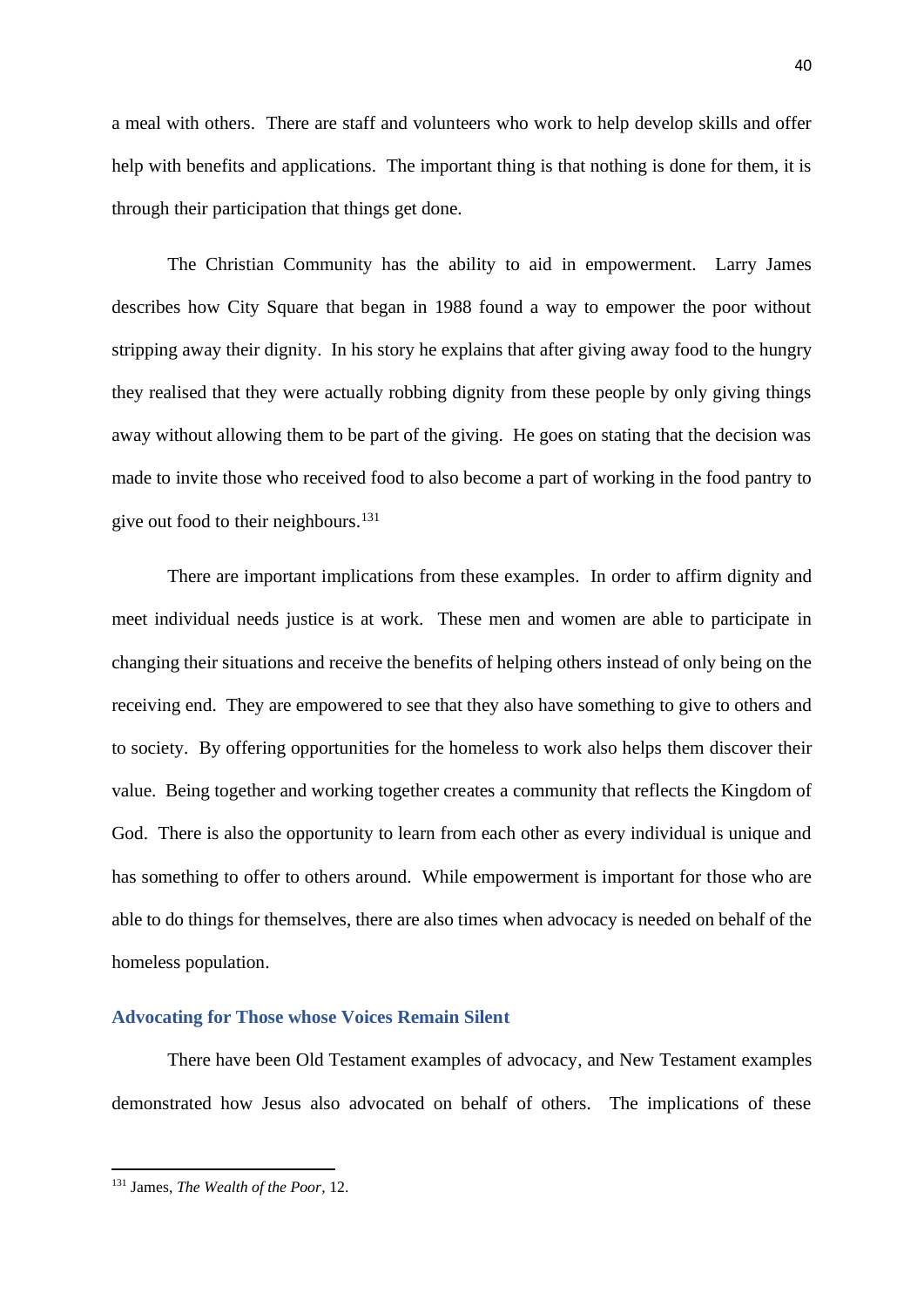a meal with others. There are staff and volunteers who work to help develop skills and offer help with benefits and applications. The important thing is that nothing is done for them, it is through their participation that things get done.

The Christian Community has the ability to aid in empowerment. Larry James describes how City Square that began in 1988 found a way to empower the poor without stripping away their dignity. In his story he explains that after giving away food to the hungry they realised that they were actually robbing dignity from these people by only giving things away without allowing them to be part of the giving. He goes on stating that the decision was made to invite those who received food to also become a part of working in the food pantry to give out food to their neighbours.[131]

There are important implications from these examples. In order to affirm dignity and meet individual needs justice is at work. These men and women are able to participate in changing their situations and receive the benefits of helping others instead of only being on the receiving end. They are empowered to see that they also have something to give to others and to society. By offering opportunities for the homeless to work also helps them discover their value. Being together and working together creates a community that reflects the Kingdom of God. There is also the opportunity to learn from each other as every individual is unique and has something to offer to others around. While empowerment is important for those who are able to do things for themselves, there are also times when advocacy is needed on behalf of the homeless population.

### Advocating for Those whose Voices Remain Silent

There have been Old Testament examples of advocacy, and New Testament examples demonstrated how Jesus also advocated on behalf of others. The implications of these

---

[131] James, *The Wealth of the Poor*, 12.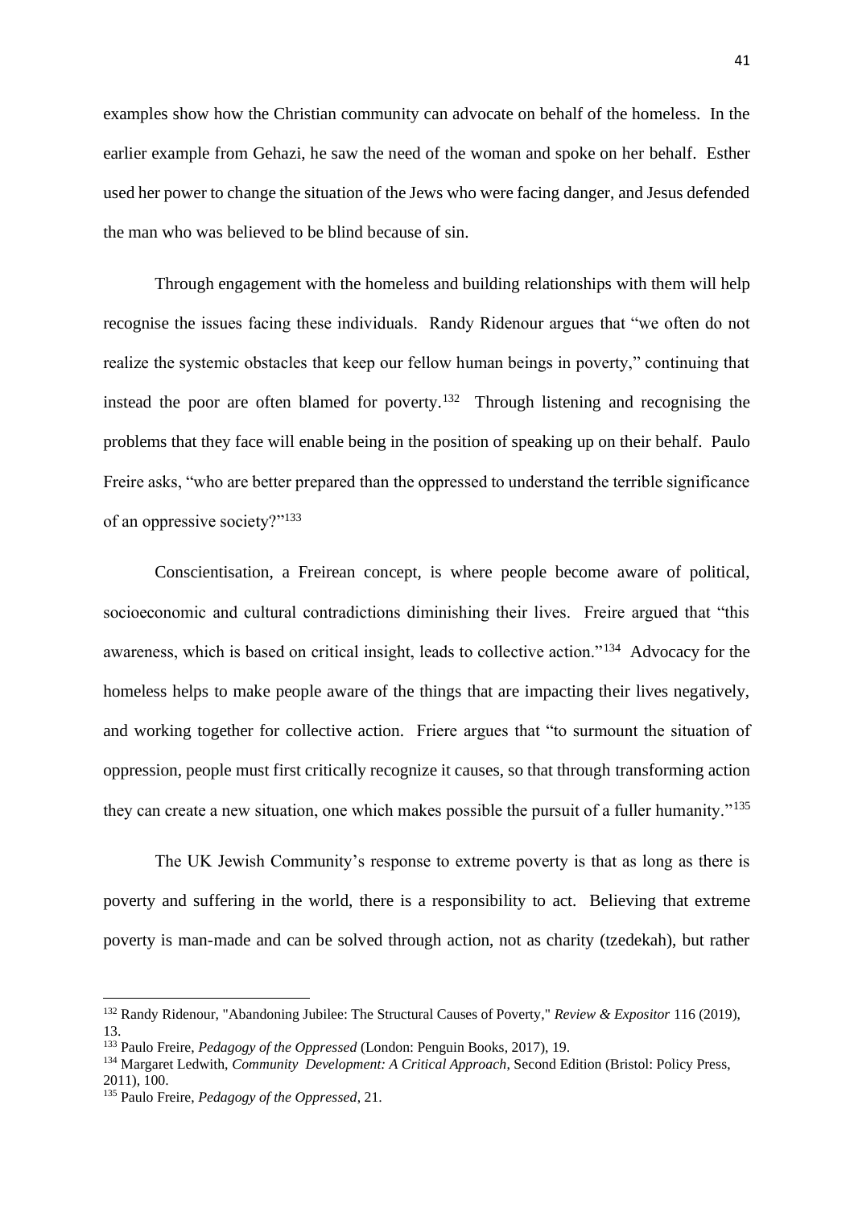examples show how the Christian community can advocate on behalf of the homeless. In the earlier example from Gehazi, he saw the need of the woman and spoke on her behalf. Esther used her power to change the situation of the Jews who were facing danger, and Jesus defended the man who was believed to be blind because of sin.

Through engagement with the homeless and building relationships with them will help recognise the issues facing these individuals. Randy Ridenour argues that "we often do not realize the systemic obstacles that keep our fellow human beings in poverty," continuing that instead the poor are often blamed for poverty.[132] Through listening and recognising the problems that they face will enable being in the position of speaking up on their behalf. Paulo Freire asks, "who are better prepared than the oppressed to understand the terrible significance of an oppressive society?"[133]

Conscientisation, a Freirean concept, is where people become aware of political, socioeconomic and cultural contradictions diminishing their lives. Freire argued that "this awareness, which is based on critical insight, leads to collective action."[134] Advocacy for the homeless helps to make people aware of the things that are impacting their lives negatively, and working together for collective action. Friere argues that "to surmount the situation of oppression, people must first critically recognize it causes, so that through transforming action they can create a new situation, one which makes possible the pursuit of a fuller humanity."[135]

The UK Jewish Community's response to extreme poverty is that as long as there is poverty and suffering in the world, there is a responsibility to act. Believing that extreme poverty is man-made and can be solved through action, not as charity (tzedekah), but rather

---

[132] Randy Ridenour, "Abandoning Jubilee: The Structural Causes of Poverty," *Review & Expositor* 116 (2019), 13.

[133] Paulo Freire, *Pedagogy of the Oppressed* (London: Penguin Books, 2017), 19.

[134] Margaret Ledwith, *Community Development: A Critical Approach*, Second Edition (Bristol: Policy Press, 2011), 100.

[135] Paulo Freire, *Pedagogy of the Oppressed*, 21.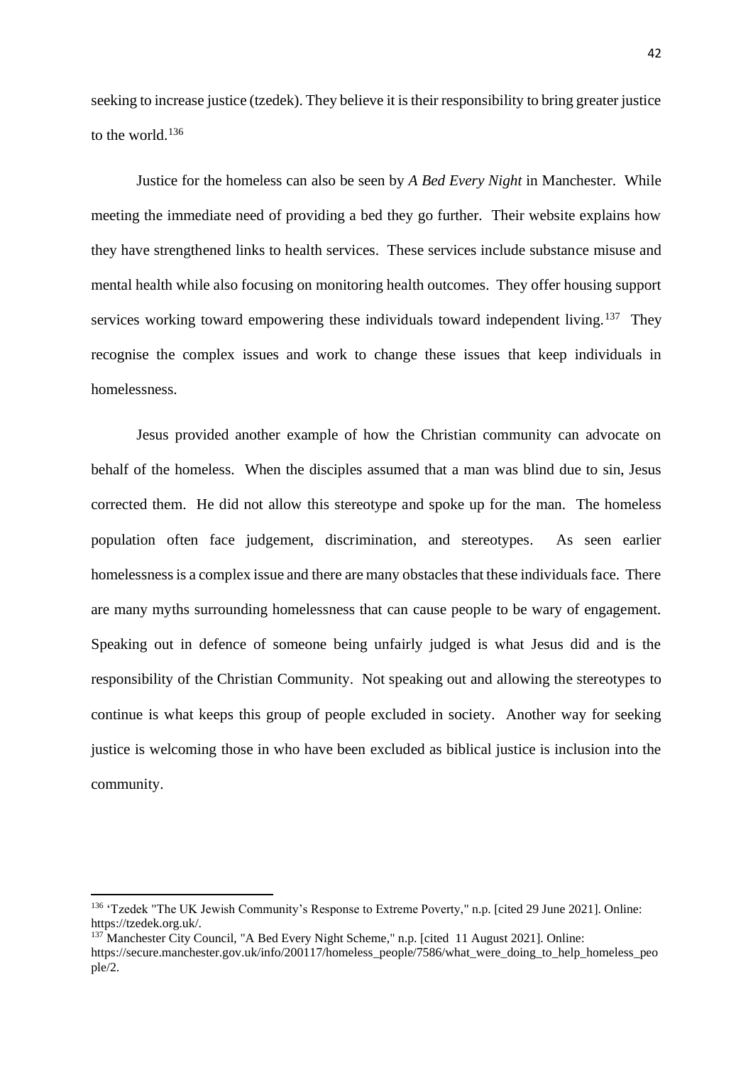seeking to increase justice (tzedek). They believe it is their responsibility to bring greater justice to the world.[136]

Justice for the homeless can also be seen by *A Bed Every Night* in Manchester. While meeting the immediate need of providing a bed they go further. Their website explains how they have strengthened links to health services. These services include substance misuse and mental health while also focusing on monitoring health outcomes. They offer housing support services working toward empowering these individuals toward independent living.[137] They recognise the complex issues and work to change these issues that keep individuals in homelessness.

Jesus provided another example of how the Christian community can advocate on behalf of the homeless. When the disciples assumed that a man was blind due to sin, Jesus corrected them. He did not allow this stereotype and spoke up for the man. The homeless population often face judgement, discrimination, and stereotypes. As seen earlier homelessness is a complex issue and there are many obstacles that these individuals face. There are many myths surrounding homelessness that can cause people to be wary of engagement. Speaking out in defence of someone being unfairly judged is what Jesus did and is the responsibility of the Christian Community. Not speaking out and allowing the stereotypes to continue is what keeps this group of people excluded in society. Another way for seeking justice is welcoming those in who have been excluded as biblical justice is inclusion into the community.

---

[136] 'Tzedek "The UK Jewish Community's Response to Extreme Poverty," n.p. [cited 29 June 2021]. Online: https://tzedek.org.uk/.

[137] Manchester City Council, "A Bed Every Night Scheme," n.p. [cited 11 August 2021]. Online: https://secure.manchester.gov.uk/info/200117/homeless_people/7586/what_were_doing_to_help_homeless_people/2.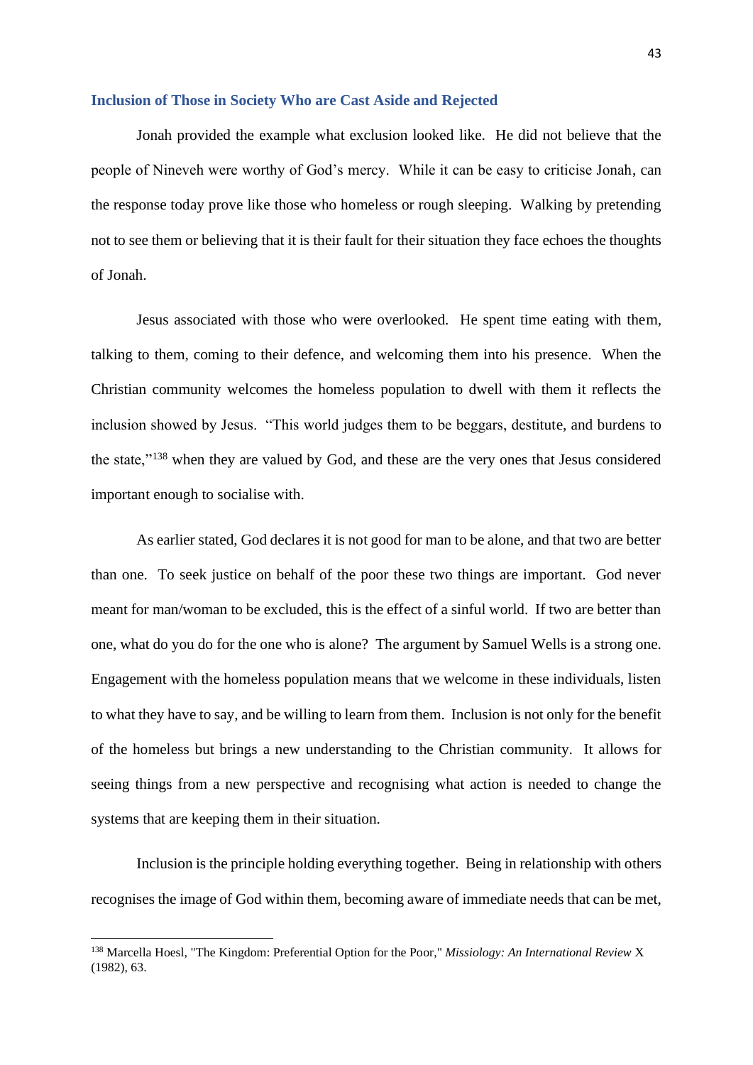## Inclusion of Those in Society Who are Cast Aside and Rejected

Jonah provided the example what exclusion looked like. He did not believe that the people of Nineveh were worthy of God's mercy. While it can be easy to criticise Jonah, can the response today prove like those who homeless or rough sleeping. Walking by pretending not to see them or believing that it is their fault for their situation they face echoes the thoughts of Jonah.

Jesus associated with those who were overlooked. He spent time eating with them, talking to them, coming to their defence, and welcoming them into his presence. When the Christian community welcomes the homeless population to dwell with them it reflects the inclusion showed by Jesus. "This world judges them to be beggars, destitute, and burdens to the state,"[138] when they are valued by God, and these are the very ones that Jesus considered important enough to socialise with.

As earlier stated, God declares it is not good for man to be alone, and that two are better than one. To seek justice on behalf of the poor these two things are important. God never meant for man/woman to be excluded, this is the effect of a sinful world. If two are better than one, what do you do for the one who is alone? The argument by Samuel Wells is a strong one. Engagement with the homeless population means that we welcome in these individuals, listen to what they have to say, and be willing to learn from them. Inclusion is not only for the benefit of the homeless but brings a new understanding to the Christian community. It allows for seeing things from a new perspective and recognising what action is needed to change the systems that are keeping them in their situation.

Inclusion is the principle holding everything together. Being in relationship with others recognises the image of God within them, becoming aware of immediate needs that can be met,

---

[138] Marcella Hoesl, "The Kingdom: Preferential Option for the Poor," *Missiology: An International Review* X (1982), 63.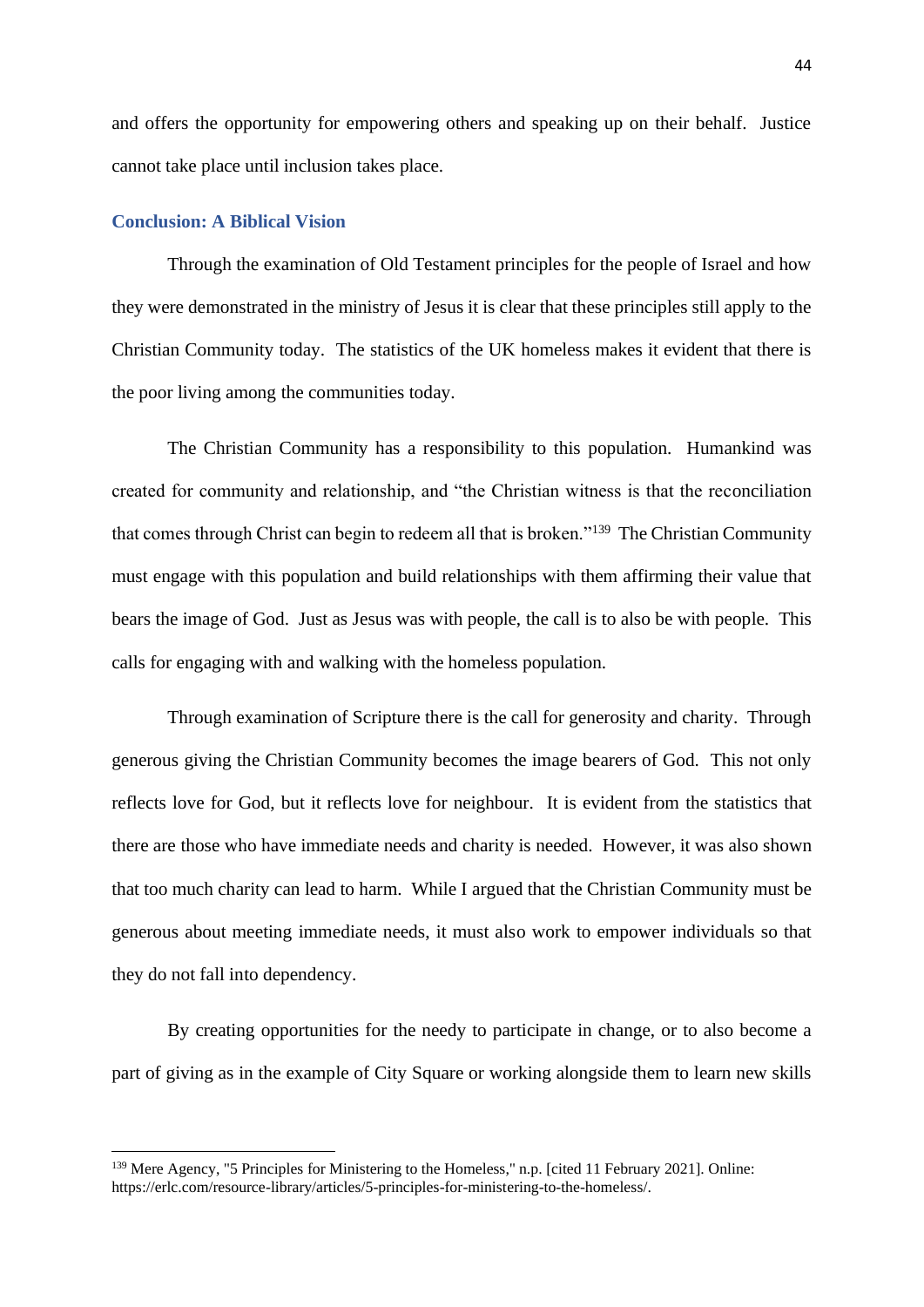and offers the opportunity for empowering others and speaking up on their behalf. Justice cannot take place until inclusion takes place.

## Conclusion: A Biblical Vision

Through the examination of Old Testament principles for the people of Israel and how they were demonstrated in the ministry of Jesus it is clear that these principles still apply to the Christian Community today. The statistics of the UK homeless makes it evident that there is the poor living among the communities today.

The Christian Community has a responsibility to this population. Humankind was created for community and relationship, and "the Christian witness is that the reconciliation that comes through Christ can begin to redeem all that is broken."[139] The Christian Community must engage with this population and build relationships with them affirming their value that bears the image of God. Just as Jesus was with people, the call is to also be with people. This calls for engaging with and walking with the homeless population.

Through examination of Scripture there is the call for generosity and charity. Through generous giving the Christian Community becomes the image bearers of God. This not only reflects love for God, but it reflects love for neighbour. It is evident from the statistics that there are those who have immediate needs and charity is needed. However, it was also shown that too much charity can lead to harm. While I argued that the Christian Community must be generous about meeting immediate needs, it must also work to empower individuals so that they do not fall into dependency.

By creating opportunities for the needy to participate in change, or to also become a part of giving as in the example of City Square or working alongside them to learn new skills

---

[139] Mere Agency, "5 Principles for Ministering to the Homeless," n.p. [cited 11 February 2021]. Online: https://erlc.com/resource-library/articles/5-principles-for-ministering-to-the-homeless/.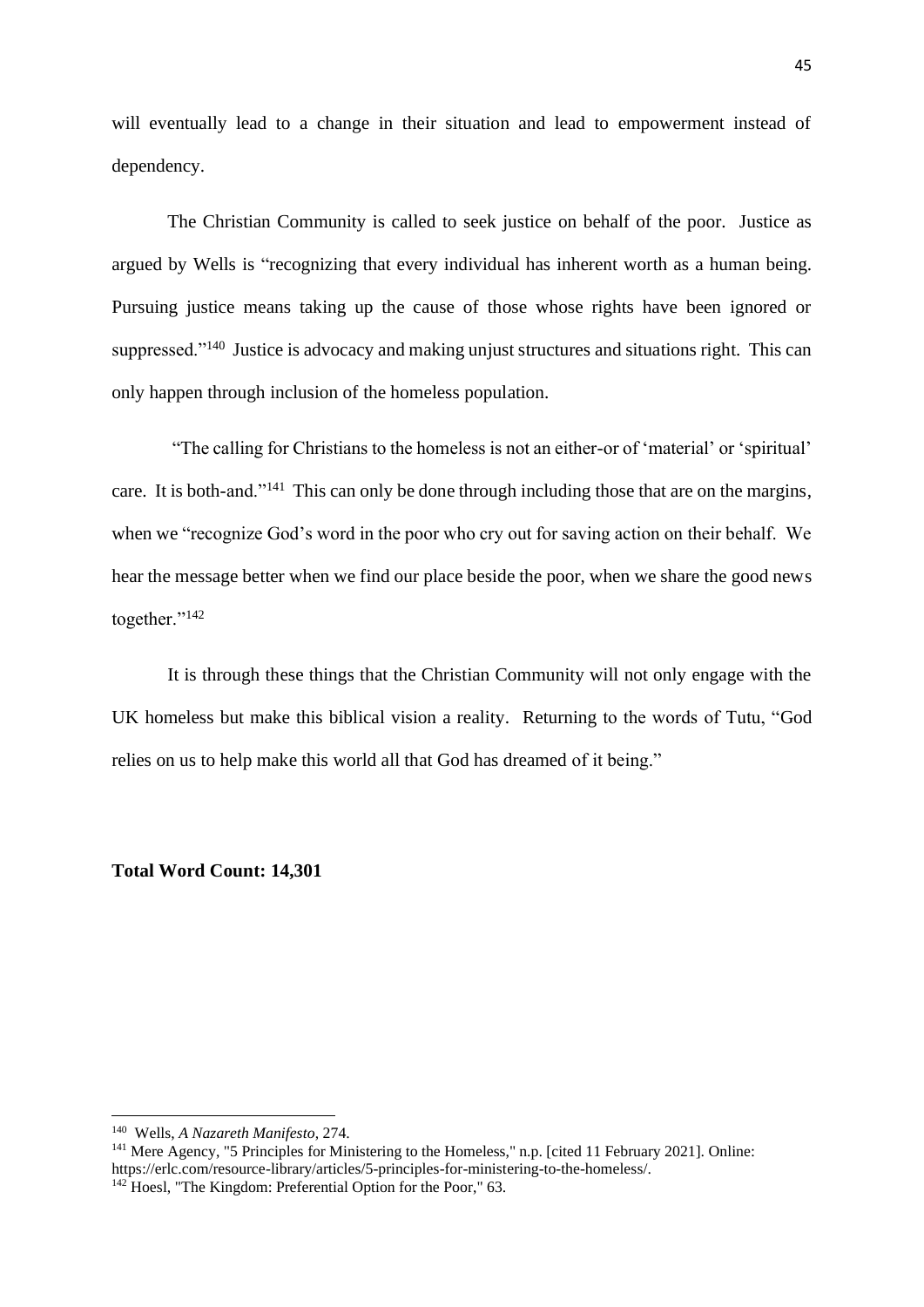will eventually lead to a change in their situation and lead to empowerment instead of dependency.

The Christian Community is called to seek justice on behalf of the poor. Justice as argued by Wells is "recognizing that every individual has inherent worth as a human being. Pursuing justice means taking up the cause of those whose rights have been ignored or suppressed."[140] Justice is advocacy and making unjust structures and situations right. This can only happen through inclusion of the homeless population.

"The calling for Christians to the homeless is not an either-or of 'material' or 'spiritual' care. It is both-and."[141] This can only be done through including those that are on the margins, when we "recognize God's word in the poor who cry out for saving action on their behalf. We hear the message better when we find our place beside the poor, when we share the good news together."[142]

It is through these things that the Christian Community will not only engage with the UK homeless but make this biblical vision a reality. Returning to the words of Tutu, "God relies on us to help make this world all that God has dreamed of it being."

**Total Word Count: 14,301**

---

[140] Wells, *A Nazareth Manifesto*, 274.

[141] Mere Agency, "5 Principles for Ministering to the Homeless," n.p. [cited 11 February 2021]. Online: https://erlc.com/resource-library/articles/5-principles-for-ministering-to-the-homeless/.

[142] Hoesl, "The Kingdom: Preferential Option for the Poor," 63.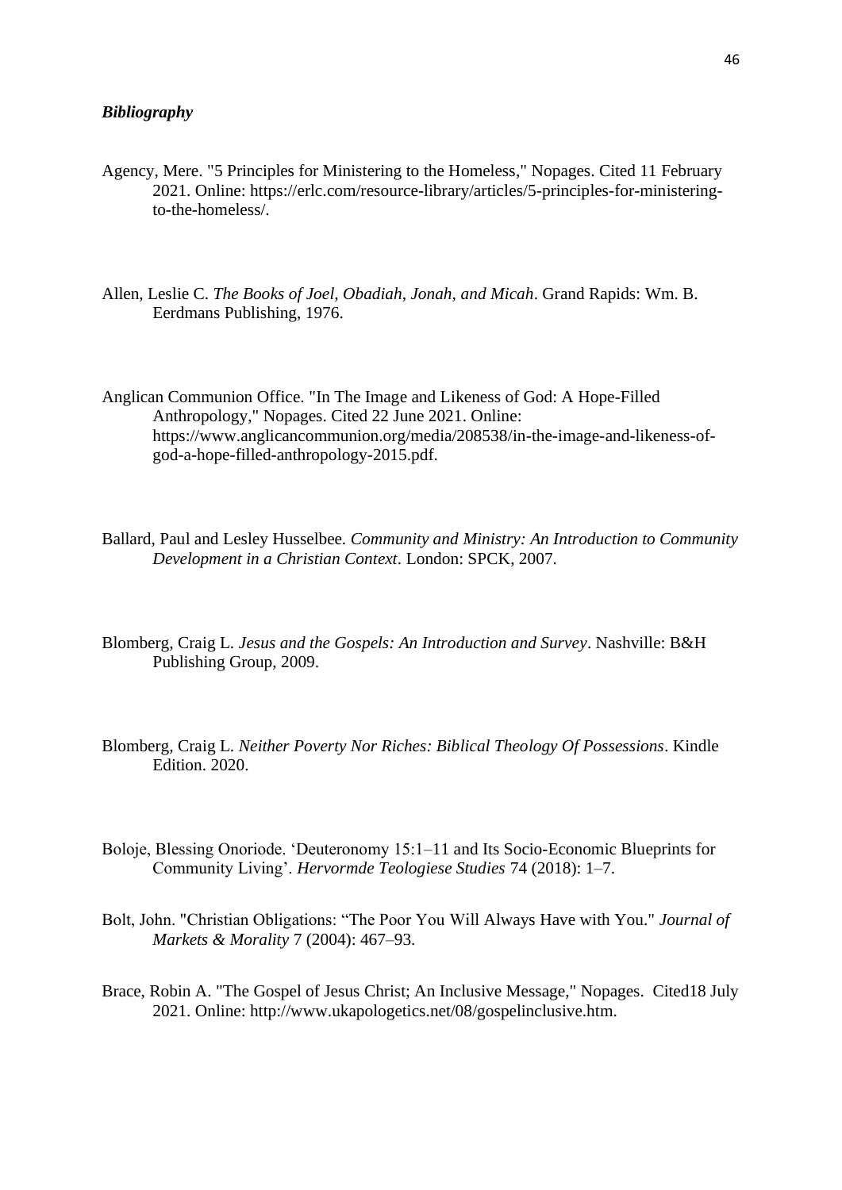### *Bibliography*

Agency, Mere. "5 Principles for Ministering to the Homeless," Nopages. Cited 11 February 2021. Online: https://erlc.com/resource-library/articles/5-principles-for-ministering-to-the-homeless/.

Allen, Leslie C. *The Books of Joel, Obadiah, Jonah, and Micah*. Grand Rapids: Wm. B. Eerdmans Publishing, 1976.

Anglican Communion Office. "In The Image and Likeness of God: A Hope-Filled Anthropology," Nopages. Cited 22 June 2021. Online: https://www.anglicancommunion.org/media/208538/in-the-image-and-likeness-of-god-a-hope-filled-anthropology-2015.pdf.

Ballard, Paul and Lesley Husselbee. *Community and Ministry: An Introduction to Community Development in a Christian Context*. London: SPCK, 2007.

Blomberg, Craig L. *Jesus and the Gospels: An Introduction and Survey*. Nashville: B&H Publishing Group, 2009.

Blomberg, Craig L. *Neither Poverty Nor Riches: Biblical Theology Of Possessions*. Kindle Edition. 2020.

Boloje, Blessing Onoriode. 'Deuteronomy 15:1–11 and Its Socio-Economic Blueprints for Community Living'. *Hervormde Teologiese Studies* 74 (2018): 1–7.

Bolt, John. "Christian Obligations: "The Poor You Will Always Have with You." *Journal of Markets & Morality* 7 (2004): 467–93.

Brace, Robin A. "The Gospel of Jesus Christ; An Inclusive Message," Nopages. Cited18 July 2021. Online: http://www.ukapologetics.net/08/gospelinclusive.htm.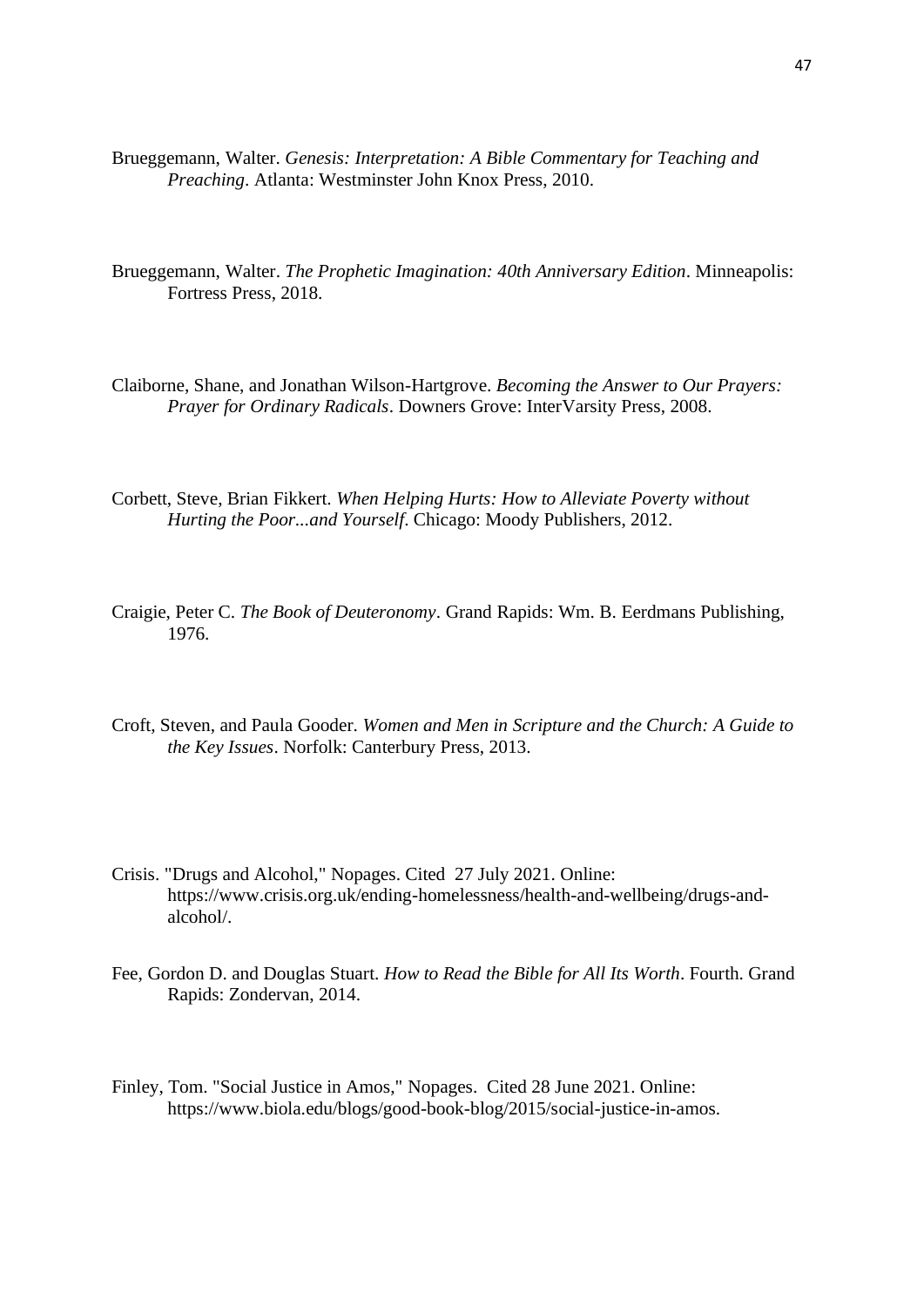Brueggemann, Walter. *Genesis: Interpretation: A Bible Commentary for Teaching and Preaching*. Atlanta: Westminster John Knox Press, 2010.

Brueggemann, Walter. *The Prophetic Imagination: 40th Anniversary Edition*. Minneapolis: Fortress Press, 2018.

Claiborne, Shane, and Jonathan Wilson-Hartgrove. *Becoming the Answer to Our Prayers: Prayer for Ordinary Radicals*. Downers Grove: InterVarsity Press, 2008.

Corbett, Steve, Brian Fikkert. *When Helping Hurts: How to Alleviate Poverty without Hurting the Poor...and Yourself*. Chicago: Moody Publishers, 2012.

Craigie, Peter C. *The Book of Deuteronomy*. Grand Rapids: Wm. B. Eerdmans Publishing, 1976.

Croft, Steven, and Paula Gooder. *Women and Men in Scripture and the Church: A Guide to the Key Issues*. Norfolk: Canterbury Press, 2013.

Crisis. "Drugs and Alcohol," Nopages. Cited 27 July 2021. Online: https://www.crisis.org.uk/ending-homelessness/health-and-wellbeing/drugs-and-alcohol/.

Fee, Gordon D. and Douglas Stuart. *How to Read the Bible for All Its Worth*. Fourth. Grand Rapids: Zondervan, 2014.

Finley, Tom. "Social Justice in Amos," Nopages. Cited 28 June 2021. Online: https://www.biola.edu/blogs/good-book-blog/2015/social-justice-in-amos.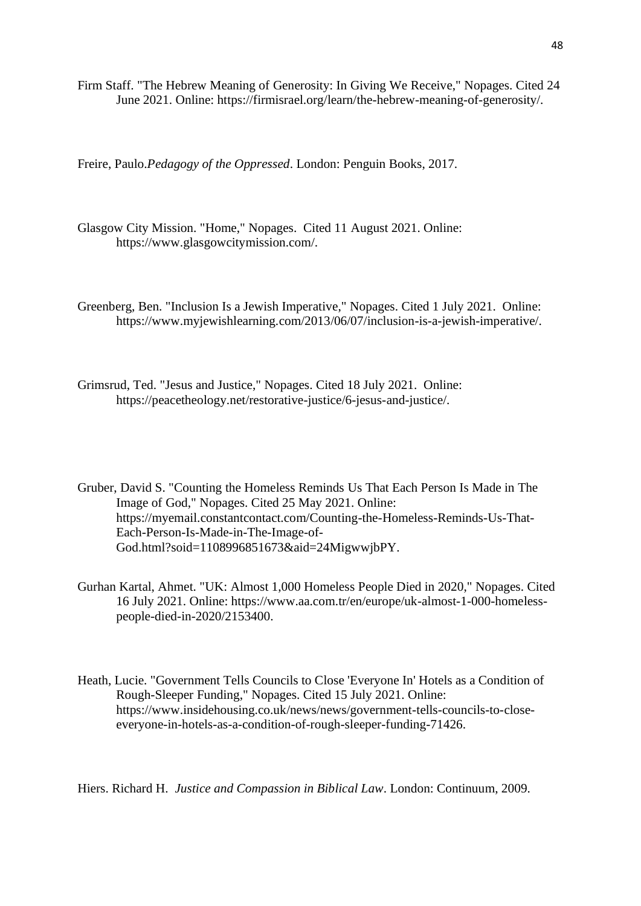Firm Staff. "The Hebrew Meaning of Generosity: In Giving We Receive," Nopages. Cited 24 June 2021. Online: https://firmisrael.org/learn/the-hebrew-meaning-of-generosity/.

Freire, Paulo.*Pedagogy of the Oppressed*. London: Penguin Books, 2017.

Glasgow City Mission. "Home," Nopages. Cited 11 August 2021. Online: https://www.glasgowcitymission.com/.

Greenberg, Ben. "Inclusion Is a Jewish Imperative," Nopages. Cited 1 July 2021. Online: https://www.myjewishlearning.com/2013/06/07/inclusion-is-a-jewish-imperative/.

Grimsrud, Ted. "Jesus and Justice," Nopages. Cited 18 July 2021. Online: https://peacetheology.net/restorative-justice/6-jesus-and-justice/.

Gruber, David S. "Counting the Homeless Reminds Us That Each Person Is Made in The Image of God," Nopages. Cited 25 May 2021. Online: https://myemail.constantcontact.com/Counting-the-Homeless-Reminds-Us-That-Each-Person-Is-Made-in-The-Image-of-God.html?soid=1108996851673&aid=24MigwwjbPY.

Gurhan Kartal, Ahmet. "UK: Almost 1,000 Homeless People Died in 2020," Nopages. Cited 16 July 2021. Online: https://www.aa.com.tr/en/europe/uk-almost-1-000-homeless-people-died-in-2020/2153400.

Heath, Lucie. "Government Tells Councils to Close 'Everyone In' Hotels as a Condition of Rough-Sleeper Funding," Nopages. Cited 15 July 2021. Online: https://www.insidehousing.co.uk/news/news/government-tells-councils-to-close-everyone-in-hotels-as-a-condition-of-rough-sleeper-funding-71426.

Hiers. Richard H. *Justice and Compassion in Biblical Law*. London: Continuum, 2009.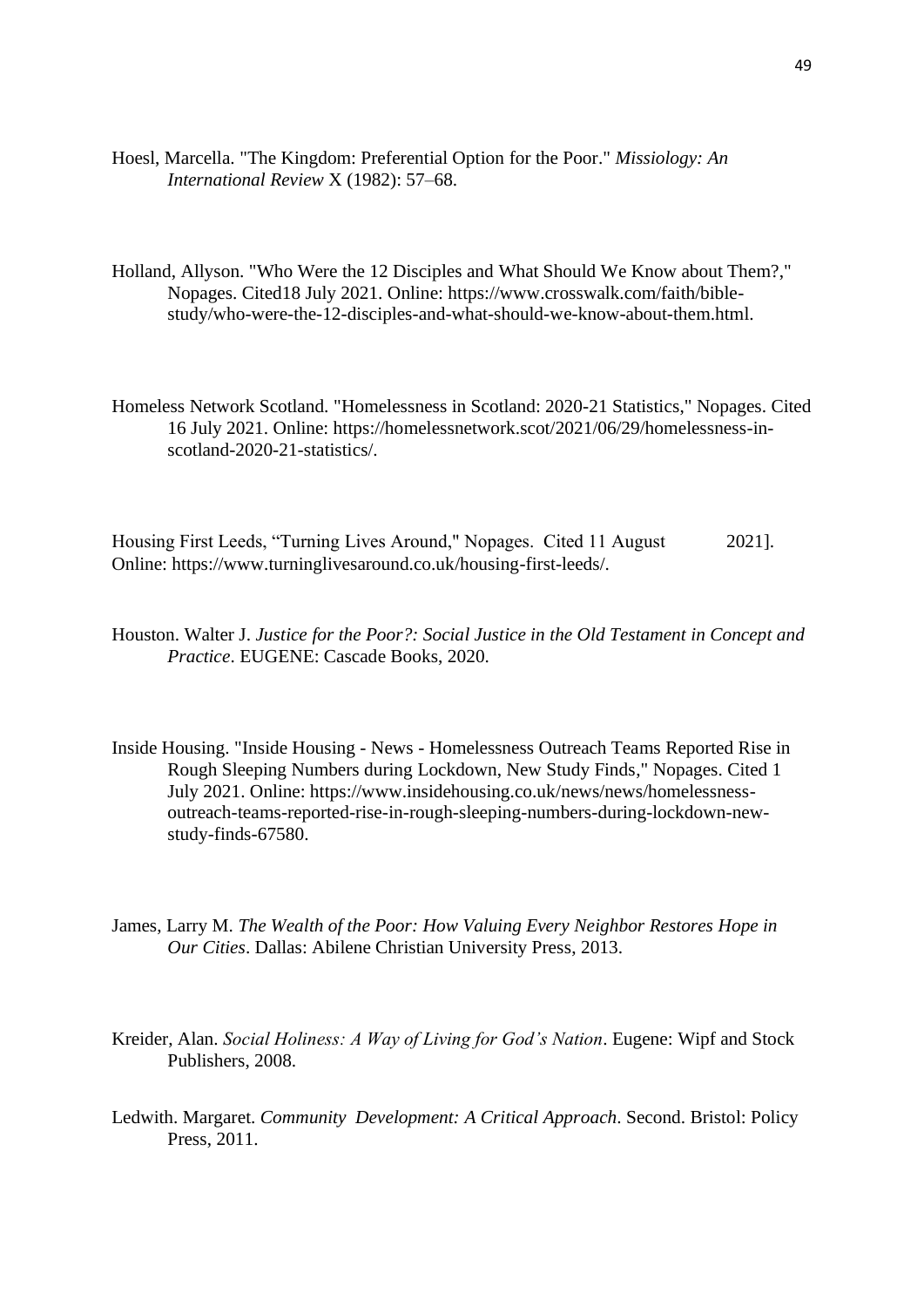Hoesl, Marcella. "The Kingdom: Preferential Option for the Poor." *Missiology: An International Review* X (1982): 57–68.

Holland, Allyson. "Who Were the 12 Disciples and What Should We Know about Them?," Nopages. Cited18 July 2021. Online: https://www.crosswalk.com/faith/bible-study/who-were-the-12-disciples-and-what-should-we-know-about-them.html.

Homeless Network Scotland. "Homelessness in Scotland: 2020-21 Statistics," Nopages. Cited 16 July 2021. Online: https://homelessnetwork.scot/2021/06/29/homelessness-in-scotland-2020-21-statistics/.

Housing First Leeds, "Turning Lives Around," Nopages. Cited 11 August 2021]. Online: https://www.turninglivesaround.co.uk/housing-first-leeds/.

Houston. Walter J. *Justice for the Poor?: Social Justice in the Old Testament in Concept and Practice*. EUGENE: Cascade Books, 2020.

Inside Housing. "Inside Housing - News - Homelessness Outreach Teams Reported Rise in Rough Sleeping Numbers during Lockdown, New Study Finds," Nopages. Cited 1 July 2021. Online: https://www.insidehousing.co.uk/news/news/homelessness-outreach-teams-reported-rise-in-rough-sleeping-numbers-during-lockdown-new-study-finds-67580.

James, Larry M. *The Wealth of the Poor: How Valuing Every Neighbor Restores Hope in Our Cities*. Dallas: Abilene Christian University Press, 2013.

Kreider, Alan. *Social Holiness: A Way of Living for God's Nation*. Eugene: Wipf and Stock Publishers, 2008.

Ledwith. Margaret. *Community Development: A Critical Approach*. Second. Bristol: Policy Press, 2011.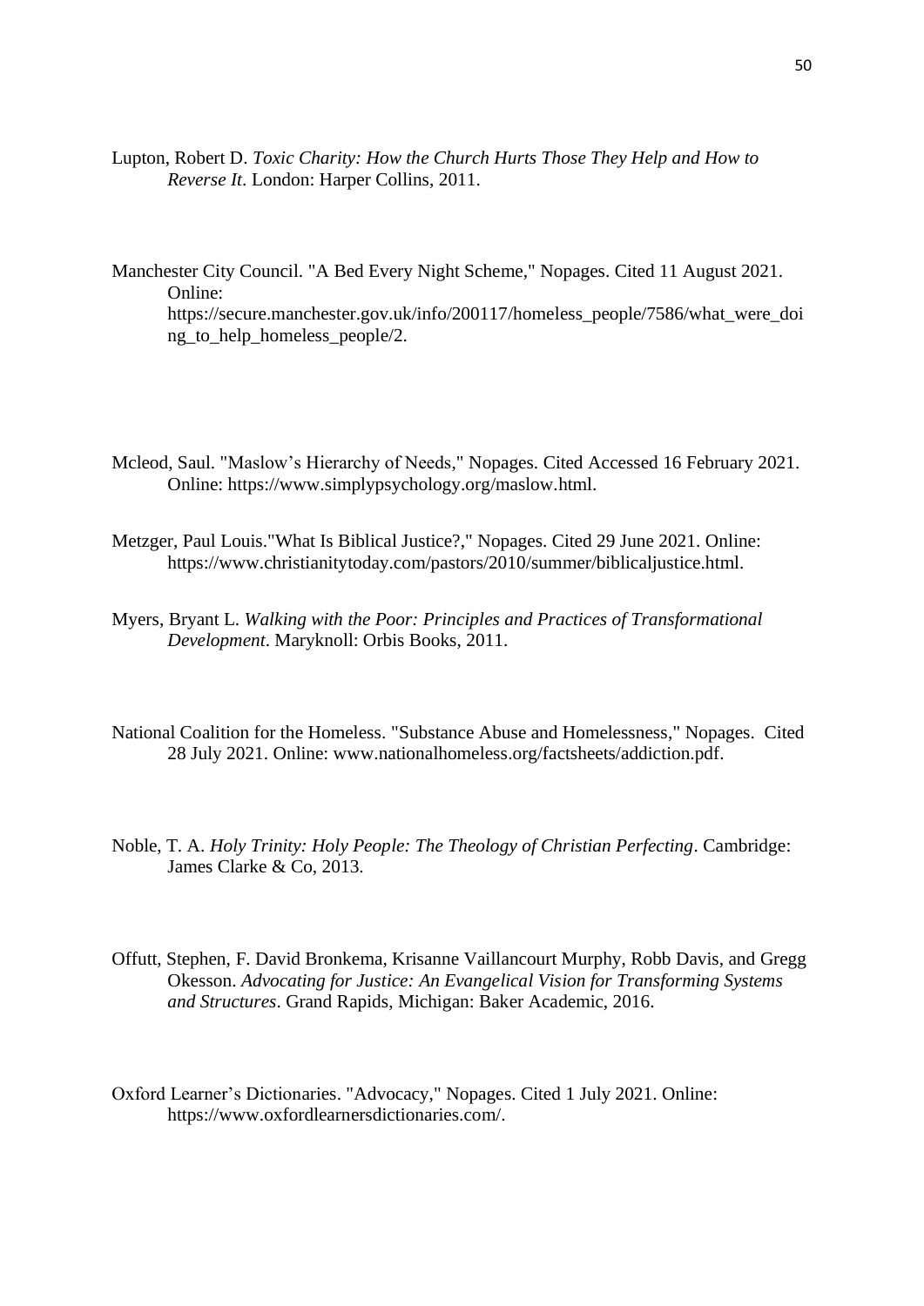Lupton, Robert D. *Toxic Charity: How the Church Hurts Those They Help and How to Reverse It*. London: Harper Collins, 2011.

Manchester City Council. "A Bed Every Night Scheme," Nopages. Cited 11 August 2021. Online: https://secure.manchester.gov.uk/info/200117/homeless_people/7586/what_were_doing_to_help_homeless_people/2.

Mcleod, Saul. "Maslow's Hierarchy of Needs," Nopages. Cited Accessed 16 February 2021. Online: https://www.simplypsychology.org/maslow.html.

Metzger, Paul Louis."What Is Biblical Justice?," Nopages. Cited 29 June 2021. Online: https://www.christianitytoday.com/pastors/2010/summer/biblicaljustice.html.

Myers, Bryant L. *Walking with the Poor: Principles and Practices of Transformational Development*. Maryknoll: Orbis Books, 2011.

National Coalition for the Homeless. "Substance Abuse and Homelessness," Nopages. Cited 28 July 2021. Online: www.nationalhomeless.org/factsheets/addiction.pdf.

Noble, T. A. *Holy Trinity: Holy People: The Theology of Christian Perfecting*. Cambridge: James Clarke & Co, 2013.

Offutt, Stephen, F. David Bronkema, Krisanne Vaillancourt Murphy, Robb Davis, and Gregg Okesson. *Advocating for Justice: An Evangelical Vision for Transforming Systems and Structures*. Grand Rapids, Michigan: Baker Academic, 2016.

Oxford Learner's Dictionaries. "Advocacy," Nopages. Cited 1 July 2021. Online: https://www.oxfordlearnersdictionaries.com/.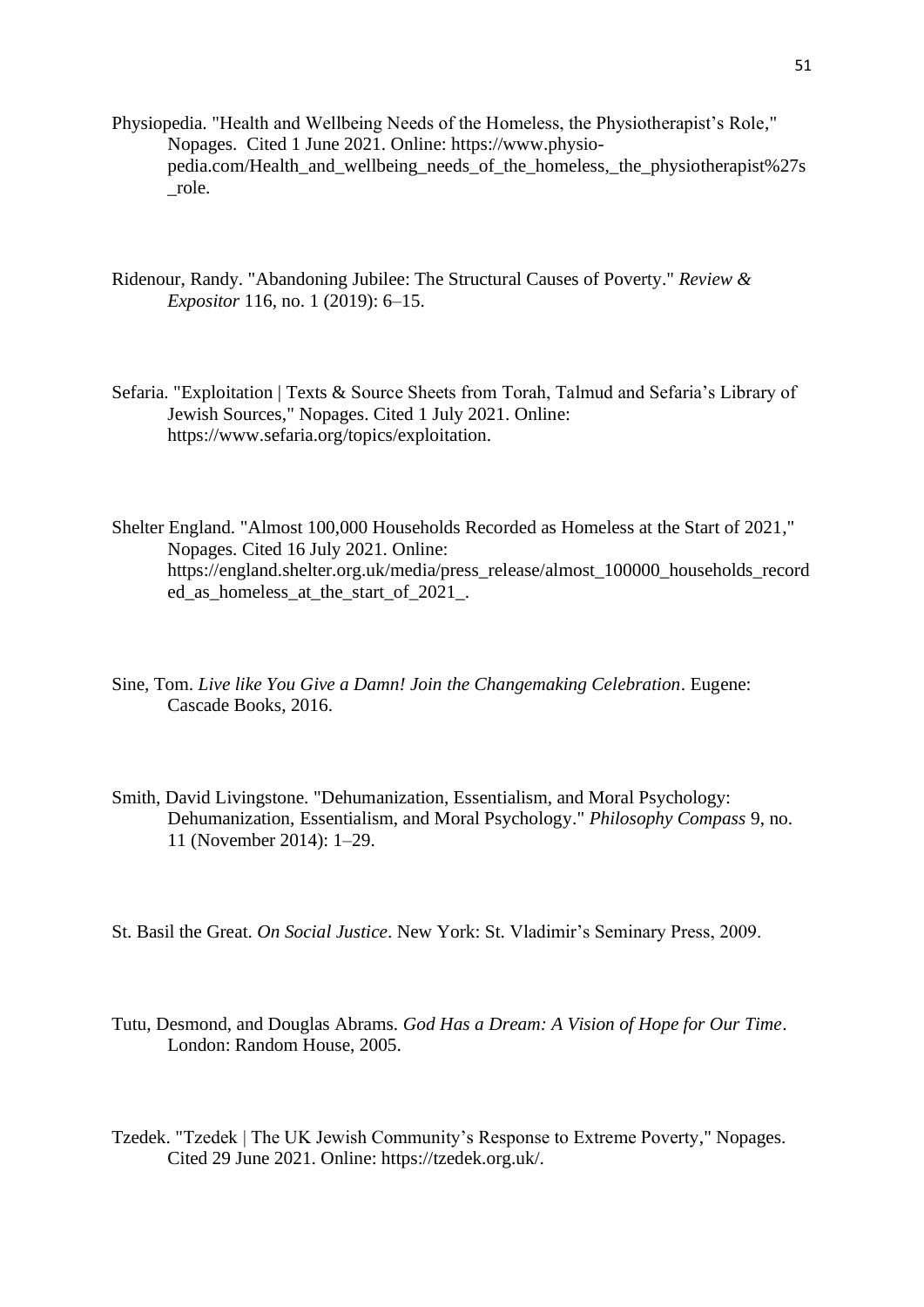Physiopedia. "Health and Wellbeing Needs of the Homeless, the Physiotherapist's Role," Nopages. Cited 1 June 2021. Online: https://www.physio-pedia.com/Health_and_wellbeing_needs_of_the_homeless,_the_physiotherapist%27s_role.

Ridenour, Randy. "Abandoning Jubilee: The Structural Causes of Poverty." *Review & Expositor* 116, no. 1 (2019): 6–15.

Sefaria. "Exploitation | Texts & Source Sheets from Torah, Talmud and Sefaria's Library of Jewish Sources," Nopages. Cited 1 July 2021. Online: https://www.sefaria.org/topics/exploitation.

Shelter England. "Almost 100,000 Households Recorded as Homeless at the Start of 2021," Nopages. Cited 16 July 2021. Online: https://england.shelter.org.uk/media/press_release/almost_100000_households_recorded_as_homeless_at_the_start_of_2021_.

Sine, Tom. *Live like You Give a Damn! Join the Changemaking Celebration*. Eugene: Cascade Books, 2016.

Smith, David Livingstone. "Dehumanization, Essentialism, and Moral Psychology: Dehumanization, Essentialism, and Moral Psychology." *Philosophy Compass* 9, no. 11 (November 2014): 1–29.

St. Basil the Great. *On Social Justice*. New York: St. Vladimir's Seminary Press, 2009.

Tutu, Desmond, and Douglas Abrams. *God Has a Dream: A Vision of Hope for Our Time*. London: Random House, 2005.

Tzedek. "Tzedek | The UK Jewish Community's Response to Extreme Poverty," Nopages. Cited 29 June 2021. Online: https://tzedek.org.uk/.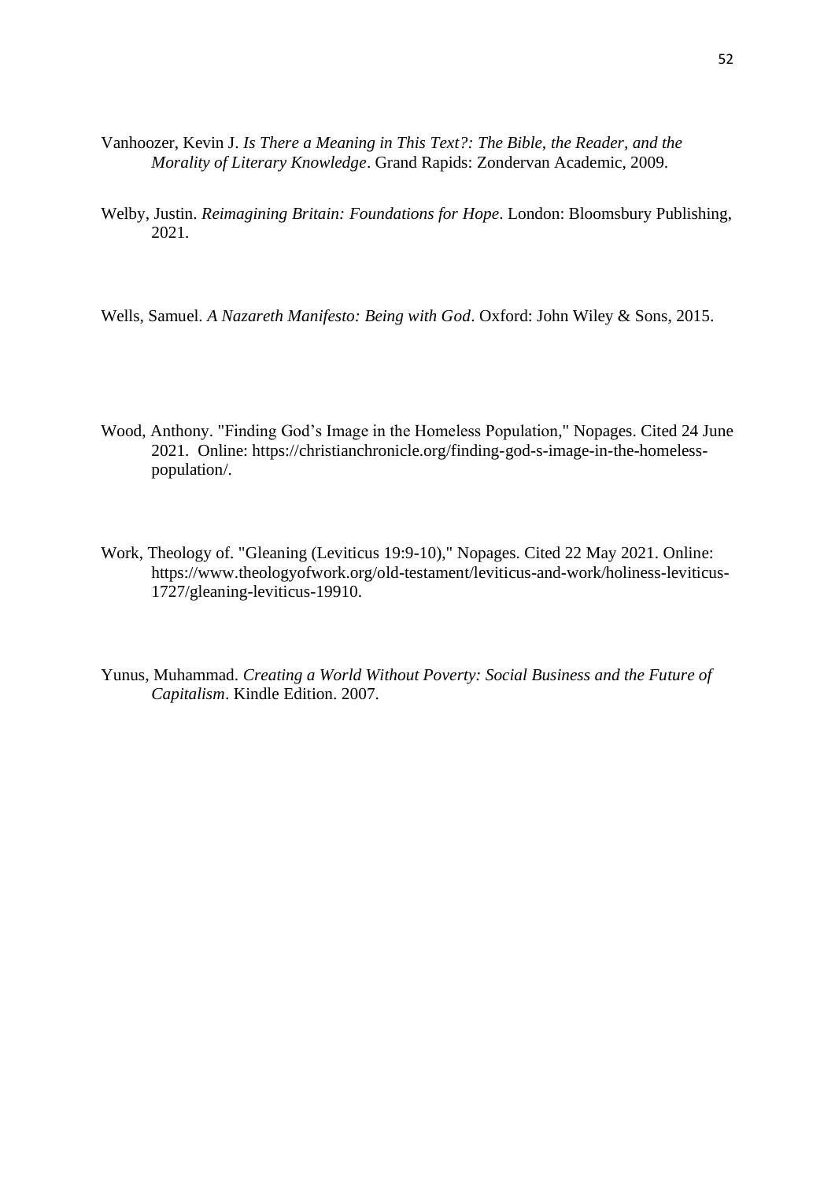Vanhoozer, Kevin J. *Is There a Meaning in This Text?: The Bible, the Reader, and the Morality of Literary Knowledge*. Grand Rapids: Zondervan Academic, 2009.

Welby, Justin. *Reimagining Britain: Foundations for Hope*. London: Bloomsbury Publishing, 2021.

Wells, Samuel. *A Nazareth Manifesto: Being with God*. Oxford: John Wiley & Sons, 2015.

Wood, Anthony. "Finding God's Image in the Homeless Population," Nopages. Cited 24 June 2021. Online: https://christianchronicle.org/finding-god-s-image-in-the-homeless-population/.

Work, Theology of. "Gleaning (Leviticus 19:9-10)," Nopages. Cited 22 May 2021. Online: https://www.theologyofwork.org/old-testament/leviticus-and-work/holiness-leviticus-1727/gleaning-leviticus-19910.

Yunus, Muhammad. *Creating a World Without Poverty: Social Business and the Future of Capitalism*. Kindle Edition. 2007.